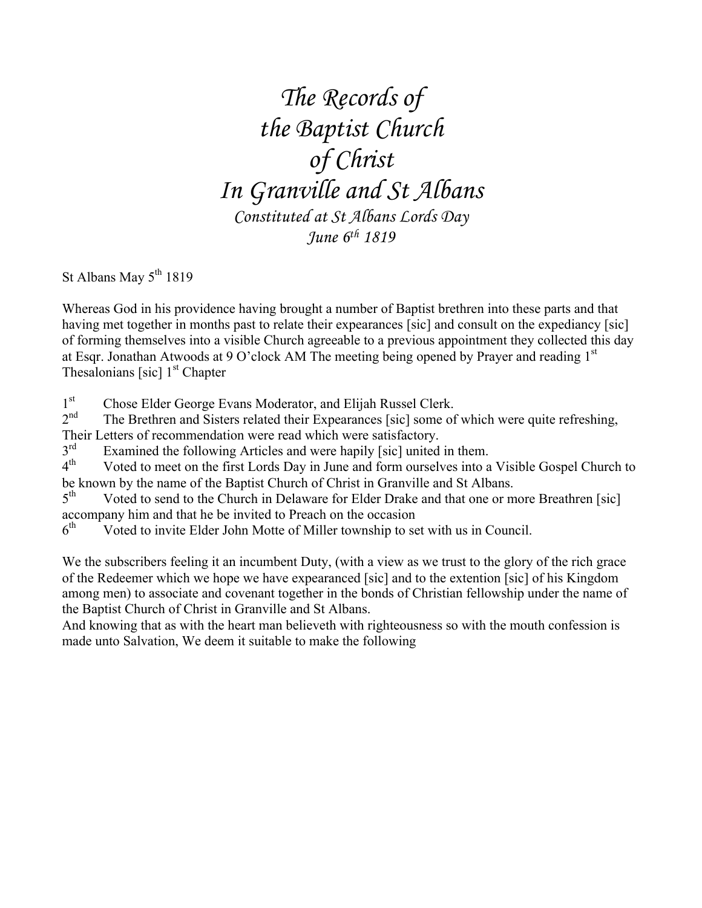# *The Records of the Baptist Church of Christ In Granville and St Albans*

*Constituted at St Albans Lords Day June 6th 1819*

St Albans May 5th 1819

Whereas God in his providence having brought a number of Baptist brethren into these parts and that having met together in months past to relate their expearances [sic] and consult on the expediancy [sic] of forming themselves into a visible Church agreeable to a previous appointment they collected this day at Esqr. Jonathan Atwoods at 9 O'clock AM The meeting being opened by Prayer and reading 1st Thesalonians [sic] 1st Chapter

1st Chose Elder George Evans Moderator, and Elijah Russel Clerk.
2nd The Brethren and Sisters related their Expearances [sic] some of which were quite refreshing, Their Letters of recommendation were read which were satisfactory.
3rd Examined the following Articles and were hapily [sic] united in them.
4th Voted to meet on the first Lords Day in June and form ourselves into a Visible Gospel Church to be known by the name of the Baptist Church of Christ in Granville and St Albans.
5th Voted to send to the Church in Delaware for Elder Drake and that one or more Breathren [sic] accompany him and that he be invited to Preach on the occasion
6th Voted to invite Elder John Motte of Miller township to set with us in Council.

We the subscribers feeling it an incumbent Duty, (with a view as we trust to the glory of the rich grace of the Redeemer which we hope we have expearanced [sic] and to the extention [sic] of his Kingdom among men) to associate and covenant together in the bonds of Christian fellowship under the name of the Baptist Church of Christ in Granville and St Albans.
And knowing that as with the heart man believeth with righteousness so with the mouth confession is made unto Salvation, We deem it suitable to make the following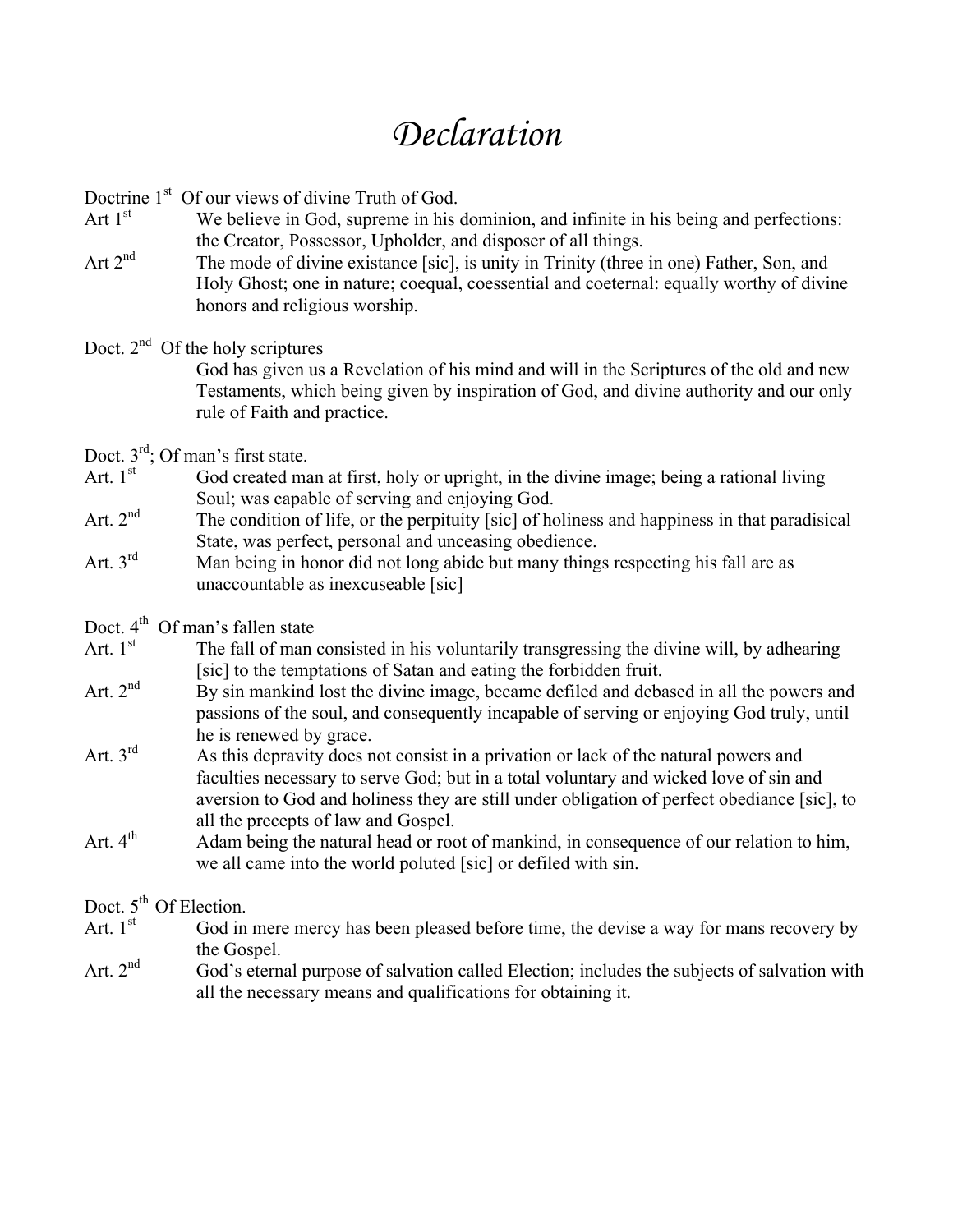# *Declaration*

Doctrine 1st  Of our views of divine Truth of God.

Art 1st — We believe in God, supreme in his dominion, and infinite in his being and perfections: the Creator, Possessor, Upholder, and disposer of all things.

Art 2nd — The mode of divine existance [sic], is unity in Trinity (three in one) Father, Son, and Holy Ghost; one in nature; coequal, coessential and coeternal: equally worthy of divine honors and religious worship.

Doct. 2nd  Of the holy scriptures

God has given us a Revelation of his mind and will in the Scriptures of the old and new Testaments, which being given by inspiration of God, and divine authority and our only rule of Faith and practice.

Doct. 3rd; Of man's first state.

Art. 1st — God created man at first, holy or upright, in the divine image; being a rational living Soul; was capable of serving and enjoying God.

Art. 2nd — The condition of life, or the perpituity [sic] of holiness and happiness in that paradisical State, was perfect, personal and unceasing obedience.

Art. 3rd — Man being in honor did not long abide but many things respecting his fall are as unaccountable as inexcuseable [sic]

Doct. 4th  Of man's fallen state

Art. 1st — The fall of man consisted in his voluntarily transgressing the divine will, by adhearing [sic] to the temptations of Satan and eating the forbidden fruit.

Art. 2nd — By sin mankind lost the divine image, became defiled and debased in all the powers and passions of the soul, and consequently incapable of serving or enjoying God truly, until he is renewed by grace.

Art. 3rd — As this depravity does not consist in a privation or lack of the natural powers and faculties necessary to serve God; but in a total voluntary and wicked love of sin and aversion to God and holiness they are still under obligation of perfect obediance [sic], to all the precepts of law and Gospel.

Art. 4th — Adam being the natural head or root of mankind, in consequence of our relation to him, we all came into the world poluted [sic] or defiled with sin.

Doct. 5th Of Election.

Art. 1st — God in mere mercy has been pleased before time, the devise a way for mans recovery by the Gospel.

Art. 2nd — God's eternal purpose of salvation called Election; includes the subjects of salvation with all the necessary means and qualifications for obtaining it.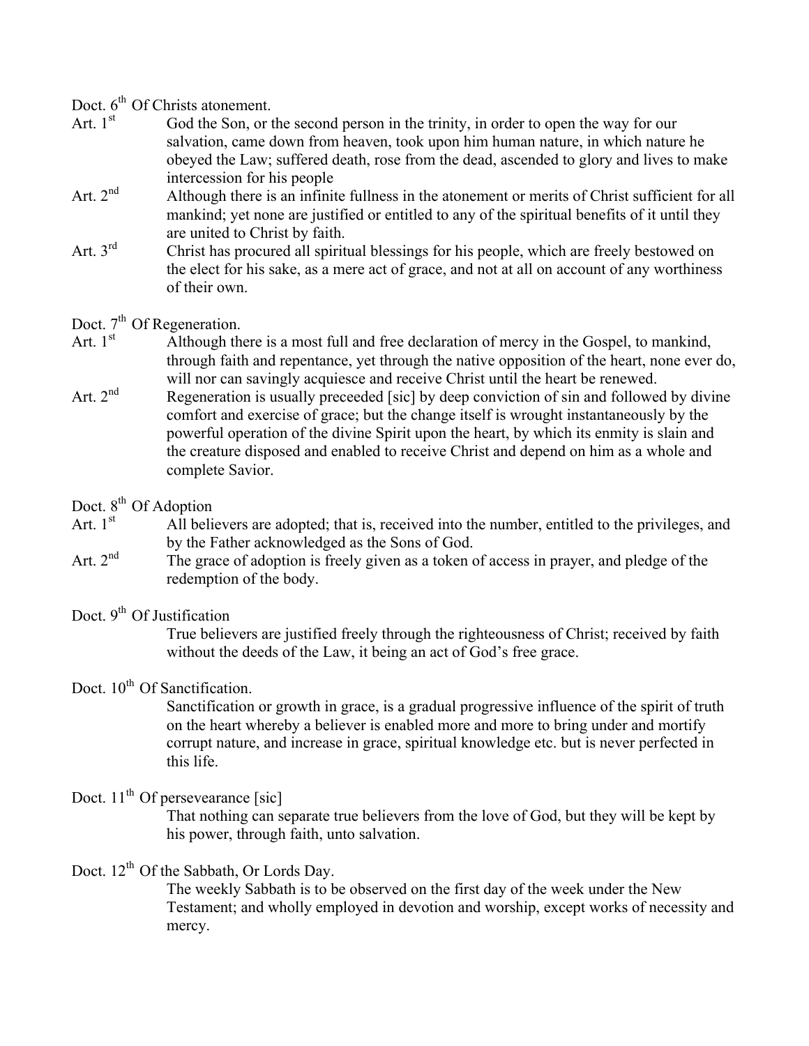Doct. 6th Of Christs atonement.

Art. 1st God the Son, or the second person in the trinity, in order to open the way for our salvation, came down from heaven, took upon him human nature, in which nature he obeyed the Law; suffered death, rose from the dead, ascended to glory and lives to make intercession for his people

Art. 2nd Although there is an infinite fullness in the atonement or merits of Christ sufficient for all mankind; yet none are justified or entitled to any of the spiritual benefits of it until they are united to Christ by faith.

Art. 3rd Christ has procured all spiritual blessings for his people, which are freely bestowed on the elect for his sake, as a mere act of grace, and not at all on account of any worthiness of their own.

Doct. 7th Of Regeneration.

Art. 1st Although there is a most full and free declaration of mercy in the Gospel, to mankind, through faith and repentance, yet through the native opposition of the heart, none ever do, will nor can savingly acquiesce and receive Christ until the heart be renewed.

Art. 2nd Regeneration is usually preceeded [sic] by deep conviction of sin and followed by divine comfort and exercise of grace; but the change itself is wrought instantaneously by the powerful operation of the divine Spirit upon the heart, by which its enmity is slain and the creature disposed and enabled to receive Christ and depend on him as a whole and complete Savior.

Doct. 8th Of Adoption

Art. 1st All believers are adopted; that is, received into the number, entitled to the privileges, and by the Father acknowledged as the Sons of God.

Art. 2nd The grace of adoption is freely given as a token of access in prayer, and pledge of the redemption of the body.

Doct. 9th Of Justification

True believers are justified freely through the righteousness of Christ; received by faith without the deeds of the Law, it being an act of God's free grace.

Doct. 10th Of Sanctification.

Sanctification or growth in grace, is a gradual progressive influence of the spirit of truth on the heart whereby a believer is enabled more and more to bring under and mortify corrupt nature, and increase in grace, spiritual knowledge etc. but is never perfected in this life.

Doct. 11th Of persevearance [sic]

That nothing can separate true believers from the love of God, but they will be kept by his power, through faith, unto salvation.

Doct. 12th Of the Sabbath, Or Lords Day.

The weekly Sabbath is to be observed on the first day of the week under the New Testament; and wholly employed in devotion and worship, except works of necessity and mercy.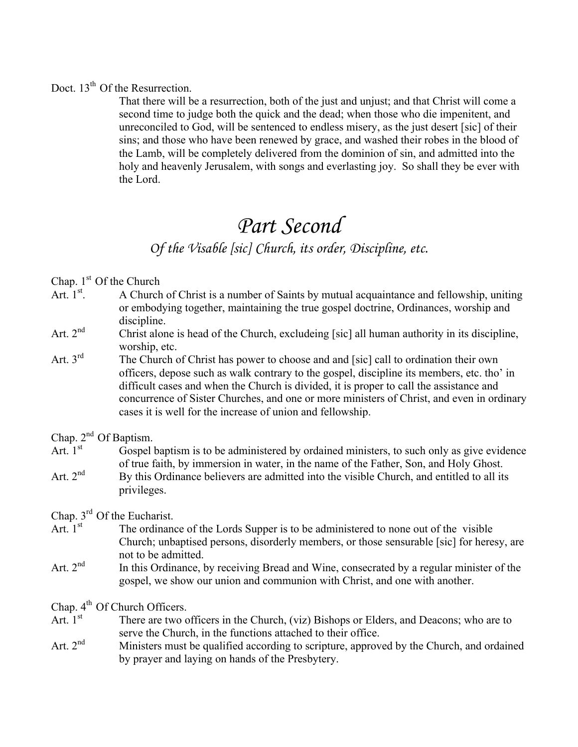Doct. 13th Of the Resurrection.

That there will be a resurrection, both of the just and unjust; and that Christ will come a second time to judge both the quick and the dead; when those who die impenitent, and unreconciled to God, will be sentenced to endless misery, as the just desert [sic] of their sins; and those who have been renewed by grace, and washed their robes in the blood of the Lamb, will be completely delivered from the dominion of sin, and admitted into the holy and heavenly Jerusalem, with songs and everlasting joy. So shall they be ever with the Lord.

# *Part Second*

## *Of the Visable [sic] Church, its order, Discipline, etc.*

Chap. 1st Of the Church

Art. 1st. A Church of Christ is a number of Saints by mutual acquaintance and fellowship, uniting or embodying together, maintaining the true gospel doctrine, Ordinances, worship and discipline.

Art. 2nd Christ alone is head of the Church, excludeing [sic] all human authority in its discipline, worship, etc.

Art. 3rd The Church of Christ has power to choose and and [sic] call to ordination their own officers, depose such as walk contrary to the gospel, discipline its members, etc. tho' in difficult cases and when the Church is divided, it is proper to call the assistance and concurrence of Sister Churches, and one or more ministers of Christ, and even in ordinary cases it is well for the increase of union and fellowship.

Chap. 2nd Of Baptism.

Art. 1st Gospel baptism is to be administered by ordained ministers, to such only as give evidence of true faith, by immersion in water, in the name of the Father, Son, and Holy Ghost.

Art. 2nd By this Ordinance believers are admitted into the visible Church, and entitled to all its privileges.

Chap. 3rd Of the Eucharist.

Art. 1st The ordinance of the Lords Supper is to be administered to none out of the visible Church; unbaptised persons, disorderly members, or those sensurable [sic] for heresy, are not to be admitted.

Art. 2nd In this Ordinance, by receiving Bread and Wine, consecrated by a regular minister of the gospel, we show our union and communion with Christ, and one with another.

Chap. 4th Of Church Officers.

Art. 1st There are two officers in the Church, (viz) Bishops or Elders, and Deacons; who are to serve the Church, in the functions attached to their office.

Art. 2nd Ministers must be qualified according to scripture, approved by the Church, and ordained by prayer and laying on hands of the Presbytery.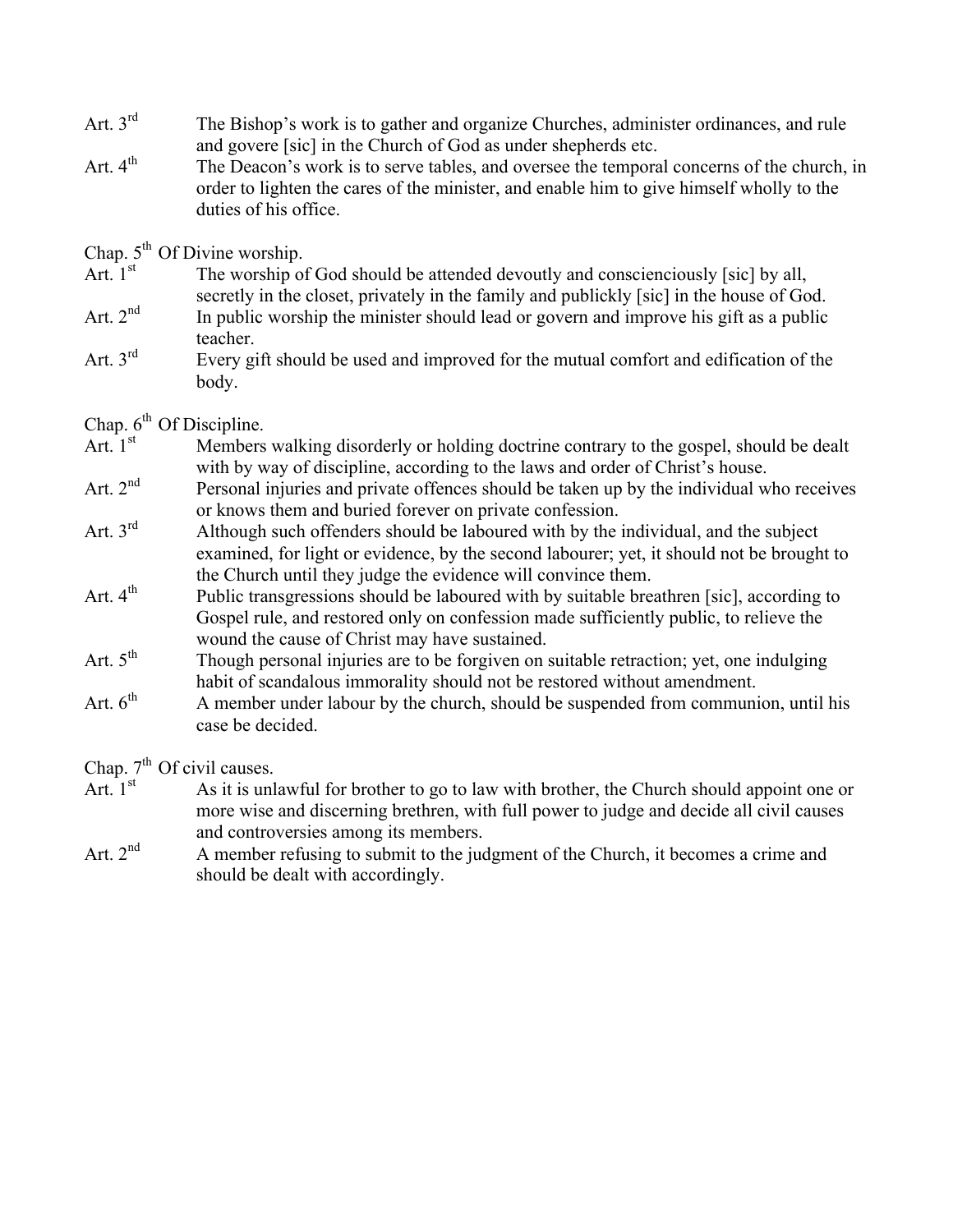Art. 3rd The Bishop's work is to gather and organize Churches, administer ordinances, and rule and govere [sic] in the Church of God as under shepherds etc.

Art. 4th The Deacon's work is to serve tables, and oversee the temporal concerns of the church, in order to lighten the cares of the minister, and enable him to give himself wholly to the duties of his office.

Chap. 5th Of Divine worship.

Art. 1st The worship of God should be attended devoutly and consciensciously [sic] by all, secretly in the closet, privately in the family and publickly [sic] in the house of God.

Art. 2nd In public worship the minister should lead or govern and improve his gift as a public teacher.

Art. 3rd Every gift should be used and improved for the mutual comfort and edification of the body.

Chap. 6th Of Discipline.

Art. 1st Members walking disorderly or holding doctrine contrary to the gospel, should be dealt with by way of discipline, according to the laws and order of Christ's house.

Art. 2nd Personal injuries and private offences should be taken up by the individual who receives or knows them and buried forever on private confession.

Art. 3rd Although such offenders should be laboured with by the individual, and the subject examined, for light or evidence, by the second labourer; yet, it should not be brought to the Church until they judge the evidence will convince them.

Art. 4th Public transgressions should be laboured with by suitable breathren [sic], according to Gospel rule, and restored only on confession made sufficiently public, to relieve the wound the cause of Christ may have sustained.

Art. 5th Though personal injuries are to be forgiven on suitable retraction; yet, one indulging habit of scandalous immorality should not be restored without amendment.

Art. 6th A member under labour by the church, should be suspended from communion, until his case be decided.

Chap. 7th Of civil causes.

Art. 1st As it is unlawful for brother to go to law with brother, the Church should appoint one or more wise and discerning brethren, with full power to judge and decide all civil causes and controversies among its members.

Art. 2nd A member refusing to submit to the judgment of the Church, it becomes a crime and should be dealt with accordingly.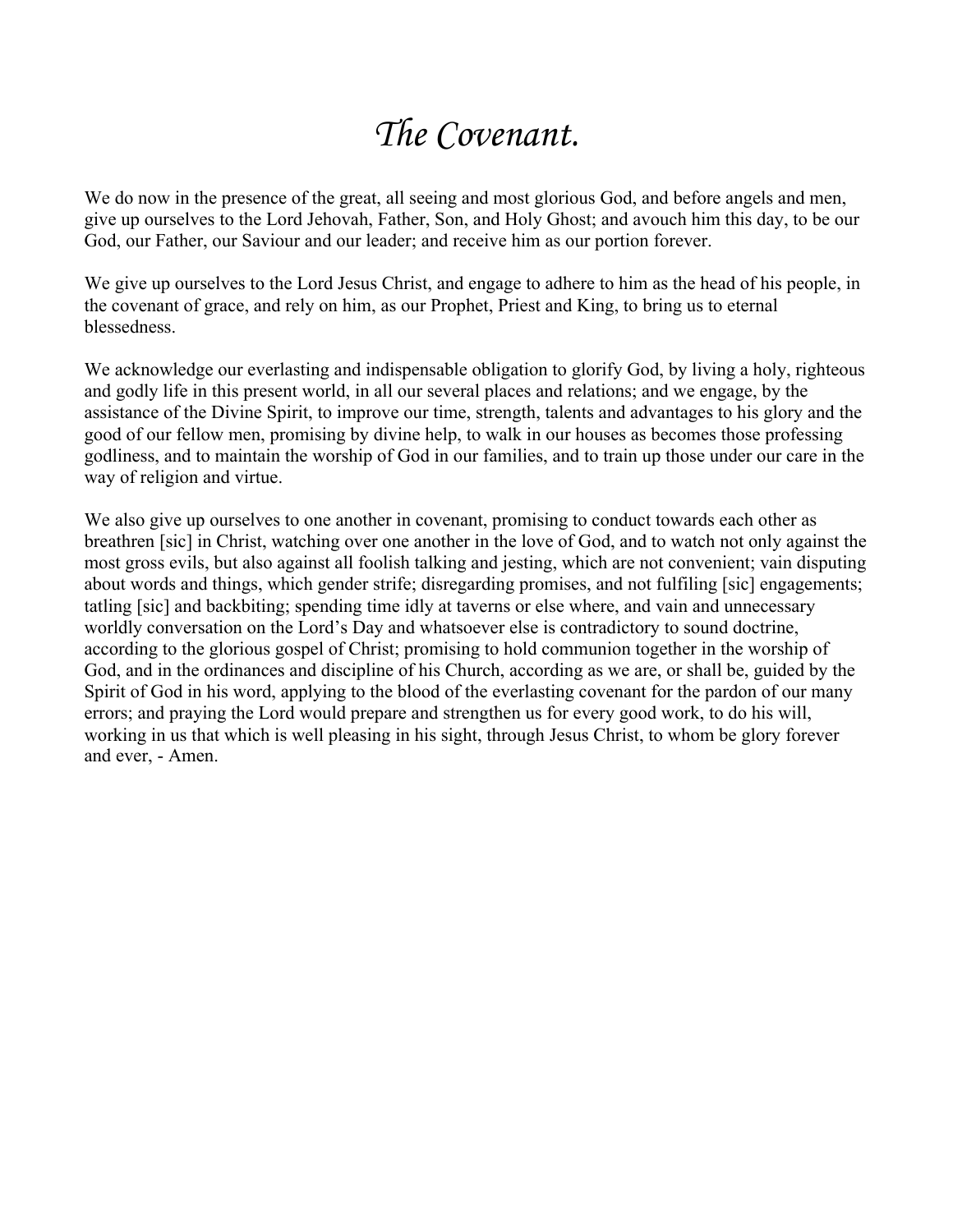# *The Covenant.*

We do now in the presence of the great, all seeing and most glorious God, and before angels and men, give up ourselves to the Lord Jehovah, Father, Son, and Holy Ghost; and avouch him this day, to be our God, our Father, our Saviour and our leader; and receive him as our portion forever.

We give up ourselves to the Lord Jesus Christ, and engage to adhere to him as the head of his people, in the covenant of grace, and rely on him, as our Prophet, Priest and King, to bring us to eternal blessedness.

We acknowledge our everlasting and indispensable obligation to glorify God, by living a holy, righteous and godly life in this present world, in all our several places and relations; and we engage, by the assistance of the Divine Spirit, to improve our time, strength, talents and advantages to his glory and the good of our fellow men, promising by divine help, to walk in our houses as becomes those professing godliness, and to maintain the worship of God in our families, and to train up those under our care in the way of religion and virtue.

We also give up ourselves to one another in covenant, promising to conduct towards each other as breathren [sic] in Christ, watching over one another in the love of God, and to watch not only against the most gross evils, but also against all foolish talking and jesting, which are not convenient; vain disputing about words and things, which gender strife; disregarding promises, and not fulfiling [sic] engagements; tatling [sic] and backbiting; spending time idly at taverns or else where, and vain and unnecessary worldly conversation on the Lord's Day and whatsoever else is contradictory to sound doctrine, according to the glorious gospel of Christ; promising to hold communion together in the worship of God, and in the ordinances and discipline of his Church, according as we are, or shall be, guided by the Spirit of God in his word, applying to the blood of the everlasting covenant for the pardon of our many errors; and praying the Lord would prepare and strengthen us for every good work, to do his will, working in us that which is well pleasing in his sight, through Jesus Christ, to whom be glory forever and ever, - Amen.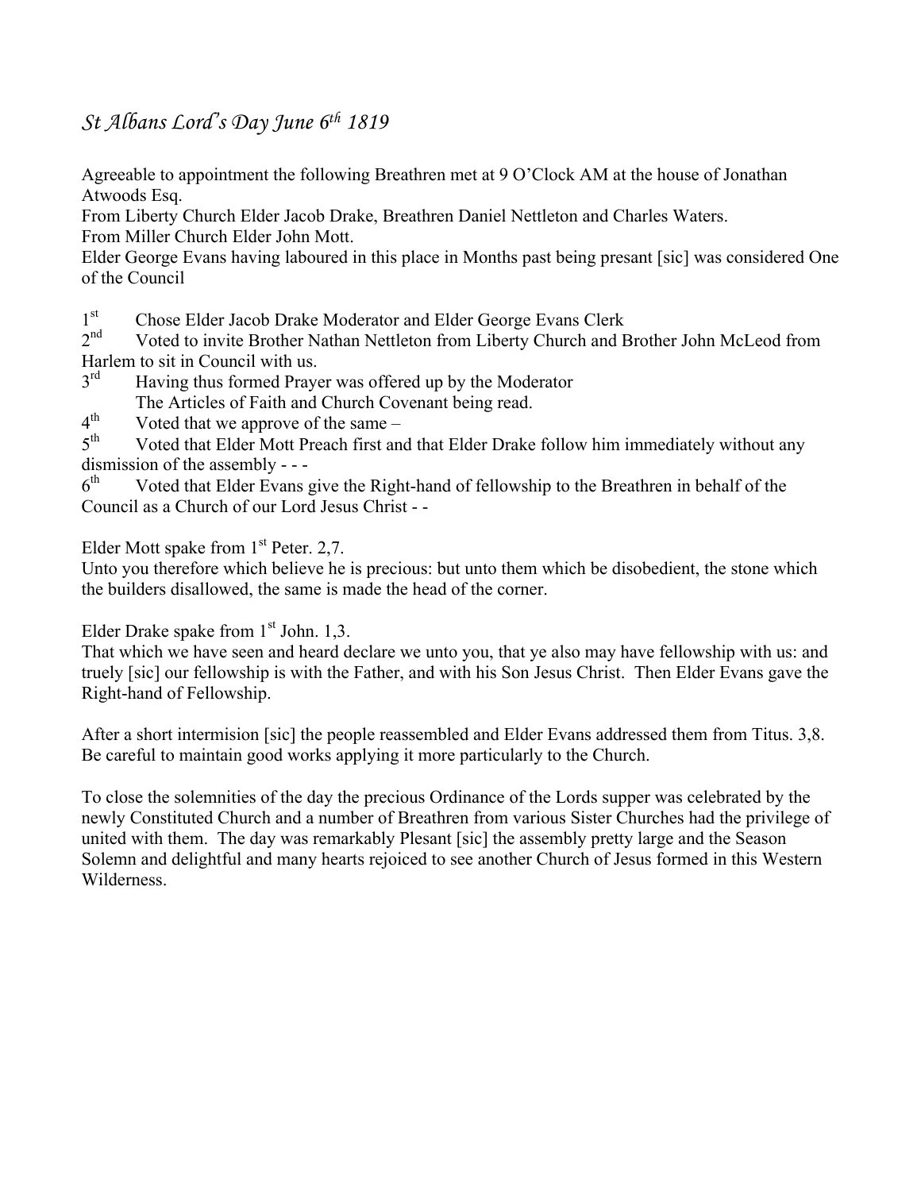*St Albans Lord's Day June 6th 1819*

Agreeable to appointment the following Breathren met at 9 O'Clock AM at the house of Jonathan Atwoods Esq.
From Liberty Church Elder Jacob Drake, Breathren Daniel Nettleton and Charles Waters.
From Miller Church Elder John Mott.
Elder George Evans having laboured in this place in Months past being presant [sic] was considered One of the Council

1st Chose Elder Jacob Drake Moderator and Elder George Evans Clerk
2nd Voted to invite Brother Nathan Nettleton from Liberty Church and Brother John McLeod from Harlem to sit in Council with us.
3rd Having thus formed Prayer was offered up by the Moderator
The Articles of Faith and Church Covenant being read.
4th Voted that we approve of the same –
5th Voted that Elder Mott Preach first and that Elder Drake follow him immediately without any dismission of the assembly - - -
6th Voted that Elder Evans give the Right-hand of fellowship to the Breathren in behalf of the Council as a Church of our Lord Jesus Christ - -

Elder Mott spake from 1st Peter. 2,7.
Unto you therefore which believe he is precious: but unto them which be disobedient, the stone which the builders disallowed, the same is made the head of the corner.

Elder Drake spake from 1st John. 1,3.
That which we have seen and heard declare we unto you, that ye also may have fellowship with us: and truely [sic] our fellowship is with the Father, and with his Son Jesus Christ. Then Elder Evans gave the Right-hand of Fellowship.

After a short intermision [sic] the people reassembled and Elder Evans addressed them from Titus. 3,8. Be careful to maintain good works applying it more particularly to the Church.

To close the solemnities of the day the precious Ordinance of the Lords supper was celebrated by the newly Constituted Church and a number of Breathren from various Sister Churches had the privilege of united with them. The day was remarkably Plesant [sic] the assembly pretty large and the Season Solemn and delightful and many hearts rejoiced to see another Church of Jesus formed in this Western Wilderness.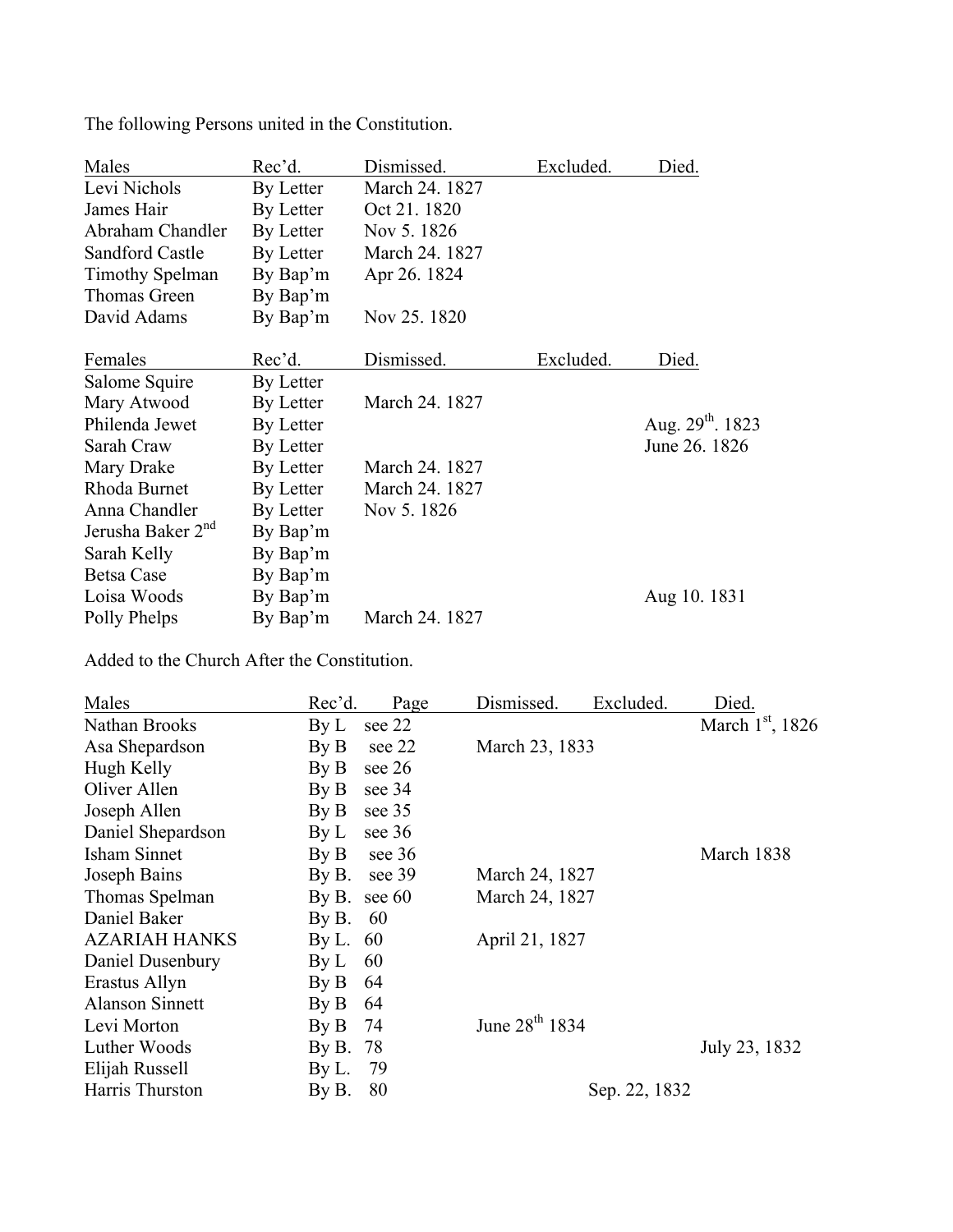The following Persons united in the Constitution.

| Males | Rec'd. | Dismissed. | Excluded. | Died. |
|---|---|---|---|---|
| Levi Nichols | By Letter | March 24. 1827 | | |
| James Hair | By Letter | Oct 21. 1820 | | |
| Abraham Chandler | By Letter | Nov 5. 1826 | | |
| Sandford Castle | By Letter | March 24. 1827 | | |
| Timothy Spelman | By Bap'm | Apr 26. 1824 | | |
| Thomas Green | By Bap'm | | | |
| David Adams | By Bap'm | Nov 25. 1820 | | |

| Females | Rec'd. | Dismissed. | Excluded. | Died. |
|---|---|---|---|---|
| Salome Squire | By Letter | | | |
| Mary Atwood | By Letter | March 24. 1827 | | |
| Philenda Jewet | By Letter | | | Aug. 29th. 1823 |
| Sarah Craw | By Letter | | | June 26. 1826 |
| Mary Drake | By Letter | March 24. 1827 | | |
| Rhoda Burnet | By Letter | March 24. 1827 | | |
| Anna Chandler | By Letter | Nov 5. 1826 | | |
| Jerusha Baker 2nd | By Bap'm | | | |
| Sarah Kelly | By Bap'm | | | |
| Betsa Case | By Bap'm | | | |
| Loisa Woods | By Bap'm | | | Aug 10. 1831 |
| Polly Phelps | By Bap'm | March 24. 1827 | | |

Added to the Church After the Constitution.

| Males | Rec'd. | Page | Dismissed. | Excluded. | Died. |
|---|---|---|---|---|---|
| Nathan Brooks | By L | see 22 | | | March 1st, 1826 |
| Asa Shepardson | By B | see 22 | March 23, 1833 | | |
| Hugh Kelly | By B | see 26 | | | |
| Oliver Allen | By B | see 34 | | | |
| Joseph Allen | By B | see 35 | | | |
| Daniel Shepardson | By L | see 36 | | | |
| Isham Sinnet | By B | see 36 | | | March 1838 |
| Joseph Bains | By B. | see 39 | March 24, 1827 | | |
| Thomas Spelman | By B. | see 60 | March 24, 1827 | | |
| Daniel Baker | By B. | 60 | | | |
| AZARIAH HANKS | By L. | 60 | April 21, 1827 | | |
| Daniel Dusenbury | By L | 60 | | | |
| Erastus Allyn | By B | 64 | | | |
| Alanson Sinnett | By B | 64 | | | |
| Levi Morton | By B | 74 | June 28th 1834 | | |
| Luther Woods | By B. | 78 | | | July 23, 1832 |
| Elijah Russell | By L. | 79 | | | |
| Harris Thurston | By B. | 80 | | Sep. 22, 1832 | |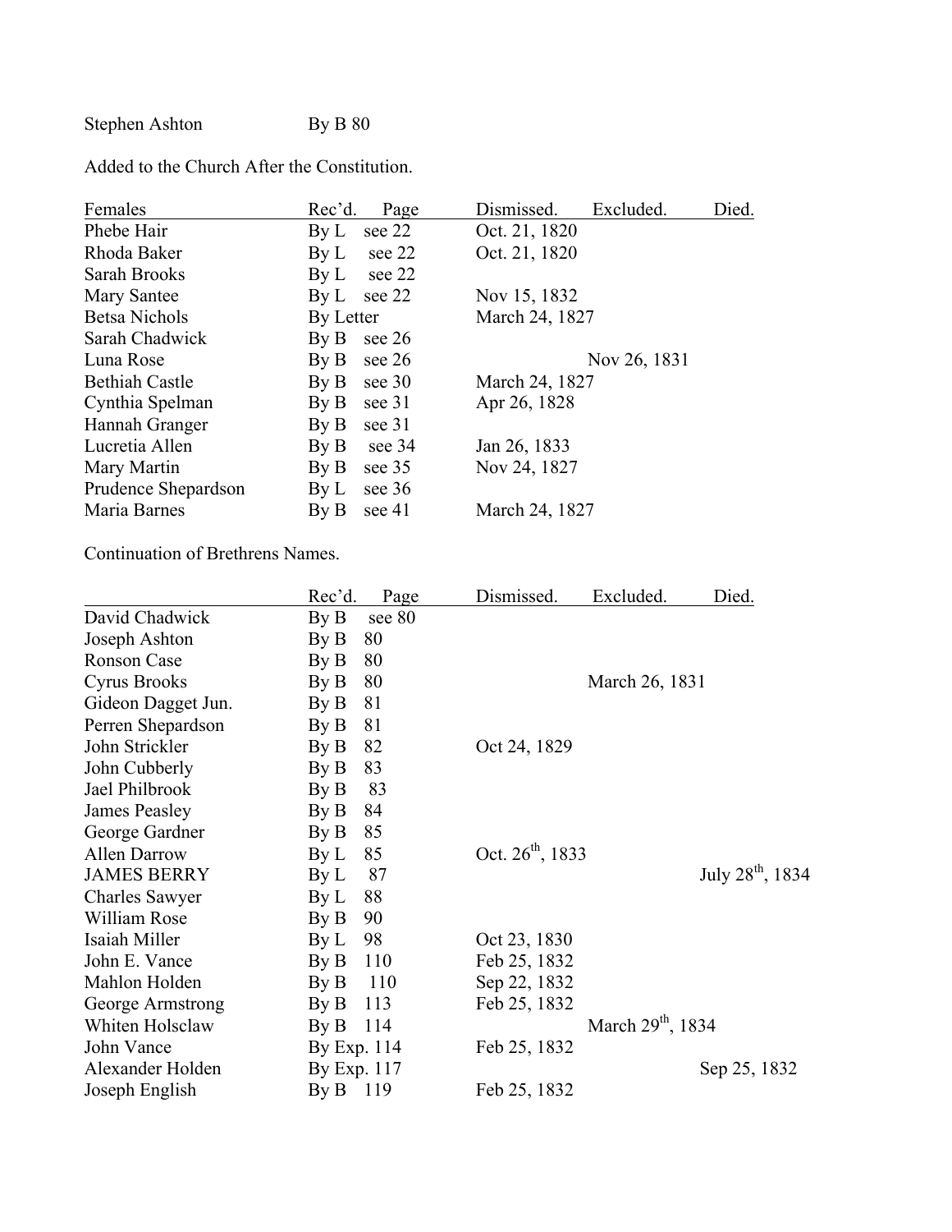Stephen Ashton By B 80

Added to the Church After the Constitution.

| Females | Rec'd. | Page | Dismissed. | Excluded. | Died. |
|---|---|---|---|---|---|
| Phebe Hair | By L | see 22 | Oct. 21, 1820 | | |
| Rhoda Baker | By L | see 22 | Oct. 21, 1820 | | |
| Sarah Brooks | By L | see 22 | | | |
| Mary Santee | By L | see 22 | Nov 15, 1832 | | |
| Betsa Nichols | By Letter | | March 24, 1827 | | |
| Sarah Chadwick | By B | see 26 | | | |
| Luna Rose | By B | see 26 | | Nov 26, 1831 | |
| Bethiah Castle | By B | see 30 | March 24, 1827 | | |
| Cynthia Spelman | By B | see 31 | Apr 26, 1828 | | |
| Hannah Granger | By B | see 31 | | | |
| Lucretia Allen | By B | see 34 | Jan 26, 1833 | | |
| Mary Martin | By B | see 35 | Nov 24, 1827 | | |
| Prudence Shepardson | By L | see 36 | | | |
| Maria Barnes | By B | see 41 | March 24, 1827 | | |

Continuation of Brethrens Names.

| | Rec'd. | Page | Dismissed. | Excluded. | Died. |
|---|---|---|---|---|---|
| David Chadwick | By B | see 80 | | | |
| Joseph Ashton | By B | 80 | | | |
| Ronson Case | By B | 80 | | | |
| Cyrus Brooks | By B | 80 | | March 26, 1831 | |
| Gideon Dagget Jun. | By B | 81 | | | |
| Perren Shepardson | By B | 81 | | | |
| John Strickler | By B | 82 | Oct 24, 1829 | | |
| John Cubberly | By B | 83 | | | |
| Jael Philbrook | By B | 83 | | | |
| James Peasley | By B | 84 | | | |
| George Gardner | By B | 85 | | | |
| Allen Darrow | By L | 85 | Oct. 26th, 1833 | | |
| JAMES BERRY | By L | 87 | | | July 28th, 1834 |
| Charles Sawyer | By L | 88 | | | |
| William Rose | By B | 90 | | | |
| Isaiah Miller | By L | 98 | Oct 23, 1830 | | |
| John E. Vance | By B | 110 | Feb 25, 1832 | | |
| Mahlon Holden | By B | 110 | Sep 22, 1832 | | |
| George Armstrong | By B | 113 | Feb 25, 1832 | | |
| Whiten Holsclaw | By B | 114 | | March 29th, 1834 | |
| John Vance | By Exp. | 114 | Feb 25, 1832 | | |
| Alexander Holden | By Exp. | 117 | | | Sep 25, 1832 |
| Joseph English | By B | 119 | Feb 25, 1832 | | |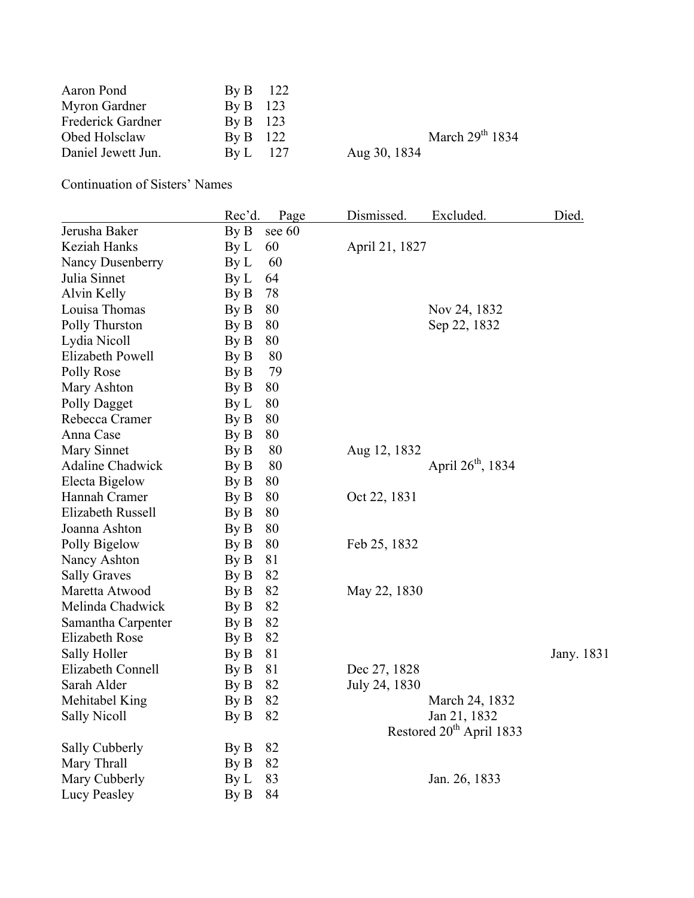| | | | | | |
|---|---|---|---|---|---|
| Aaron Pond | By B | 122 | | | |
| Myron Gardner | By B | 123 | | | |
| Frederick Gardner | By B | 123 | | | |
| Obed Holsclaw | By B | 122 | | March 29th 1834 | |
| Daniel Jewett Jun. | By L | 127 | Aug 30, 1834 | | |

Continuation of Sisters' Names

| | Rec'd. | Page | Dismissed. | Excluded. | Died. |
|---|---|---|---|---|---|
| Jerusha Baker | By B | see 60 | | | |
| Keziah Hanks | By L | 60 | April 21, 1827 | | |
| Nancy Dusenberry | By L | 60 | | | |
| Julia Sinnet | By L | 64 | | | |
| Alvin Kelly | By B | 78 | | | |
| Louisa Thomas | By B | 80 | | Nov 24, 1832 | |
| Polly Thurston | By B | 80 | | Sep 22, 1832 | |
| Lydia Nicoll | By B | 80 | | | |
| Elizabeth Powell | By B | 80 | | | |
| Polly Rose | By B | 79 | | | |
| Mary Ashton | By B | 80 | | | |
| Polly Dagget | By L | 80 | | | |
| Rebecca Cramer | By B | 80 | | | |
| Anna Case | By B | 80 | | | |
| Mary Sinnet | By B | 80 | Aug 12, 1832 | | |
| Adaline Chadwick | By B | 80 | | April 26th, 1834 | |
| Electa Bigelow | By B | 80 | | | |
| Hannah Cramer | By B | 80 | Oct 22, 1831 | | |
| Elizabeth Russell | By B | 80 | | | |
| Joanna Ashton | By B | 80 | | | |
| Polly Bigelow | By B | 80 | Feb 25, 1832 | | |
| Nancy Ashton | By B | 81 | | | |
| Sally Graves | By B | 82 | | | |
| Maretta Atwood | By B | 82 | May 22, 1830 | | |
| Melinda Chadwick | By B | 82 | | | |
| Samantha Carpenter | By B | 82 | | | |
| Elizabeth Rose | By B | 82 | | | |
| Sally Holler | By B | 81 | | | Jany. 1831 |
| Elizabeth Connell | By B | 81 | Dec 27, 1828 | | |
| Sarah Alder | By B | 82 | July 24, 1830 | | |
| Mehitabel King | By B | 82 | | March 24, 1832 | |
| Sally Nicoll | By B | 82 | | Jan 21, 1832 Restored 20th April 1833 | |
| Sally Cubberly | By B | 82 | | | |
| Mary Thrall | By B | 82 | | | |
| Mary Cubberly | By L | 83 | | Jan. 26, 1833 | |
| Lucy Peasley | By B | 84 | | | |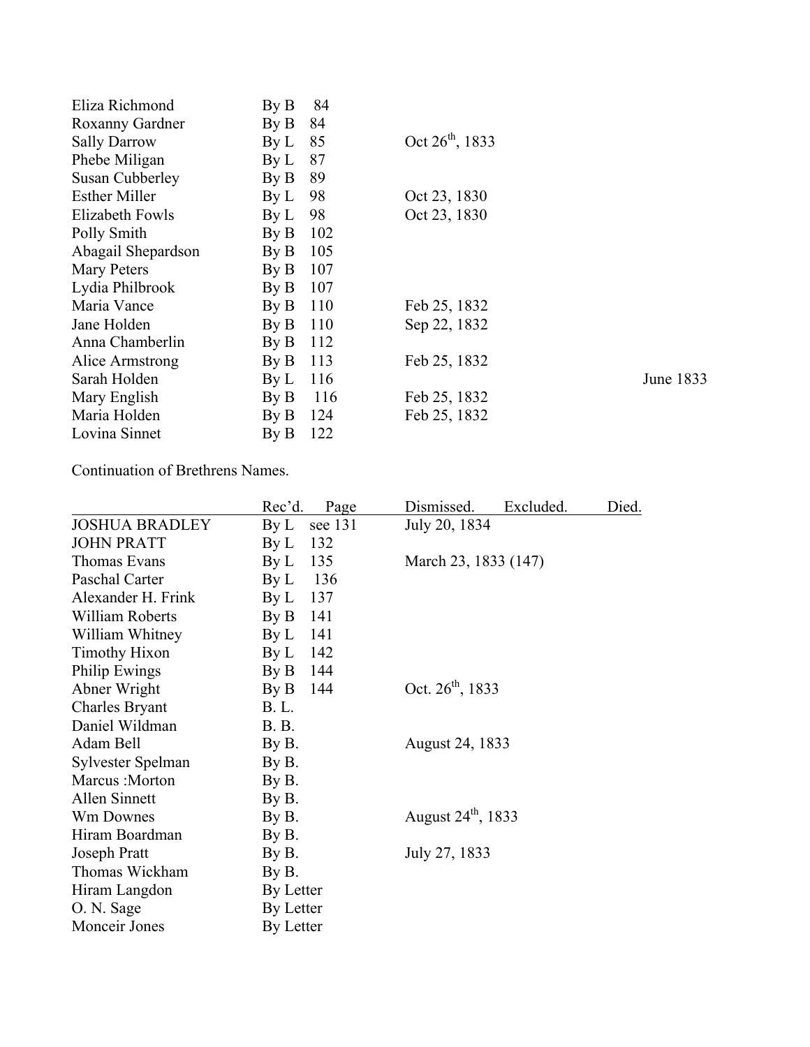| | | | | | |
|---|---|---|---|---|---|
| Eliza Richmond | By B 84 | | | | |
| Roxanny Gardner | By B 84 | | | | |
| Sally Darrow | By L 85 | Oct 26th, 1833 | | | |
| Phebe Miligan | By L 87 | | | | |
| Susan Cubberley | By B 89 | | | | |
| Esther Miller | By L 98 | Oct 23, 1830 | | | |
| Elizabeth Fowls | By L 98 | Oct 23, 1830 | | | |
| Polly Smith | By B 102 | | | | |
| Abagail Shepardson | By B 105 | | | | |
| Mary Peters | By B 107 | | | | |
| Lydia Philbrook | By B 107 | | | | |
| Maria Vance | By B 110 | Feb 25, 1832 | | | |
| Jane Holden | By B 110 | Sep 22, 1832 | | | |
| Anna Chamberlin | By B 112 | | | | |
| Alice Armstrong | By B 113 | Feb 25, 1832 | | | |
| Sarah Holden | By L 116 | | | | June 1833 |
| Mary English | By B 116 | Feb 25, 1832 | | | |
| Maria Holden | By B 124 | Feb 25, 1832 | | | |
| Lovina Sinnet | By B 122 | | | | |

Continuation of Brethrens Names.

| | Rec'd. | Page | Dismissed. | Excluded. | Died. |
|---|---|---|---|---|---|
| JOSHUA BRADLEY | By L | see 131 | July 20, 1834 | | |
| JOHN PRATT | By L | 132 | | | |
| Thomas Evans | By L | 135 | March 23, 1833 (147) | | |
| Paschal Carter | By L | 136 | | | |
| Alexander H. Frink | By L | 137 | | | |
| William Roberts | By B | 141 | | | |
| William Whitney | By L | 141 | | | |
| Timothy Hixon | By L | 142 | | | |
| Philip Ewings | By B | 144 | | | |
| Abner Wright | By B | 144 | Oct. 26th, 1833 | | |
| Charles Bryant | B. L. | | | | |
| Daniel Wildman | B. B. | | | | |
| Adam Bell | By B. | | August 24, 1833 | | |
| Sylvester Spelman | By B. | | | | |
| Marcus :Morton | By B. | | | | |
| Allen Sinnett | By B. | | | | |
| Wm Downes | By B. | | August 24th, 1833 | | |
| Hiram Boardman | By B. | | | | |
| Joseph Pratt | By B. | | July 27, 1833 | | |
| Thomas Wickham | By B. | | | | |
| Hiram Langdon | By Letter | | | | |
| O. N. Sage | By Letter | | | | |
| Monceir Jones | By Letter | | | | |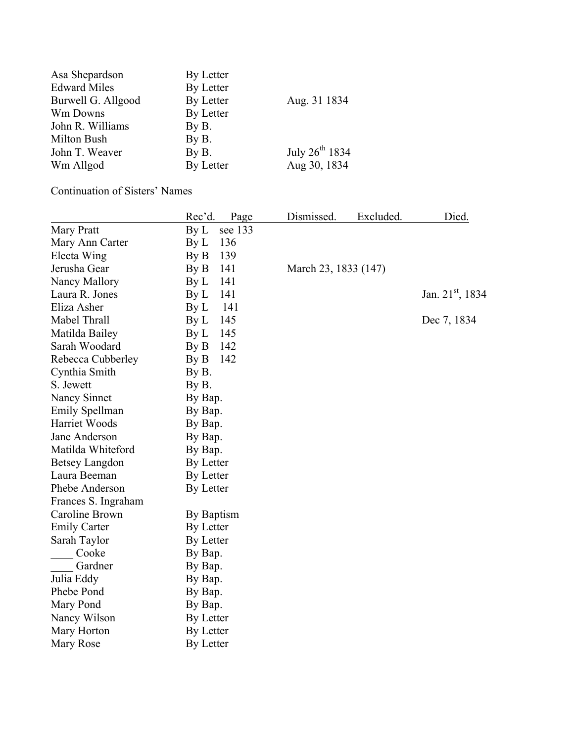| | | |
|---|---|---|
| Asa Shepardson | By Letter | |
| Edward Miles | By Letter | |
| Burwell G. Allgood | By Letter | Aug. 31 1834 |
| Wm Downs | By Letter | |
| John R. Williams | By B. | |
| Milton Bush | By B. | |
| John T. Weaver | By B. | July 26th 1834 |
| Wm Allgod | By Letter | Aug 30, 1834 |

Continuation of Sisters' Names

| | Rec'd. Page | Dismissed. | Excluded. | Died. |
|---|---|---|---|---|
| Mary Pratt | By L see 133 | | | |
| Mary Ann Carter | By L 136 | | | |
| Electa Wing | By B 139 | | | |
| Jerusha Gear | By B 141 | March 23, 1833 (147) | | |
| Nancy Mallory | By L 141 | | | |
| Laura R. Jones | By L 141 | | | Jan. 21st, 1834 |
| Eliza Asher | By L 141 | | | |
| Mabel Thrall | By L 145 | | | Dec 7, 1834 |
| Matilda Bailey | By L 145 | | | |
| Sarah Woodard | By B 142 | | | |
| Rebecca Cubberley | By B 142 | | | |
| Cynthia Smith | By B. | | | |
| S. Jewett | By B. | | | |
| Nancy Sinnet | By Bap. | | | |
| Emily Spellman | By Bap. | | | |
| Harriet Woods | By Bap. | | | |
| Jane Anderson | By Bap. | | | |
| Matilda Whiteford | By Bap. | | | |
| Betsey Langdon | By Letter | | | |
| Laura Beeman | By Letter | | | |
| Phebe Anderson | By Letter | | | |
| Frances S. Ingraham | | | | |
| Caroline Brown | By Baptism | | | |
| Emily Carter | By Letter | | | |
| Sarah Taylor | By Letter | | | |
| ____ Cooke | By Bap. | | | |
| ____ Gardner | By Bap. | | | |
| Julia Eddy | By Bap. | | | |
| Phebe Pond | By Bap. | | | |
| Mary Pond | By Bap. | | | |
| Nancy Wilson | By Letter | | | |
| Mary Horton | By Letter | | | |
| Mary Rose | By Letter | | | |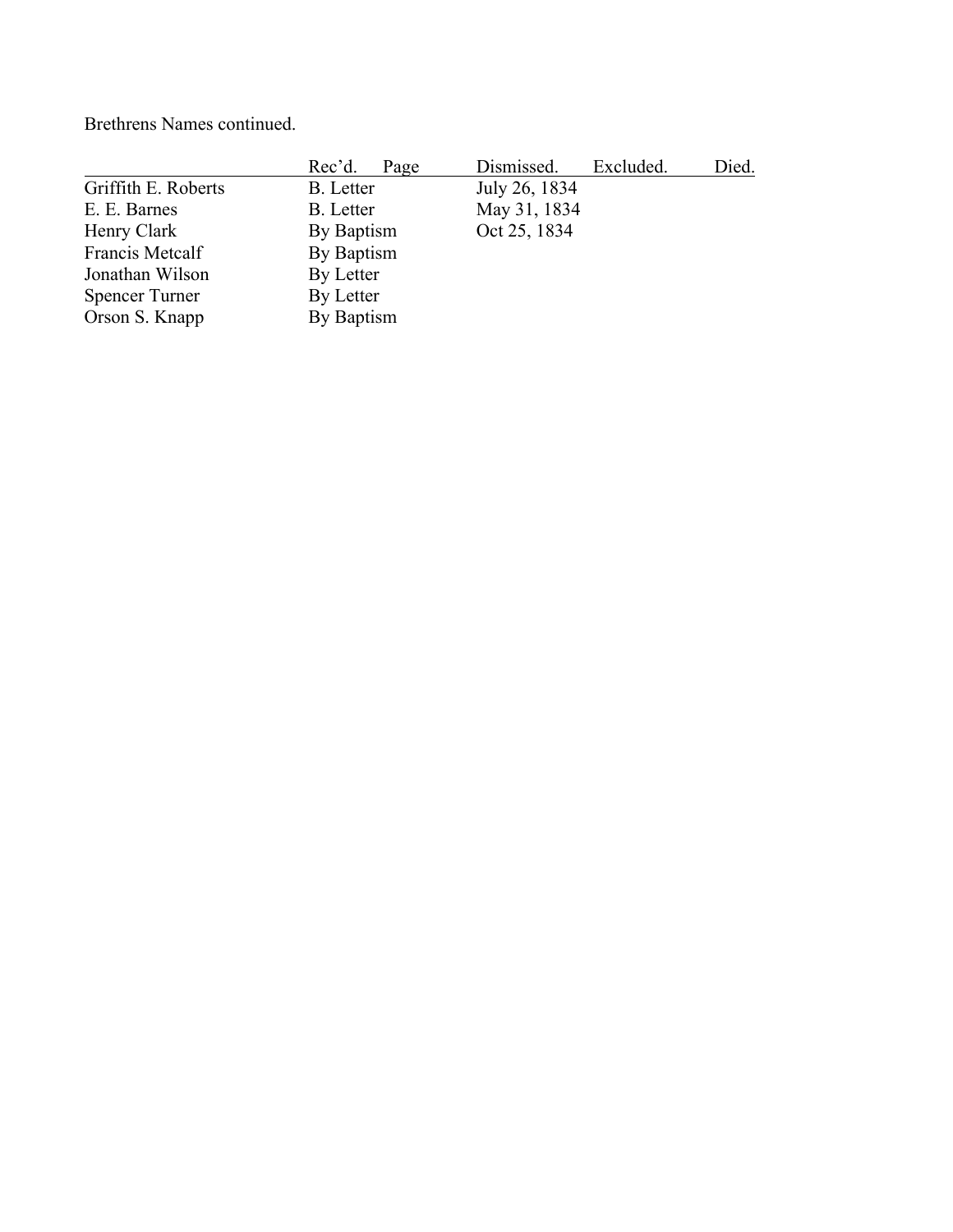Brethrens Names continued.

| | Rec'd. | Page | Dismissed. | Excluded. | Died. |
|---|---|---|---|---|---|
| Griffith E. Roberts | B. Letter | | July 26, 1834 | | |
| E. E. Barnes | B. Letter | | May 31, 1834 | | |
| Henry Clark | By Baptism | | Oct 25, 1834 | | |
| Francis Metcalf | By Baptism | | | | |
| Jonathan Wilson | By Letter | | | | |
| Spencer Turner | By Letter | | | | |
| Orson S. Knapp | By Baptism | | | | |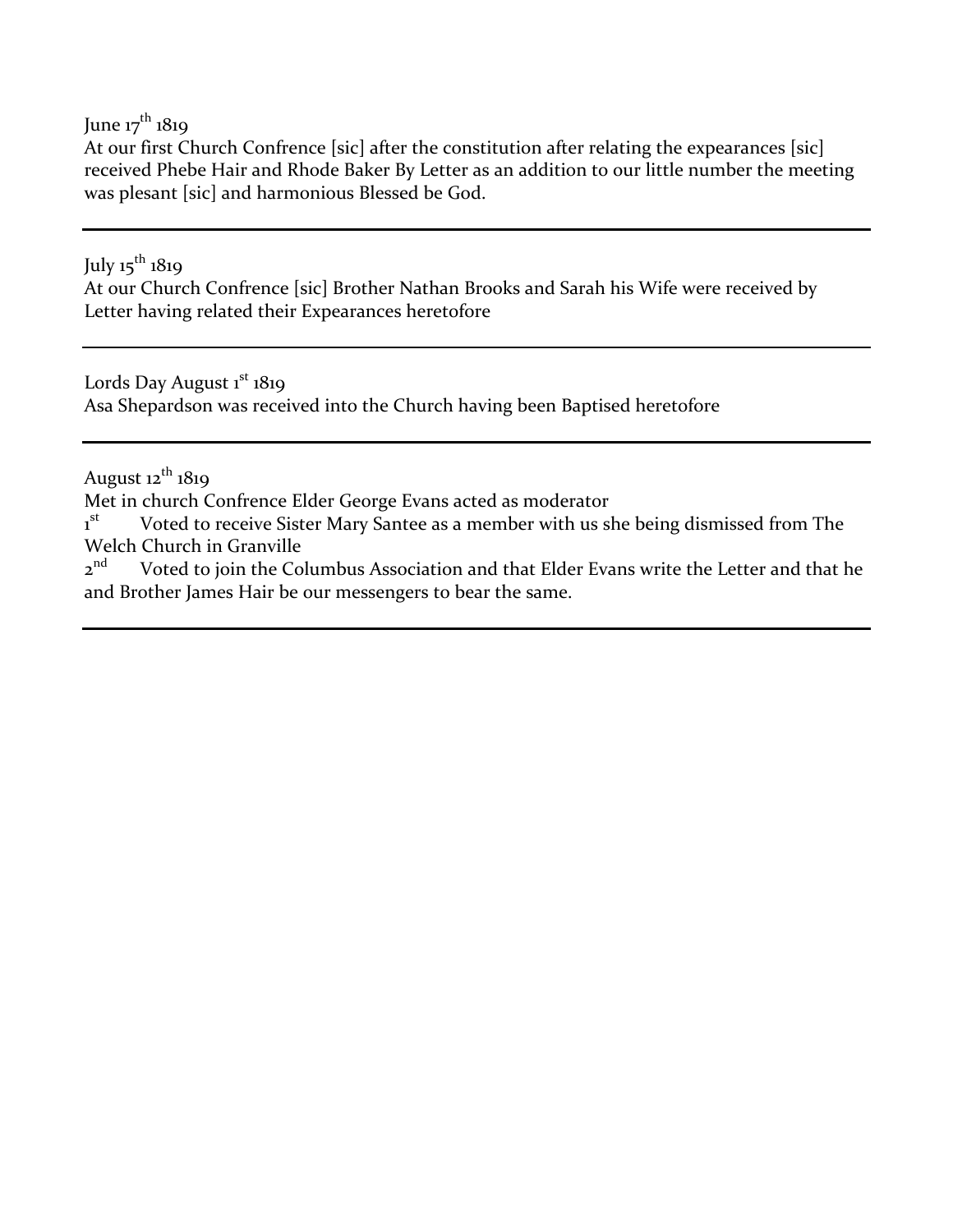June 17th 1819

At our first Church Confrence [sic] after the constitution after relating the expearances [sic] received Phebe Hair and Rhode Baker By Letter as an addition to our little number the meeting was plesant [sic] and harmonious Blessed be God.

---

July 15th 1819

At our Church Confrence [sic] Brother Nathan Brooks and Sarah his Wife were received by Letter having related their Expearances heretofore

---

Lords Day August 1st 1819

Asa Shepardson was received into the Church having been Baptised heretofore

---

August 12th 1819

Met in church Confrence Elder George Evans acted as moderator

1st  Voted to receive Sister Mary Santee as a member with us she being dismissed from The Welch Church in Granville

2nd  Voted to join the Columbus Association and that Elder Evans write the Letter and that he and Brother James Hair be our messengers to bear the same.

---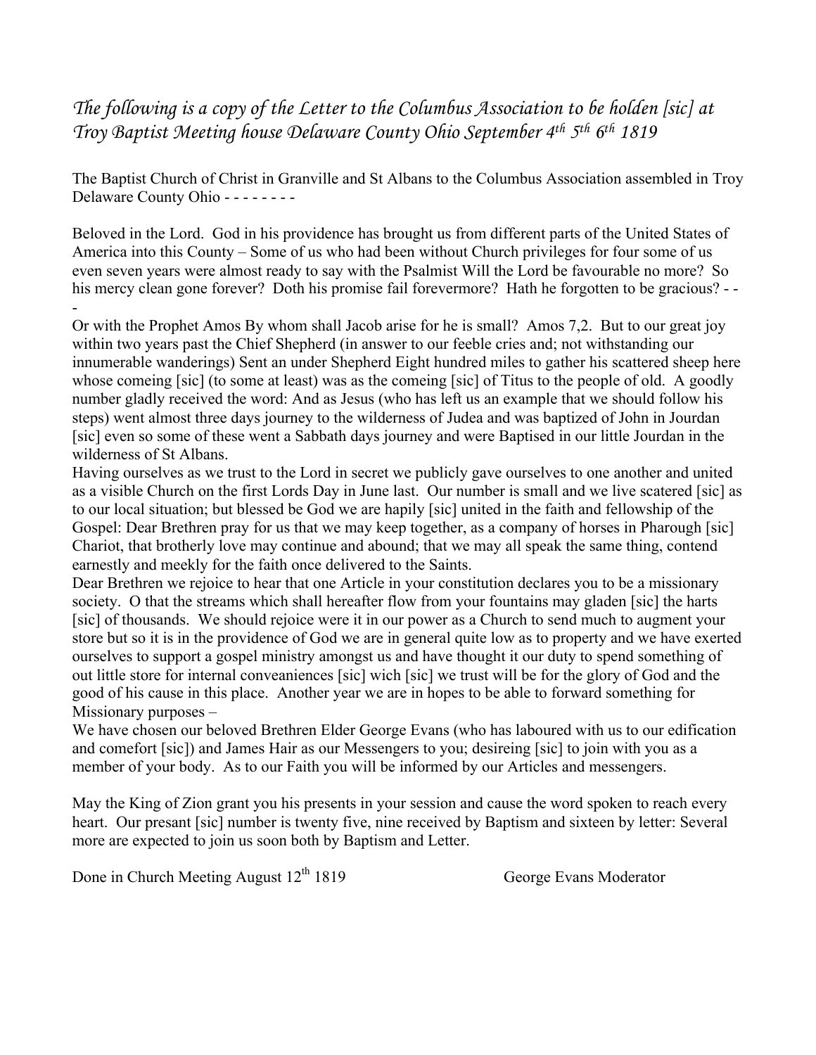*The following is a copy of the Letter to the Columbus Association to be holden [sic] at Troy Baptist Meeting house Delaware County Ohio September 4th 5th 6th 1819*

The Baptist Church of Christ in Granville and St Albans to the Columbus Association assembled in Troy Delaware County Ohio - - - - - - - -

Beloved in the Lord. God in his providence has brought us from different parts of the United States of America into this County – Some of us who had been without Church privileges for four some of us even seven years were almost ready to say with the Psalmist Will the Lord be favourable no more? So his mercy clean gone forever? Doth his promise fail forevermore? Hath he forgotten to be gracious? - - -
Or with the Prophet Amos By whom shall Jacob arise for he is small? Amos 7,2. But to our great joy within two years past the Chief Shepherd (in answer to our feeble cries and; not withstanding our innumerable wanderings) Sent an under Shepherd Eight hundred miles to gather his scattered sheep here whose comeing [sic] (to some at least) was as the comeing [sic] of Titus to the people of old. A goodly number gladly received the word: And as Jesus (who has left us an example that we should follow his steps) went almost three days journey to the wilderness of Judea and was baptized of John in Jourdan [sic] even so some of these went a Sabbath days journey and were Baptised in our little Jourdan in the wilderness of St Albans.
Having ourselves as we trust to the Lord in secret we publicly gave ourselves to one another and united as a visible Church on the first Lords Day in June last. Our number is small and we live scatered [sic] as to our local situation; but blessed be God we are hapily [sic] united in the faith and fellowship of the Gospel: Dear Brethren pray for us that we may keep together, as a company of horses in Pharough [sic] Chariot, that brotherly love may continue and abound; that we may all speak the same thing, contend earnestly and meekly for the faith once delivered to the Saints.
Dear Brethren we rejoice to hear that one Article in your constitution declares you to be a missionary society. O that the streams which shall hereafter flow from your fountains may gladen [sic] the harts [sic] of thousands. We should rejoice were it in our power as a Church to send much to augment your store but so it is in the providence of God we are in general quite low as to property and we have exerted ourselves to support a gospel ministry amongst us and have thought it our duty to spend something of out little store for internal conveaniences [sic] wich [sic] we trust will be for the glory of God and the good of his cause in this place. Another year we are in hopes to be able to forward something for Missionary purposes –
We have chosen our beloved Brethren Elder George Evans (who has laboured with us to our edification and comefort [sic]) and James Hair as our Messengers to you; desireing [sic] to join with you as a member of your body. As to our Faith you will be informed by our Articles and messengers.

May the King of Zion grant you his presents in your session and cause the word spoken to reach every heart. Our presant [sic] number is twenty five, nine received by Baptism and sixteen by letter: Several more are expected to join us soon both by Baptism and Letter.

Done in Church Meeting August 12th 1819 George Evans Moderator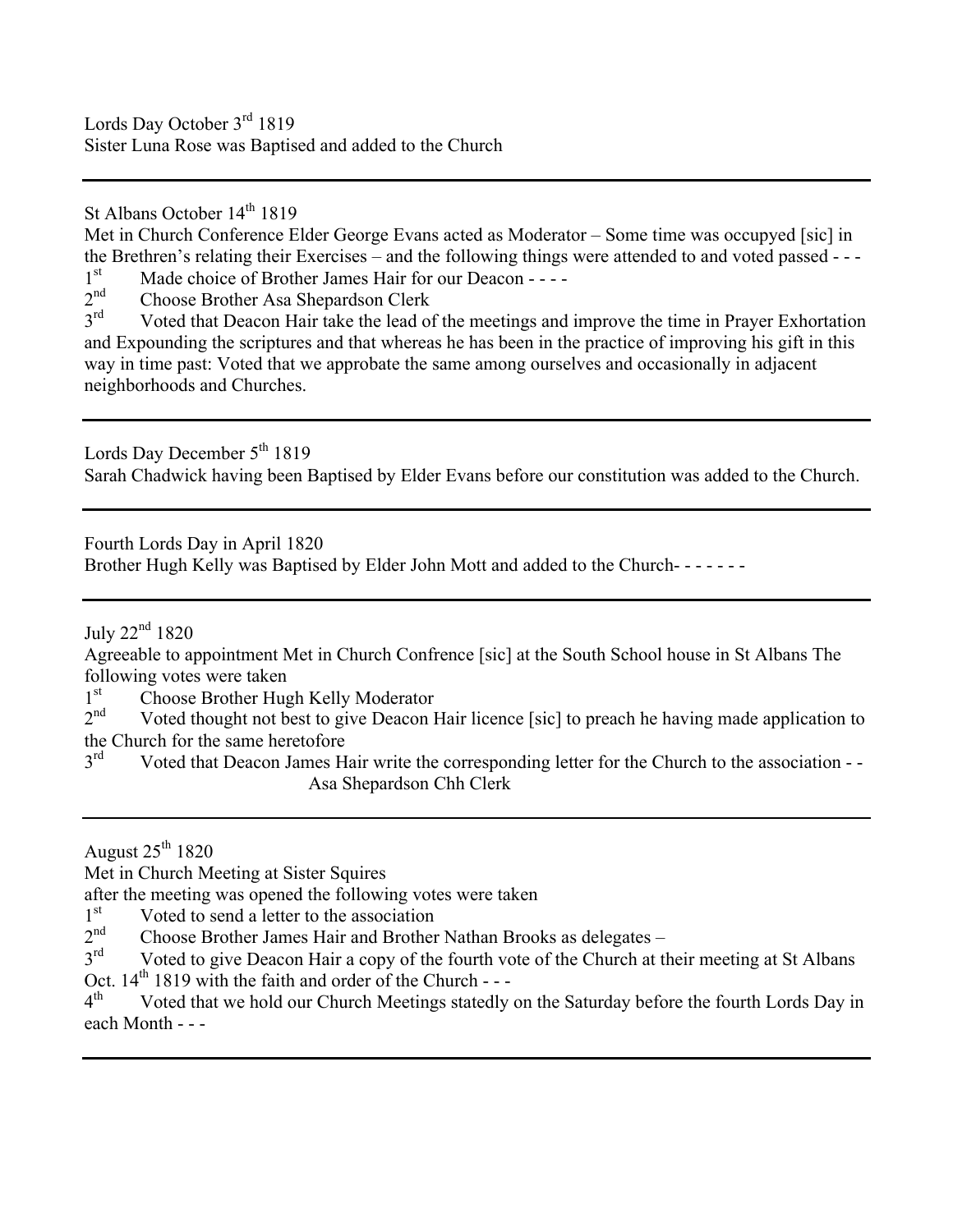Lords Day October 3rd 1819
Sister Luna Rose was Baptised and added to the Church

---

St Albans October 14th 1819
Met in Church Conference Elder George Evans acted as Moderator – Some time was occupyed [sic] in the Brethren's relating their Exercises – and the following things were attended to and voted passed - - -

1st Made choice of Brother James Hair for our Deacon - - - -

2nd Choose Brother Asa Shepardson Clerk

3rd Voted that Deacon Hair take the lead of the meetings and improve the time in Prayer Exhortation and Expounding the scriptures and that whereas he has been in the practice of improving his gift in this way in time past: Voted that we approbate the same among ourselves and occasionally in adjacent neighborhoods and Churches.

---

Lords Day December 5th 1819
Sarah Chadwick having been Baptised by Elder Evans before our constitution was added to the Church.

---

Fourth Lords Day in April 1820
Brother Hugh Kelly was Baptised by Elder John Mott and added to the Church- - - - - - -

---

July 22nd 1820
Agreeable to appointment Met in Church Confrence [sic] at the South School house in St Albans The following votes were taken

1st Choose Brother Hugh Kelly Moderator

2nd Voted thought not best to give Deacon Hair licence [sic] to preach he having made application to the Church for the same heretofore

3rd Voted that Deacon James Hair write the corresponding letter for the Church to the association - -

Asa Shepardson Chh Clerk

---

August 25th 1820
Met in Church Meeting at Sister Squires
after the meeting was opened the following votes were taken

1st Voted to send a letter to the association

2nd Choose Brother James Hair and Brother Nathan Brooks as delegates –

3rd Voted to give Deacon Hair a copy of the fourth vote of the Church at their meeting at St Albans Oct. 14th 1819 with the faith and order of the Church - - -

4th Voted that we hold our Church Meetings statedly on the Saturday before the fourth Lords Day in each Month - - -

---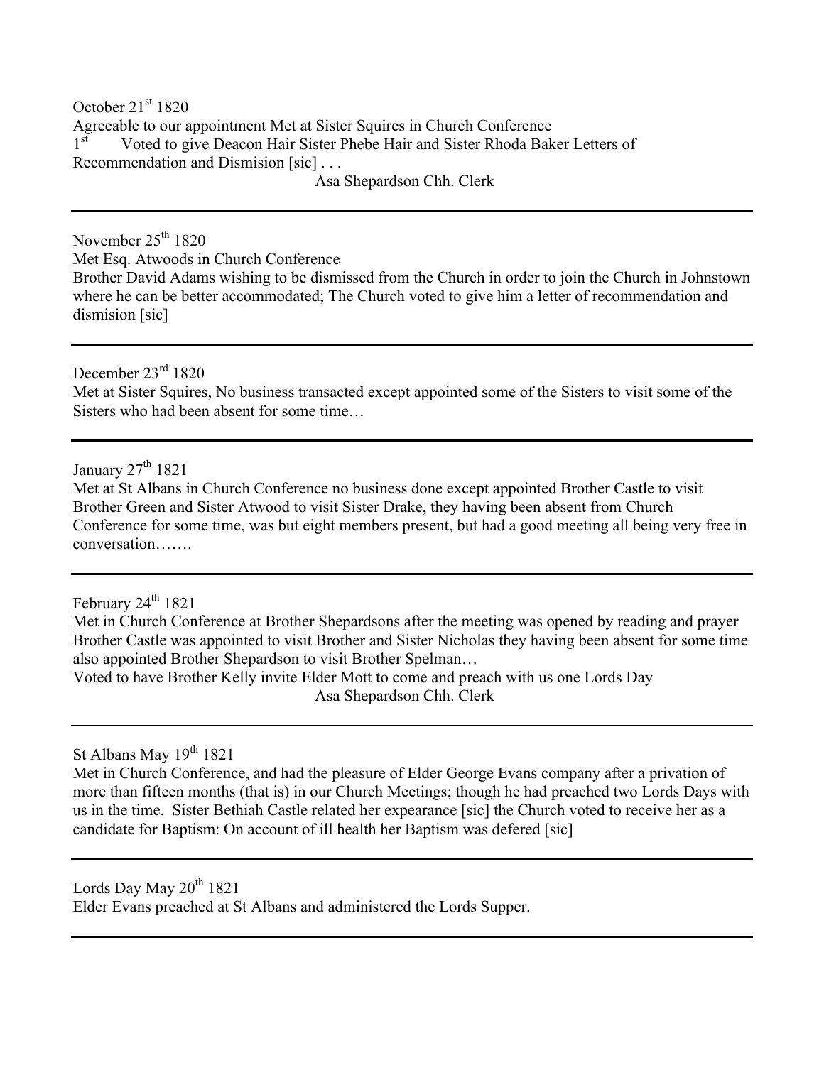October 21st 1820
Agreeable to our appointment Met at Sister Squires in Church Conference
1st Voted to give Deacon Hair Sister Phebe Hair and Sister Rhoda Baker Letters of Recommendation and Dismision [sic] . . .
Asa Shepardson Chh. Clerk

---

November 25th 1820
Met Esq. Atwoods in Church Conference
Brother David Adams wishing to be dismissed from the Church in order to join the Church in Johnstown where he can be better accommodated; The Church voted to give him a letter of recommendation and dismision [sic]

---

December 23rd 1820
Met at Sister Squires, No business transacted except appointed some of the Sisters to visit some of the Sisters who had been absent for some time…

---

January 27th 1821
Met at St Albans in Church Conference no business done except appointed Brother Castle to visit Brother Green and Sister Atwood to visit Sister Drake, they having been absent from Church Conference for some time, was but eight members present, but had a good meeting all being very free in conversation…….

---

February 24th 1821
Met in Church Conference at Brother Shepardsons after the meeting was opened by reading and prayer Brother Castle was appointed to visit Brother and Sister Nicholas they having been absent for some time also appointed Brother Shepardson to visit Brother Spelman…
Voted to have Brother Kelly invite Elder Mott to come and preach with us one Lords Day
Asa Shepardson Chh. Clerk

---

St Albans May 19th 1821
Met in Church Conference, and had the pleasure of Elder George Evans company after a privation of more than fifteen months (that is) in our Church Meetings; though he had preached two Lords Days with us in the time. Sister Bethiah Castle related her expearance [sic] the Church voted to receive her as a candidate for Baptism: On account of ill health her Baptism was defered [sic]

---

Lords Day May 20th 1821
Elder Evans preached at St Albans and administered the Lords Supper.

---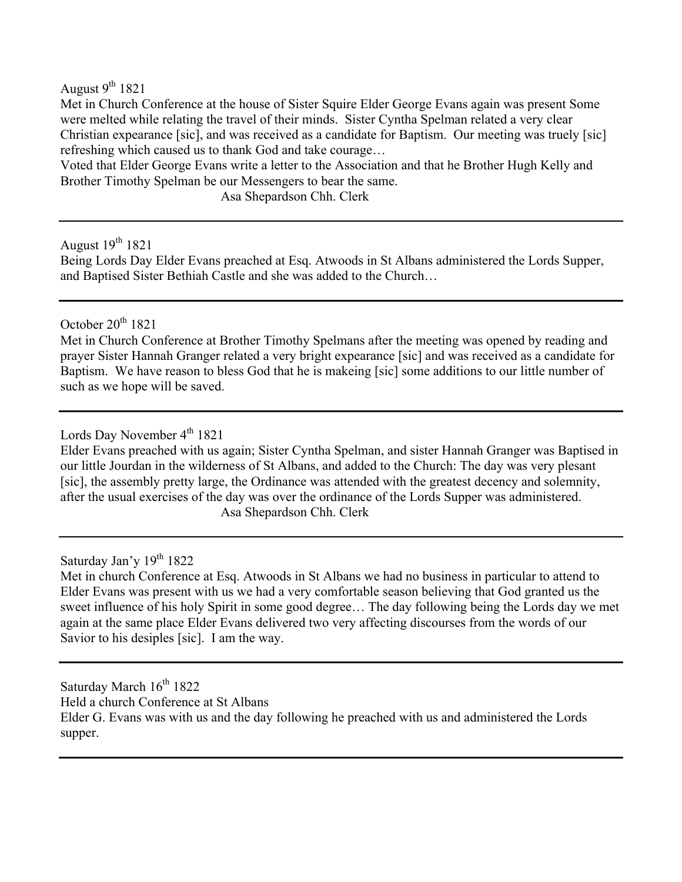August 9th 1821
Met in Church Conference at the house of Sister Squire Elder George Evans again was present Some were melted while relating the travel of their minds. Sister Cyntha Spelman related a very clear Christian expearance [sic], and was received as a candidate for Baptism. Our meeting was truely [sic] refreshing which caused us to thank God and take courage…
Voted that Elder George Evans write a letter to the Association and that he Brother Hugh Kelly and Brother Timothy Spelman be our Messengers to bear the same.
Asa Shepardson Chh. Clerk

---

August 19th 1821
Being Lords Day Elder Evans preached at Esq. Atwoods in St Albans administered the Lords Supper, and Baptised Sister Bethiah Castle and she was added to the Church…

---

October 20th 1821
Met in Church Conference at Brother Timothy Spelmans after the meeting was opened by reading and prayer Sister Hannah Granger related a very bright expearance [sic] and was received as a candidate for Baptism. We have reason to bless God that he is makeing [sic] some additions to our little number of such as we hope will be saved.

---

Lords Day November 4th 1821
Elder Evans preached with us again; Sister Cyntha Spelman, and sister Hannah Granger was Baptised in our little Jourdan in the wilderness of St Albans, and added to the Church: The day was very plesant [sic], the assembly pretty large, the Ordinance was attended with the greatest decency and solemnity, after the usual exercises of the day was over the ordinance of the Lords Supper was administered.
Asa Shepardson Chh. Clerk

---

Saturday Jan'y 19th 1822
Met in church Conference at Esq. Atwoods in St Albans we had no business in particular to attend to Elder Evans was present with us we had a very comfortable season believing that God granted us the sweet influence of his holy Spirit in some good degree… The day following being the Lords day we met again at the same place Elder Evans delivered two very affecting discourses from the words of our Savior to his desiples [sic]. I am the way.

---

Saturday March 16th 1822
Held a church Conference at St Albans
Elder G. Evans was with us and the day following he preached with us and administered the Lords supper.

---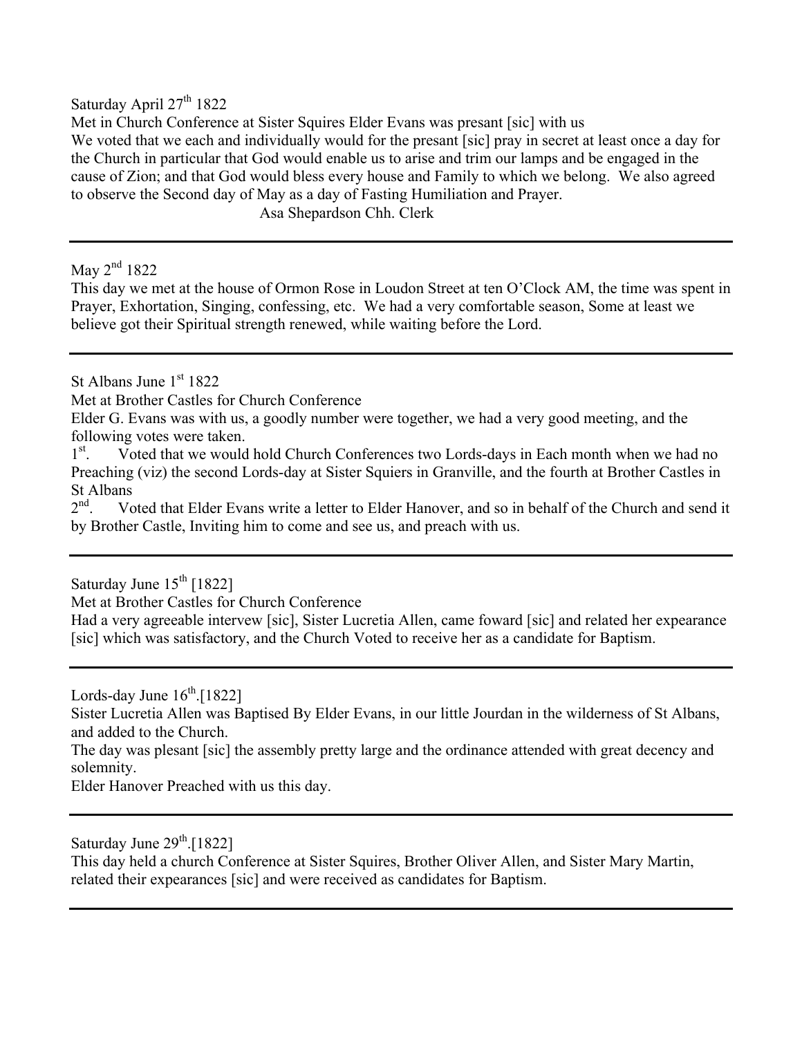Saturday April 27th 1822

Met in Church Conference at Sister Squires Elder Evans was presant [sic] with us

We voted that we each and individually would for the presant [sic] pray in secret at least once a day for the Church in particular that God would enable us to arise and trim our lamps and be engaged in the cause of Zion; and that God would bless every house and Family to which we belong. We also agreed to observe the Second day of May as a day of Fasting Humiliation and Prayer.

Asa Shepardson Chh. Clerk

---

May 2nd 1822

This day we met at the house of Ormon Rose in Loudon Street at ten O'Clock AM, the time was spent in Prayer, Exhortation, Singing, confessing, etc. We had a very comfortable season, Some at least we believe got their Spiritual strength renewed, while waiting before the Lord.

---

St Albans June 1st 1822

Met at Brother Castles for Church Conference

Elder G. Evans was with us, a goodly number were together, we had a very good meeting, and the following votes were taken.

1st. Voted that we would hold Church Conferences two Lords-days in Each month when we had no Preaching (viz) the second Lords-day at Sister Squiers in Granville, and the fourth at Brother Castles in St Albans

2nd. Voted that Elder Evans write a letter to Elder Hanover, and so in behalf of the Church and send it by Brother Castle, Inviting him to come and see us, and preach with us.

---

Saturday June 15th [1822]

Met at Brother Castles for Church Conference

Had a very agreeable intervew [sic], Sister Lucretia Allen, came foward [sic] and related her expearance [sic] which was satisfactory, and the Church Voted to receive her as a candidate for Baptism.

---

Lords-day June 16th.[1822]

Sister Lucretia Allen was Baptised By Elder Evans, in our little Jourdan in the wilderness of St Albans, and added to the Church.

The day was plesant [sic] the assembly pretty large and the ordinance attended with great decency and solemnity.

Elder Hanover Preached with us this day.

---

Saturday June 29th.[1822]

This day held a church Conference at Sister Squires, Brother Oliver Allen, and Sister Mary Martin, related their expearances [sic] and were received as candidates for Baptism.

---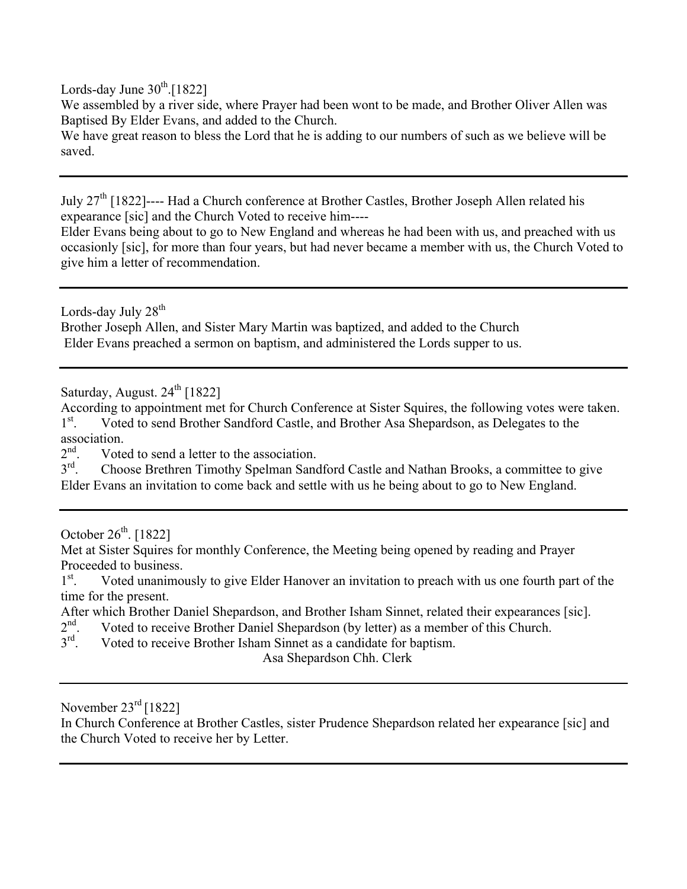Lords-day June 30th.[1822]

We assembled by a river side, where Prayer had been wont to be made, and Brother Oliver Allen was Baptised By Elder Evans, and added to the Church.

We have great reason to bless the Lord that he is adding to our numbers of such as we believe will be saved.

---

July 27th [1822]---- Had a Church conference at Brother Castles, Brother Joseph Allen related his expearance [sic] and the Church Voted to receive him----

Elder Evans being about to go to New England and whereas he had been with us, and preached with us occasionly [sic], for more than four years, but had never became a member with us, the Church Voted to give him a letter of recommendation.

---

Lords-day July 28th

Brother Joseph Allen, and Sister Mary Martin was baptized, and added to the Church

Elder Evans preached a sermon on baptism, and administered the Lords supper to us.

---

Saturday, August. 24th [1822]

According to appointment met for Church Conference at Sister Squires, the following votes were taken.

1st. Voted to send Brother Sandford Castle, and Brother Asa Shepardson, as Delegates to the association.

2nd. Voted to send a letter to the association.

3rd. Choose Brethren Timothy Spelman Sandford Castle and Nathan Brooks, a committee to give Elder Evans an invitation to come back and settle with us he being about to go to New England.

---

October 26th. [1822]

Met at Sister Squires for monthly Conference, the Meeting being opened by reading and Prayer Proceeded to business.

1st. Voted unanimously to give Elder Hanover an invitation to preach with us one fourth part of the time for the present.

After which Brother Daniel Shepardson, and Brother Isham Sinnet, related their expearances [sic].

2nd. Voted to receive Brother Daniel Shepardson (by letter) as a member of this Church.

3rd. Voted to receive Brother Isham Sinnet as a candidate for baptism.

Asa Shepardson Chh. Clerk

---

November 23rd [1822]

In Church Conference at Brother Castles, sister Prudence Shepardson related her expearance [sic] and the Church Voted to receive her by Letter.

---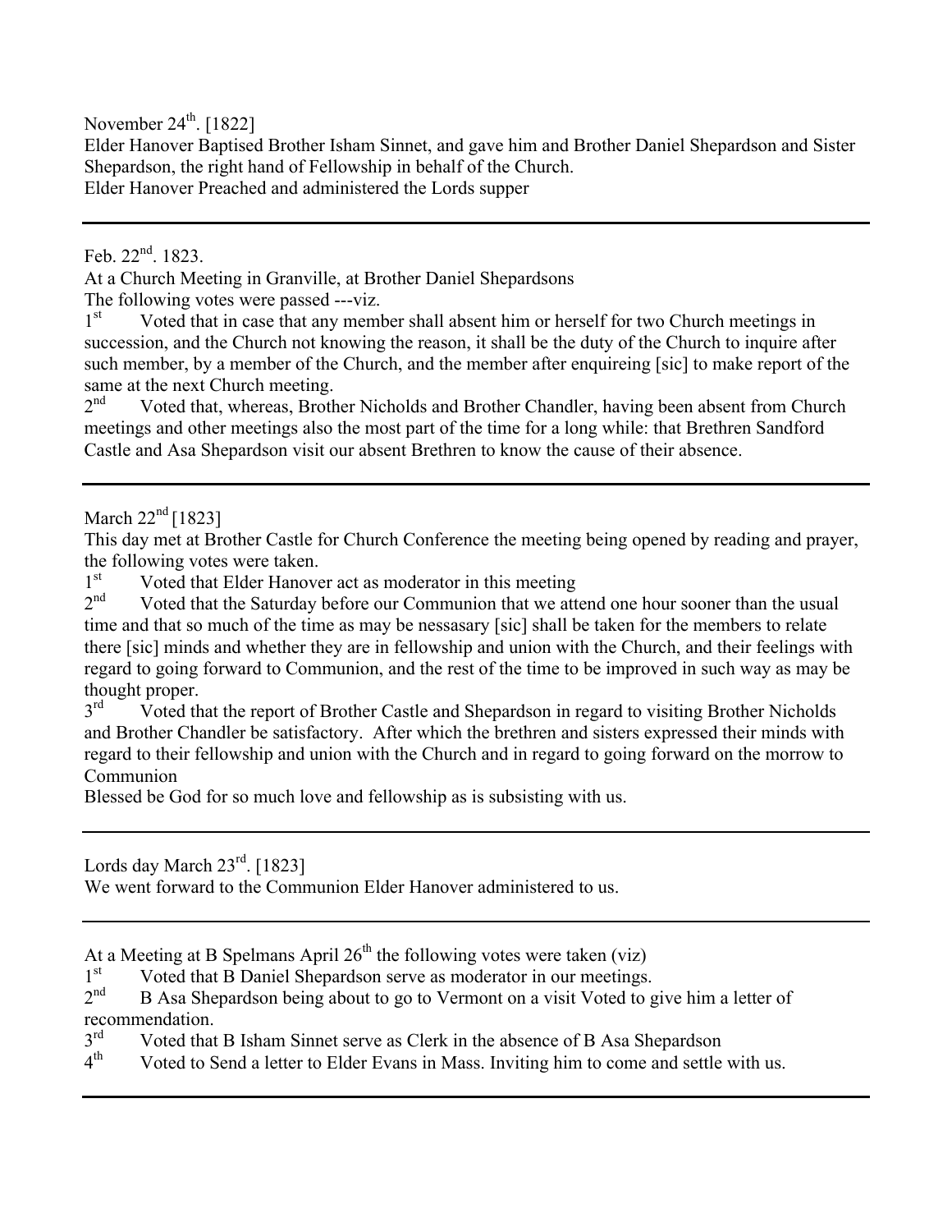November 24th. [1822]
Elder Hanover Baptised Brother Isham Sinnet, and gave him and Brother Daniel Shepardson and Sister Shepardson, the right hand of Fellowship in behalf of the Church.
Elder Hanover Preached and administered the Lords supper

---

Feb. 22nd. 1823.
At a Church Meeting in Granville, at Brother Daniel Shepardsons
The following votes were passed ---viz.

1st Voted that in case that any member shall absent him or herself for two Church meetings in succession, and the Church not knowing the reason, it shall be the duty of the Church to inquire after such member, by a member of the Church, and the member after enquireing [sic] to make report of the same at the next Church meeting.

2nd Voted that, whereas, Brother Nicholds and Brother Chandler, having been absent from Church meetings and other meetings also the most part of the time for a long while: that Brethren Sandford Castle and Asa Shepardson visit our absent Brethren to know the cause of their absence.

---

March 22nd [1823]
This day met at Brother Castle for Church Conference the meeting being opened by reading and prayer, the following votes were taken.

1st Voted that Elder Hanover act as moderator in this meeting

2nd Voted that the Saturday before our Communion that we attend one hour sooner than the usual time and that so much of the time as may be nessasary [sic] shall be taken for the members to relate there [sic] minds and whether they are in fellowship and union with the Church, and their feelings with regard to going forward to Communion, and the rest of the time to be improved in such way as may be thought proper.

3rd Voted that the report of Brother Castle and Shepardson in regard to visiting Brother Nicholds and Brother Chandler be satisfactory. After which the brethren and sisters expressed their minds with regard to their fellowship and union with the Church and in regard to going forward on the morrow to Communion

Blessed be God for so much love and fellowship as is subsisting with us.

---

Lords day March 23rd. [1823]
We went forward to the Communion Elder Hanover administered to us.

---

At a Meeting at B Spelmans April 26th the following votes were taken (viz)

1st Voted that B Daniel Shepardson serve as moderator in our meetings.

2nd B Asa Shepardson being about to go to Vermont on a visit Voted to give him a letter of recommendation.

3rd Voted that B Isham Sinnet serve as Clerk in the absence of B Asa Shepardson

4th Voted to Send a letter to Elder Evans in Mass. Inviting him to come and settle with us.

---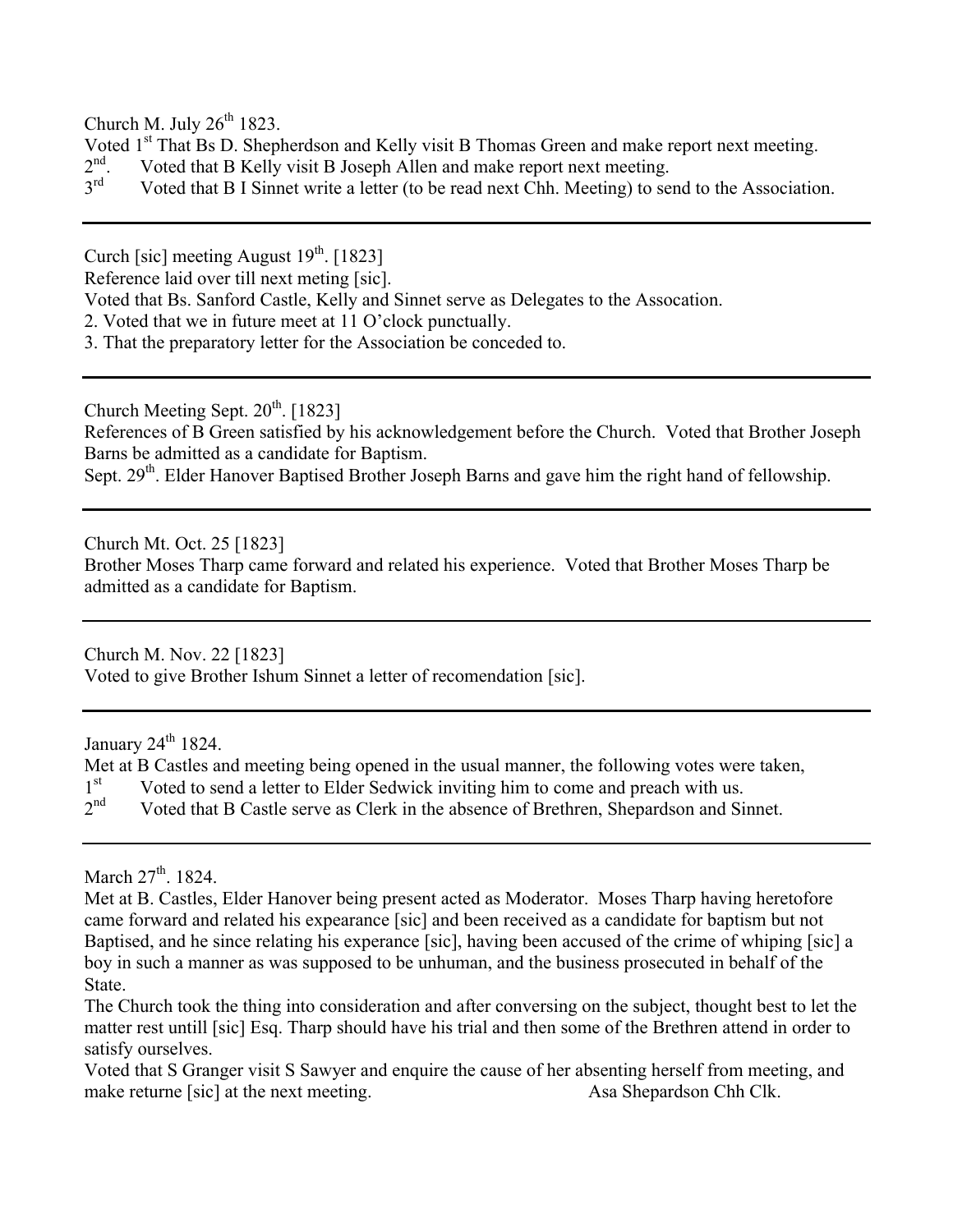Church M. July 26th 1823.

Voted 1st That Bs D. Shepherdson and Kelly visit B Thomas Green and make report next meeting.

2nd. Voted that B Kelly visit B Joseph Allen and make report next meeting.

3rd Voted that B I Sinnet write a letter (to be read next Chh. Meeting) to send to the Association.

---

Curch [sic] meeting August 19th. [1823]

Reference laid over till next meting [sic].

Voted that Bs. Sanford Castle, Kelly and Sinnet serve as Delegates to the Assocation.

2. Voted that we in future meet at 11 O'clock punctually.

3. That the preparatory letter for the Association be conceded to.

---

Church Meeting Sept. 20th. [1823]

References of B Green satisfied by his acknowledgement before the Church. Voted that Brother Joseph Barns be admitted as a candidate for Baptism.

Sept. 29th. Elder Hanover Baptised Brother Joseph Barns and gave him the right hand of fellowship.

---

Church Mt. Oct. 25 [1823]

Brother Moses Tharp came forward and related his experience. Voted that Brother Moses Tharp be admitted as a candidate for Baptism.

---

Church M. Nov. 22 [1823]

Voted to give Brother Ishum Sinnet a letter of recomendation [sic].

---

January 24th 1824.

Met at B Castles and meeting being opened in the usual manner, the following votes were taken,

1st Voted to send a letter to Elder Sedwick inviting him to come and preach with us.

2nd Voted that B Castle serve as Clerk in the absence of Brethren, Shepardson and Sinnet.

---

March 27th. 1824.

Met at B. Castles, Elder Hanover being present acted as Moderator. Moses Tharp having heretofore came forward and related his expearance [sic] and been received as a candidate for baptism but not Baptised, and he since relating his experance [sic], having been accused of the crime of whiping [sic] a boy in such a manner as was supposed to be unhuman, and the business prosecuted in behalf of the State.

The Church took the thing into consideration and after conversing on the subject, thought best to let the matter rest untill [sic] Esq. Tharp should have his trial and then some of the Brethren attend in order to satisfy ourselves.

Voted that S Granger visit S Sawyer and enquire the cause of her absenting herself from meeting, and make returne [sic] at the next meeting. Asa Shepardson Chh Clk.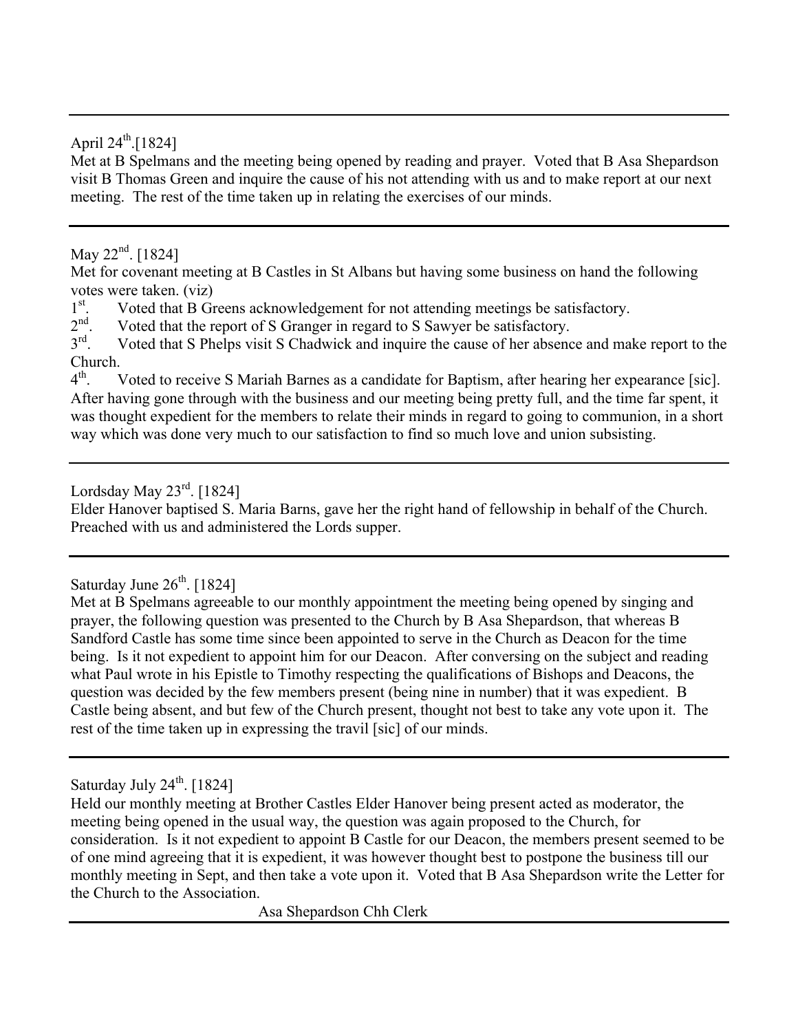---

April 24th.[1824]
Met at B Spelmans and the meeting being opened by reading and prayer. Voted that B Asa Shepardson visit B Thomas Green and inquire the cause of his not attending with us and to make report at our next meeting. The rest of the time taken up in relating the exercises of our minds.

---

May 22nd. [1824]
Met for covenant meeting at B Castles in St Albans but having some business on hand the following votes were taken. (viz)

1st. Voted that B Greens acknowledgement for not attending meetings be satisfactory.
2nd. Voted that the report of S Granger in regard to S Sawyer be satisfactory.
3rd. Voted that S Phelps visit S Chadwick and inquire the cause of her absence and make report to the Church.
4th. Voted to receive S Mariah Barnes as a candidate for Baptism, after hearing her expearance [sic].

After having gone through with the business and our meeting being pretty full, and the time far spent, it was thought expedient for the members to relate their minds in regard to going to communion, in a short way which was done very much to our satisfaction to find so much love and union subsisting.

---

Lordsday May 23rd. [1824]
Elder Hanover baptised S. Maria Barns, gave her the right hand of fellowship in behalf of the Church. Preached with us and administered the Lords supper.

---

Saturday June 26th. [1824]
Met at B Spelmans agreeable to our monthly appointment the meeting being opened by singing and prayer, the following question was presented to the Church by B Asa Shepardson, that whereas B Sandford Castle has some time since been appointed to serve in the Church as Deacon for the time being. Is it not expedient to appoint him for our Deacon. After conversing on the subject and reading what Paul wrote in his Epistle to Timothy respecting the qualifications of Bishops and Deacons, the question was decided by the few members present (being nine in number) that it was expedient. B Castle being absent, and but few of the Church present, thought not best to take any vote upon it. The rest of the time taken up in expressing the travil [sic] of our minds.

---

Saturday July 24th. [1824]
Held our monthly meeting at Brother Castles Elder Hanover being present acted as moderator, the meeting being opened in the usual way, the question was again proposed to the Church, for consideration. Is it not expedient to appoint B Castle for our Deacon, the members present seemed to be of one mind agreeing that it is expedient, it was however thought best to postpone the business till our monthly meeting in Sept, and then take a vote upon it. Voted that B Asa Shepardson write the Letter for the Church to the Association.

Asa Shepardson Chh Clerk

---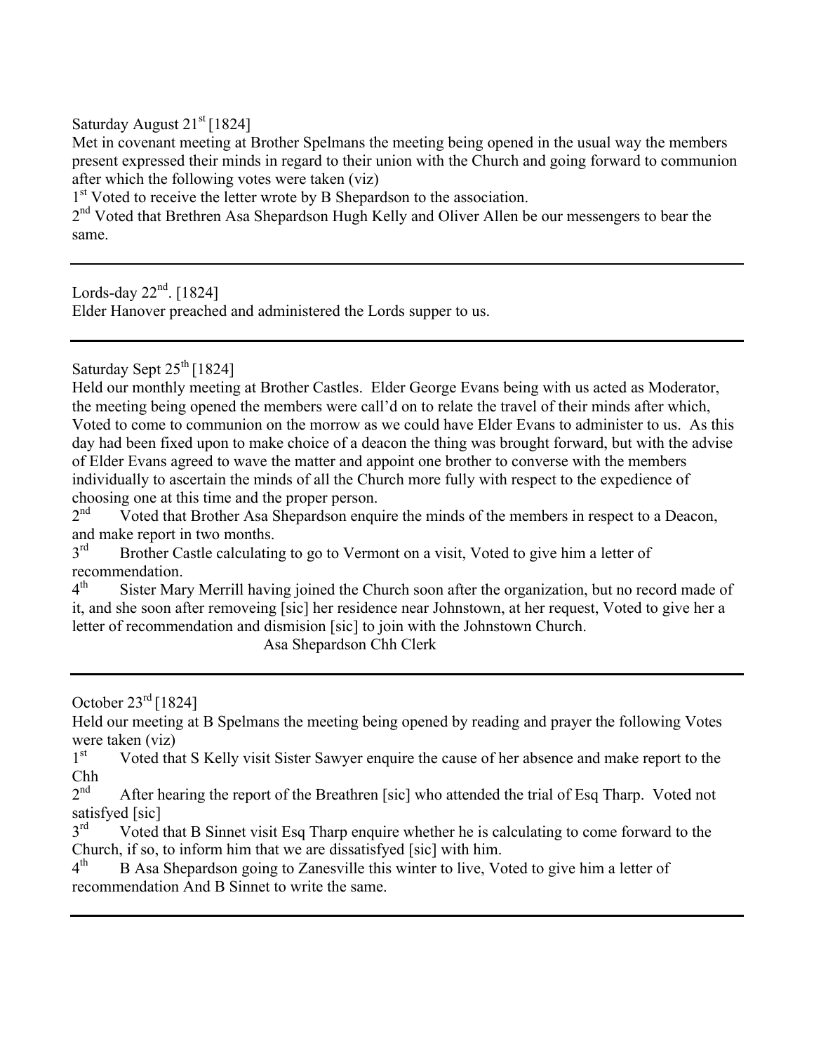Saturday August 21st [1824]

Met in covenant meeting at Brother Spelmans the meeting being opened in the usual way the members present expressed their minds in regard to their union with the Church and going forward to communion after which the following votes were taken (viz)

1st Voted to receive the letter wrote by B Shepardson to the association.

2nd Voted that Brethren Asa Shepardson Hugh Kelly and Oliver Allen be our messengers to bear the same.

---

Lords-day 22nd. [1824]

Elder Hanover preached and administered the Lords supper to us.

---

Saturday Sept 25th [1824]

Held our monthly meeting at Brother Castles. Elder George Evans being with us acted as Moderator, the meeting being opened the members were call'd on to relate the travel of their minds after which, Voted to come to communion on the morrow as we could have Elder Evans to administer to us. As this day had been fixed upon to make choice of a deacon the thing was brought forward, but with the advise of Elder Evans agreed to wave the matter and appoint one brother to converse with the members individually to ascertain the minds of all the Church more fully with respect to the expedience of choosing one at this time and the proper person.

2nd Voted that Brother Asa Shepardson enquire the minds of the members in respect to a Deacon, and make report in two months.

3rd Brother Castle calculating to go to Vermont on a visit, Voted to give him a letter of recommendation.

4th Sister Mary Merrill having joined the Church soon after the organization, but no record made of it, and she soon after removeing [sic] her residence near Johnstown, at her request, Voted to give her a letter of recommendation and dismision [sic] to join with the Johnstown Church.

Asa Shepardson Chh Clerk

---

October 23rd [1824]

Held our meeting at B Spelmans the meeting being opened by reading and prayer the following Votes were taken (viz)

1st Voted that S Kelly visit Sister Sawyer enquire the cause of her absence and make report to the Chh

2nd After hearing the report of the Breathren [sic] who attended the trial of Esq Tharp. Voted not satisfyed [sic]

3rd Voted that B Sinnet visit Esq Tharp enquire whether he is calculating to come forward to the Church, if so, to inform him that we are dissatisfyed [sic] with him.

4th B Asa Shepardson going to Zanesville this winter to live, Voted to give him a letter of recommendation And B Sinnet to write the same.

---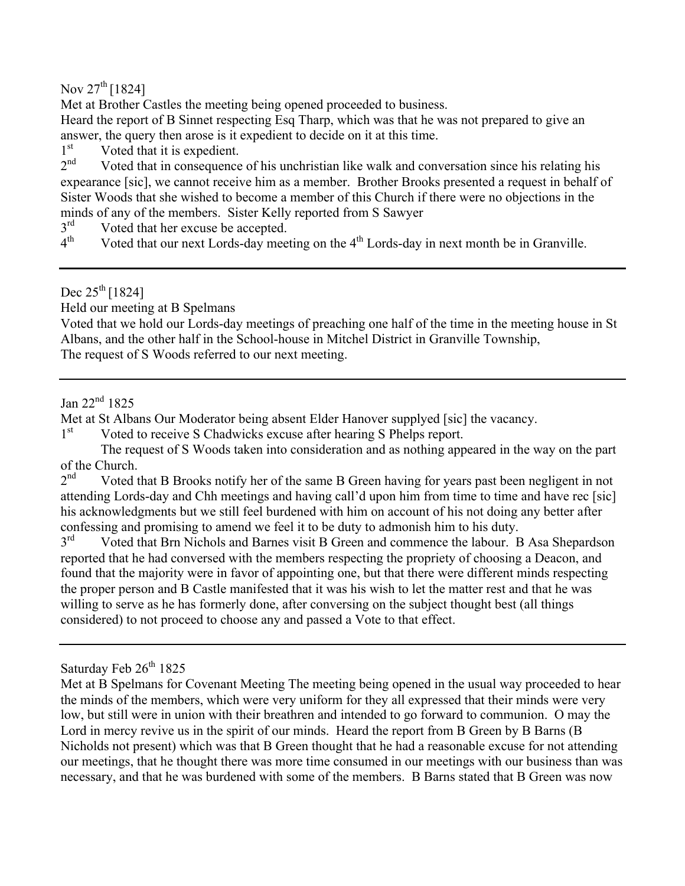Nov 27th [1824]

Met at Brother Castles the meeting being opened proceeded to business.

Heard the report of B Sinnet respecting Esq Tharp, which was that he was not prepared to give an answer, the query then arose is it expedient to decide on it at this time.

1st Voted that it is expedient.

2nd Voted that in consequence of his unchristian like walk and conversation since his relating his expearance [sic], we cannot receive him as a member. Brother Brooks presented a request in behalf of Sister Woods that she wished to become a member of this Church if there were no objections in the minds of any of the members. Sister Kelly reported from S Sawyer

3rd Voted that her excuse be accepted.

4th Voted that our next Lords-day meeting on the 4th Lords-day in next month be in Granville.

---

Dec 25th [1824]

Held our meeting at B Spelmans

Voted that we hold our Lords-day meetings of preaching one half of the time in the meeting house in St Albans, and the other half in the School-house in Mitchel District in Granville Township,

The request of S Woods referred to our next meeting.

---

Jan 22nd 1825

Met at St Albans Our Moderator being absent Elder Hanover supplyed [sic] the vacancy.

1st Voted to receive S Chadwicks excuse after hearing S Phelps report.

The request of S Woods taken into consideration and as nothing appeared in the way on the part of the Church.

2nd Voted that B Brooks notify her of the same B Green having for years past been negligent in not attending Lords-day and Chh meetings and having call'd upon him from time to time and have rec [sic] his acknowledgments but we still feel burdened with him on account of his not doing any better after confessing and promising to amend we feel it to be duty to admonish him to his duty.

3rd Voted that Brn Nichols and Barnes visit B Green and commence the labour. B Asa Shepardson reported that he had conversed with the members respecting the propriety of choosing a Deacon, and found that the majority were in favor of appointing one, but that there were different minds respecting the proper person and B Castle manifested that it was his wish to let the matter rest and that he was willing to serve as he has formerly done, after conversing on the subject thought best (all things considered) to not proceed to choose any and passed a Vote to that effect.

---

Saturday Feb 26th 1825

Met at B Spelmans for Covenant Meeting The meeting being opened in the usual way proceeded to hear the minds of the members, which were very uniform for they all expressed that their minds were very low, but still were in union with their breathren and intended to go forward to communion. O may the Lord in mercy revive us in the spirit of our minds. Heard the report from B Green by B Barns (B Nicholds not present) which was that B Green thought that he had a reasonable excuse for not attending our meetings, that he thought there was more time consumed in our meetings with our business than was necessary, and that he was burdened with some of the members. B Barns stated that B Green was now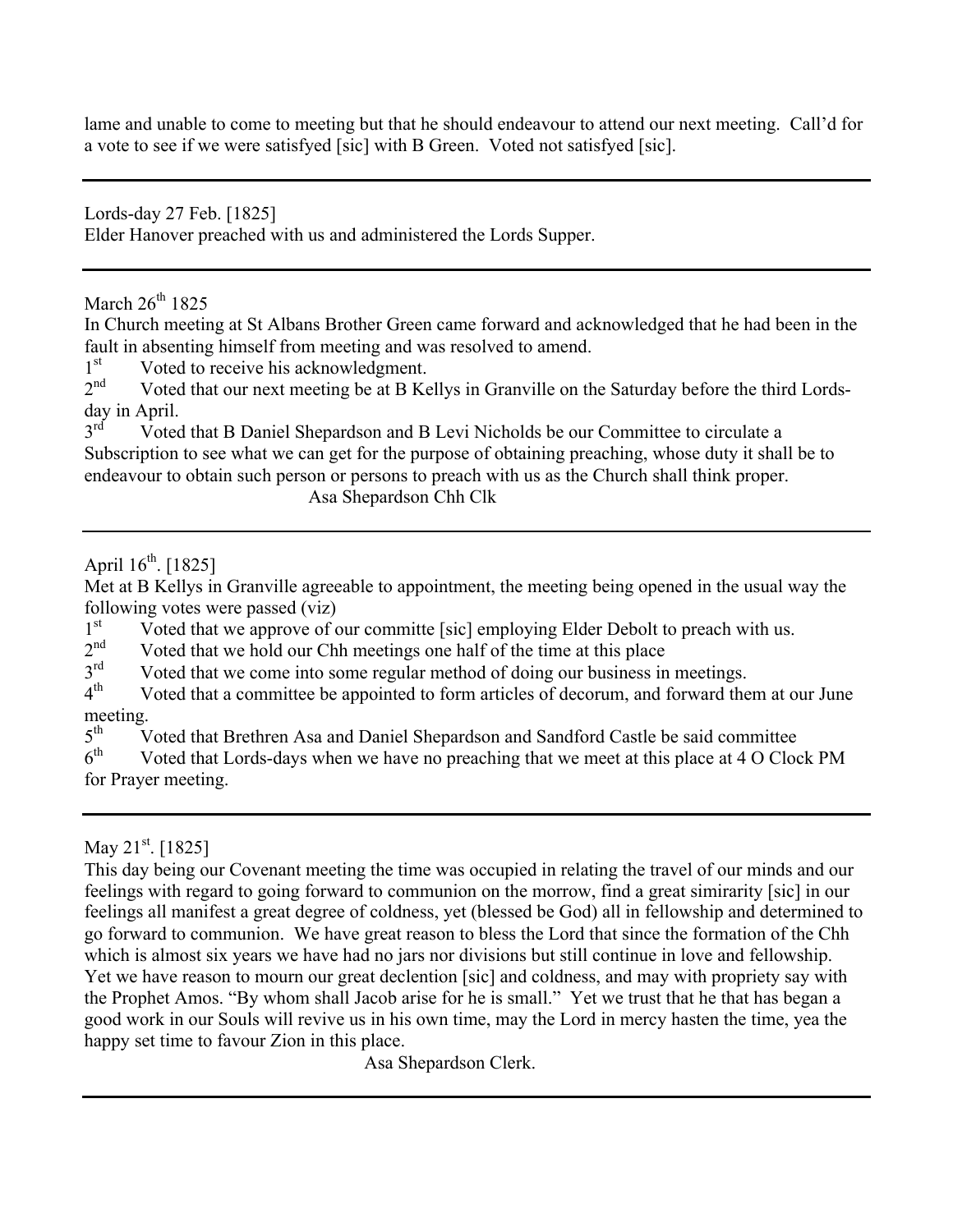lame and unable to come to meeting but that he should endeavour to attend our next meeting. Call'd for a vote to see if we were satisfyed [sic] with B Green. Voted not satisfyed [sic].

---

Lords-day 27 Feb. [1825]
Elder Hanover preached with us and administered the Lords Supper.

---

March 26th 1825
In Church meeting at St Albans Brother Green came forward and acknowledged that he had been in the fault in absenting himself from meeting and was resolved to amend.

1st Voted to receive his acknowledgment.
2nd Voted that our next meeting be at B Kellys in Granville on the Saturday before the third Lords-day in April.
3rd Voted that B Daniel Shepardson and B Levi Nicholds be our Committee to circulate a Subscription to see what we can get for the purpose of obtaining preaching, whose duty it shall be to endeavour to obtain such person or persons to preach with us as the Church shall think proper.

Asa Shepardson Chh Clk

---

April 16th. [1825]
Met at B Kellys in Granville agreeable to appointment, the meeting being opened in the usual way the following votes were passed (viz)

1st Voted that we approve of our committe [sic] employing Elder Debolt to preach with us.
2nd Voted that we hold our Chh meetings one half of the time at this place
3rd Voted that we come into some regular method of doing our business in meetings.
4th Voted that a committee be appointed to form articles of decorum, and forward them at our June meeting.
5th Voted that Brethren Asa and Daniel Shepardson and Sandford Castle be said committee
6th Voted that Lords-days when we have no preaching that we meet at this place at 4 O Clock PM for Prayer meeting.

---

May 21st. [1825]
This day being our Covenant meeting the time was occupied in relating the travel of our minds and our feelings with regard to going forward to communion on the morrow, find a great simirarity [sic] in our feelings all manifest a great degree of coldness, yet (blessed be God) all in fellowship and determined to go forward to communion. We have great reason to bless the Lord that since the formation of the Chh which is almost six years we have had no jars nor divisions but still continue in love and fellowship. Yet we have reason to mourn our great declention [sic] and coldness, and may with propriety say with the Prophet Amos. "By whom shall Jacob arise for he is small." Yet we trust that he that has began a good work in our Souls will revive us in his own time, may the Lord in mercy hasten the time, yea the happy set time to favour Zion in this place.

Asa Shepardson Clerk.

---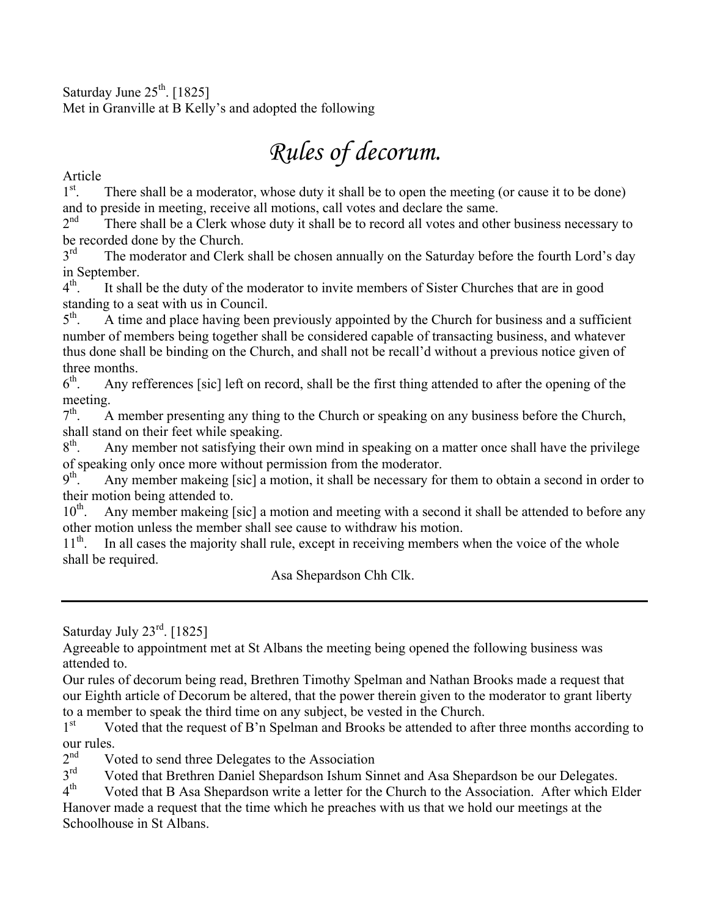Saturday June 25th. [1825]
Met in Granville at B Kelly's and adopted the following

# *Rules of decorum.*

Article

1st. There shall be a moderator, whose duty it shall be to open the meeting (or cause it to be done) and to preside in meeting, receive all motions, call votes and declare the same.

2nd There shall be a Clerk whose duty it shall be to record all votes and other business necessary to be recorded done by the Church.

3rd The moderator and Clerk shall be chosen annually on the Saturday before the fourth Lord's day in September.

4th. It shall be the duty of the moderator to invite members of Sister Churches that are in good standing to a seat with us in Council.

5th. A time and place having been previously appointed by the Church for business and a sufficient number of members being together shall be considered capable of transacting business, and whatever thus done shall be binding on the Church, and shall not be recall'd without a previous notice given of three months.

6th. Any refferences [sic] left on record, shall be the first thing attended to after the opening of the meeting.

7th. A member presenting any thing to the Church or speaking on any business before the Church, shall stand on their feet while speaking.

8th. Any member not satisfying their own mind in speaking on a matter once shall have the privilege of speaking only once more without permission from the moderator.

9th. Any member makeing [sic] a motion, it shall be necessary for them to obtain a second in order to their motion being attended to.

10th. Any member makeing [sic] a motion and meeting with a second it shall be attended to before any other motion unless the member shall see cause to withdraw his motion.

11th. In all cases the majority shall rule, except in receiving members when the voice of the whole shall be required.

Asa Shepardson Chh Clk.

---

Saturday July 23rd. [1825]
Agreeable to appointment met at St Albans the meeting being opened the following business was attended to.

Our rules of decorum being read, Brethren Timothy Spelman and Nathan Brooks made a request that our Eighth article of Decorum be altered, that the power therein given to the moderator to grant liberty to a member to speak the third time on any subject, be vested in the Church.

1st Voted that the request of B'n Spelman and Brooks be attended to after three months according to our rules.

2nd Voted to send three Delegates to the Association

3rd Voted that Brethren Daniel Shepardson Ishum Sinnet and Asa Shepardson be our Delegates.

4th Voted that B Asa Shepardson write a letter for the Church to the Association. After which Elder Hanover made a request that the time which he preaches with us that we hold our meetings at the Schoolhouse in St Albans.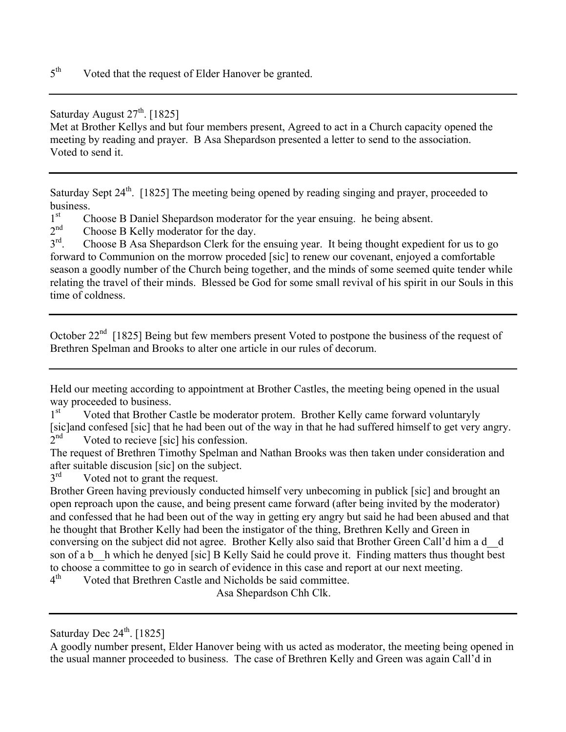5th Voted that the request of Elder Hanover be granted.

---

Saturday August 27th. [1825]
Met at Brother Kellys and but four members present, Agreed to act in a Church capacity opened the meeting by reading and prayer. B Asa Shepardson presented a letter to send to the association. Voted to send it.

---

Saturday Sept 24th. [1825] The meeting being opened by reading singing and prayer, proceeded to business.

1st Choose B Daniel Shepardson moderator for the year ensuing. he being absent.
2nd Choose B Kelly moderator for the day.
3rd. Choose B Asa Shepardson Clerk for the ensuing year. It being thought expedient for us to go forward to Communion on the morrow proceded [sic] to renew our covenant, enjoyed a comfortable season a goodly number of the Church being together, and the minds of some seemed quite tender while relating the travel of their minds. Blessed be God for some small revival of his spirit in our Souls in this time of coldness.

---

October 22nd [1825] Being but few members present Voted to postpone the business of the request of Brethren Spelman and Brooks to alter one article in our rules of decorum.

---

Held our meeting according to appointment at Brother Castles, the meeting being opened in the usual way proceeded to business.

1st Voted that Brother Castle be moderator protem. Brother Kelly came forward voluntaryly [sic]and confesed [sic] that he had been out of the way in that he had suffered himself to get very angry.
2nd Voted to recieve [sic] his confession.

The request of Brethren Timothy Spelman and Nathan Brooks was then taken under consideration and after suitable discusion [sic] on the subject.

3rd Voted not to grant the request.

Brother Green having previously conducted himself very unbecoming in publick [sic] and brought an open reproach upon the cause, and being present came forward (after being invited by the moderator) and confessed that he had been out of the way in getting ery angry but said he had been abused and that he thought that Brother Kelly had been the instigator of the thing, Brethren Kelly and Green in conversing on the subject did not agree. Brother Kelly also said that Brother Green Call'd him a d__d son of a b__h which he denyed [sic] B Kelly Said he could prove it. Finding matters thus thought best to choose a committee to go in search of evidence in this case and report at our next meeting.

4th Voted that Brethren Castle and Nicholds be said committee.

Asa Shepardson Chh Clk.

---

Saturday Dec 24th. [1825]
A goodly number present, Elder Hanover being with us acted as moderator, the meeting being opened in the usual manner proceeded to business. The case of Brethren Kelly and Green was again Call'd in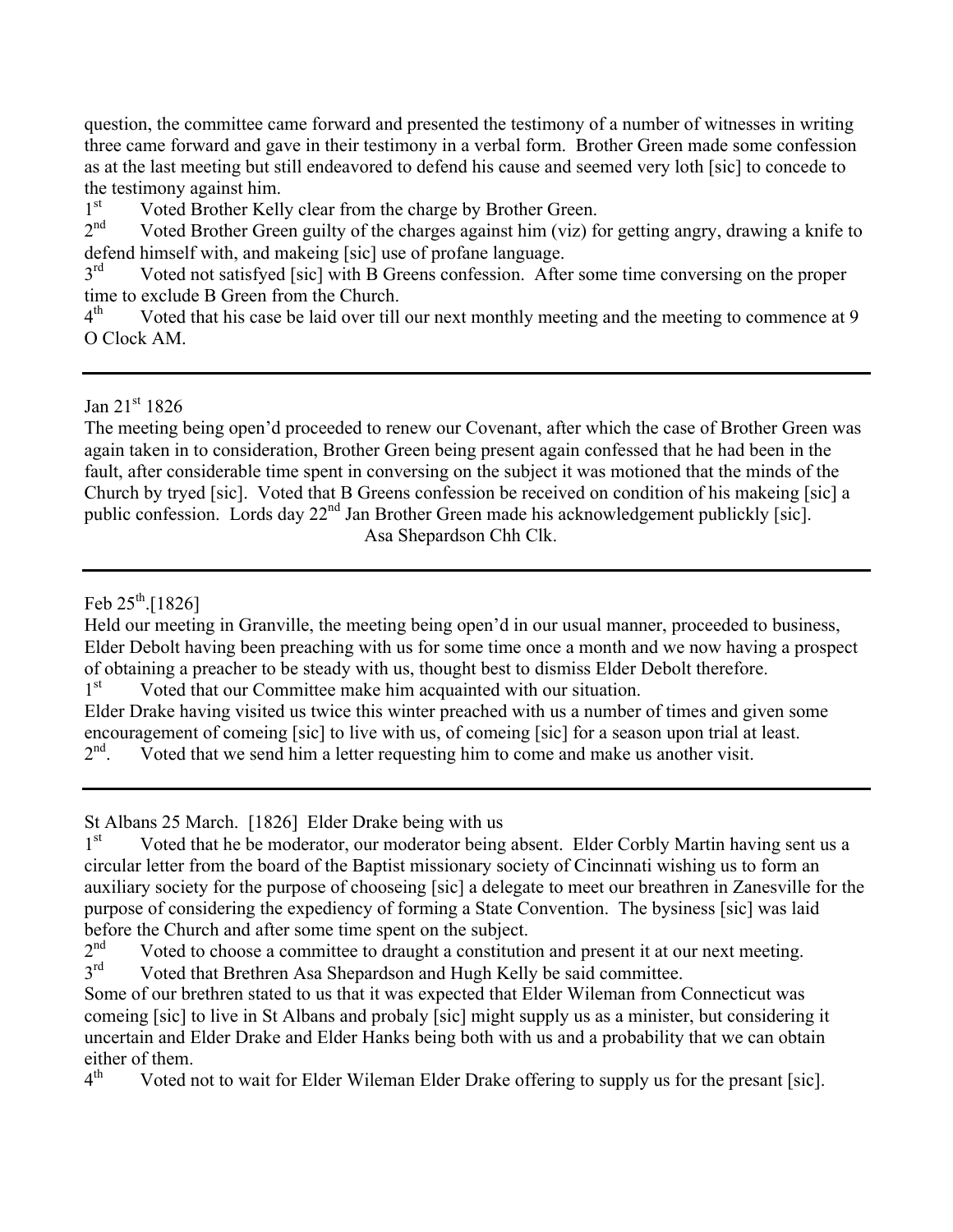question, the committee came forward and presented the testimony of a number of witnesses in writing three came forward and gave in their testimony in a verbal form. Brother Green made some confession as at the last meeting but still endeavored to defend his cause and seemed very loth [sic] to concede to the testimony against him.

1st Voted Brother Kelly clear from the charge by Brother Green.

2nd Voted Brother Green guilty of the charges against him (viz) for getting angry, drawing a knife to defend himself with, and makeing [sic] use of profane language.

3rd Voted not satisfyed [sic] with B Greens confession. After some time conversing on the proper time to exclude B Green from the Church.

4th Voted that his case be laid over till our next monthly meeting and the meeting to commence at 9 O Clock AM.

---

Jan 21st 1826

The meeting being open'd proceeded to renew our Covenant, after which the case of Brother Green was again taken in to consideration, Brother Green being present again confessed that he had been in the fault, after considerable time spent in conversing on the subject it was motioned that the minds of the Church by tryed [sic]. Voted that B Greens confession be received on condition of his makeing [sic] a public confession. Lords day 22nd Jan Brother Green made his acknowledgement publickly [sic].

Asa Shepardson Chh Clk.

---

Feb 25th.[1826]

Held our meeting in Granville, the meeting being open'd in our usual manner, proceeded to business, Elder Debolt having been preaching with us for some time once a month and we now having a prospect of obtaining a preacher to be steady with us, thought best to dismiss Elder Debolt therefore.

1st Voted that our Committee make him acquainted with our situation.

Elder Drake having visited us twice this winter preached with us a number of times and given some encouragement of comeing [sic] to live with us, of comeing [sic] for a season upon trial at least.

2nd. Voted that we send him a letter requesting him to come and make us another visit.

---

St Albans 25 March. [1826] Elder Drake being with us

1st Voted that he be moderator, our moderator being absent. Elder Corbly Martin having sent us a circular letter from the board of the Baptist missionary society of Cincinnati wishing us to form an auxiliary society for the purpose of chooseing [sic] a delegate to meet our breathren in Zanesville for the purpose of considering the expediency of forming a State Convention. The bysiness [sic] was laid before the Church and after some time spent on the subject.

2nd Voted to choose a committee to draught a constitution and present it at our next meeting.

3rd Voted that Brethren Asa Shepardson and Hugh Kelly be said committee.

Some of our brethren stated to us that it was expected that Elder Wileman from Connecticut was comeing [sic] to live in St Albans and probaly [sic] might supply us as a minister, but considering it uncertain and Elder Drake and Elder Hanks being both with us and a probability that we can obtain either of them.

4th Voted not to wait for Elder Wileman Elder Drake offering to supply us for the presant [sic].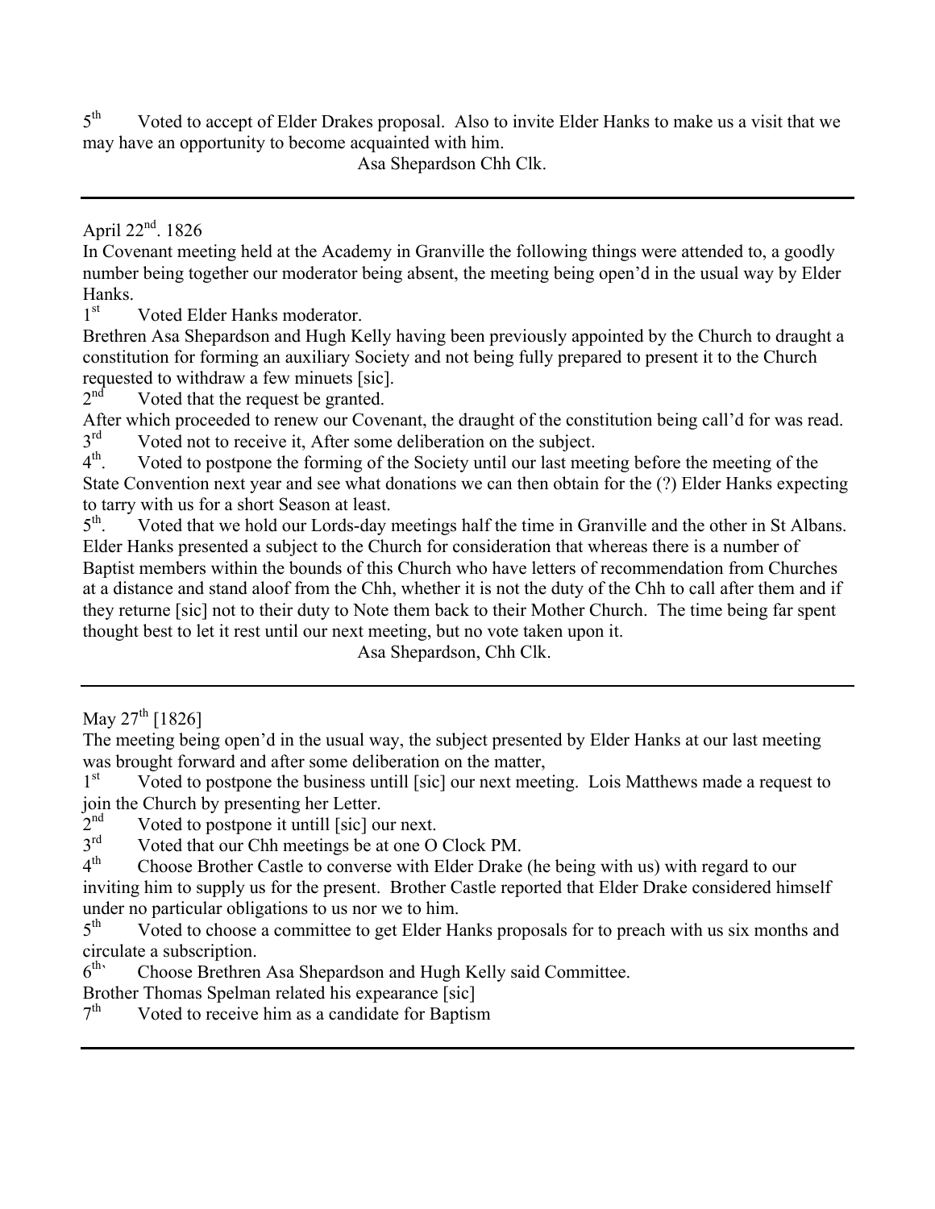5th Voted to accept of Elder Drakes proposal. Also to invite Elder Hanks to make us a visit that we may have an opportunity to become acquainted with him.

Asa Shepardson Chh Clk.

---

April 22nd. 1826

In Covenant meeting held at the Academy in Granville the following things were attended to, a goodly number being together our moderator being absent, the meeting being open'd in the usual way by Elder Hanks.

1st Voted Elder Hanks moderator.

Brethren Asa Shepardson and Hugh Kelly having been previously appointed by the Church to draught a constitution for forming an auxiliary Society and not being fully prepared to present it to the Church requested to withdraw a few minuets [sic].

2nd Voted that the request be granted.

After which proceeded to renew our Covenant, the draught of the constitution being call'd for was read.

3rd Voted not to receive it, After some deliberation on the subject.

4th. Voted to postpone the forming of the Society until our last meeting before the meeting of the State Convention next year and see what donations we can then obtain for the (?) Elder Hanks expecting to tarry with us for a short Season at least.

5th. Voted that we hold our Lords-day meetings half the time in Granville and the other in St Albans. Elder Hanks presented a subject to the Church for consideration that whereas there is a number of Baptist members within the bounds of this Church who have letters of recommendation from Churches at a distance and stand aloof from the Chh, whether it is not the duty of the Chh to call after them and if they returne [sic] not to their duty to Note them back to their Mother Church. The time being far spent thought best to let it rest until our next meeting, but no vote taken upon it.

Asa Shepardson, Chh Clk.

---

May 27th [1826]

The meeting being open'd in the usual way, the subject presented by Elder Hanks at our last meeting was brought forward and after some deliberation on the matter,

1st Voted to postpone the business untill [sic] our next meeting. Lois Matthews made a request to join the Church by presenting her Letter.

2nd Voted to postpone it untill [sic] our next.

3rd Voted that our Chh meetings be at one O Clock PM.

4th Choose Brother Castle to converse with Elder Drake (he being with us) with regard to our inviting him to supply us for the present. Brother Castle reported that Elder Drake considered himself under no particular obligations to us nor we to him.

5th Voted to choose a committee to get Elder Hanks proposals for to preach with us six months and circulate a subscription.

6th Choose Brethren Asa Shepardson and Hugh Kelly said Committee.

Brother Thomas Spelman related his expearance [sic]

7th Voted to receive him as a candidate for Baptism

---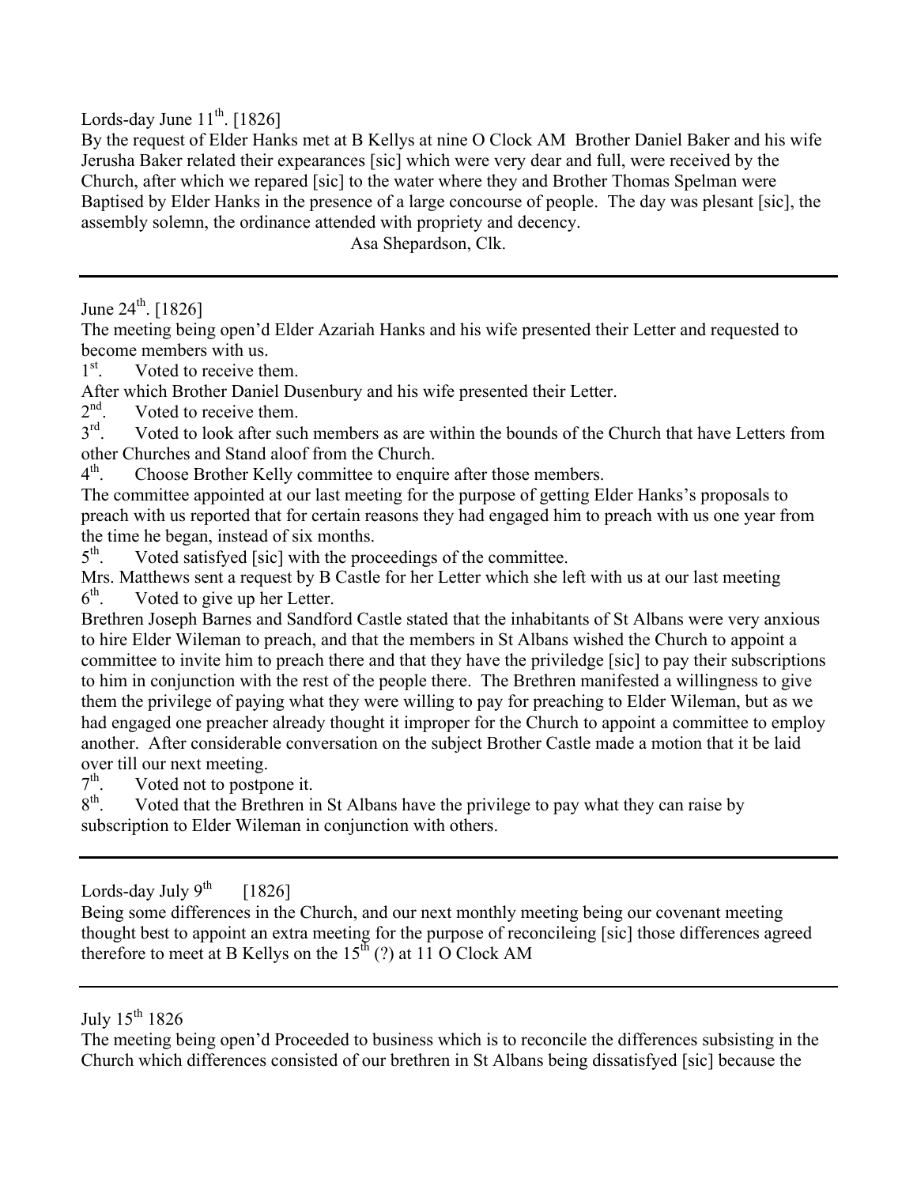Lords-day June 11th. [1826]

By the request of Elder Hanks met at B Kellys at nine O Clock AM Brother Daniel Baker and his wife Jerusha Baker related their expearances [sic] which were very dear and full, were received by the Church, after which we repared [sic] to the water where they and Brother Thomas Spelman were Baptised by Elder Hanks in the presence of a large concourse of people. The day was plesant [sic], the assembly solemn, the ordinance attended with propriety and decency.

Asa Shepardson, Clk.

---

June 24th. [1826]

The meeting being open'd Elder Azariah Hanks and his wife presented their Letter and requested to become members with us.

1st. Voted to receive them.

After which Brother Daniel Dusenbury and his wife presented their Letter.

2nd. Voted to receive them.

3rd. Voted to look after such members as are within the bounds of the Church that have Letters from other Churches and Stand aloof from the Church.

4th. Choose Brother Kelly committee to enquire after those members.

The committee appointed at our last meeting for the purpose of getting Elder Hanks's proposals to preach with us reported that for certain reasons they had engaged him to preach with us one year from the time he began, instead of six months.

5th. Voted satisfyed [sic] with the proceedings of the committee.

Mrs. Matthews sent a request by B Castle for her Letter which she left with us at our last meeting

6th. Voted to give up her Letter.

Brethren Joseph Barnes and Sandford Castle stated that the inhabitants of St Albans were very anxious to hire Elder Wileman to preach, and that the members in St Albans wished the Church to appoint a committee to invite him to preach there and that they have the priviledge [sic] to pay their subscriptions to him in conjunction with the rest of the people there. The Brethren manifested a willingness to give them the privilege of paying what they were willing to pay for preaching to Elder Wileman, but as we had engaged one preacher already thought it improper for the Church to appoint a committee to employ another. After considerable conversation on the subject Brother Castle made a motion that it be laid over till our next meeting.

7th. Voted not to postpone it.

8th. Voted that the Brethren in St Albans have the privilege to pay what they can raise by subscription to Elder Wileman in conjunction with others.

---

Lords-day July 9th [1826]

Being some differences in the Church, and our next monthly meeting being our covenant meeting thought best to appoint an extra meeting for the purpose of reconcileing [sic] those differences agreed therefore to meet at B Kellys on the 15th (?) at 11 O Clock AM

---

July 15th 1826

The meeting being open'd Proceeded to business which is to reconcile the differences subsisting in the Church which differences consisted of our brethren in St Albans being dissatisfyed [sic] because the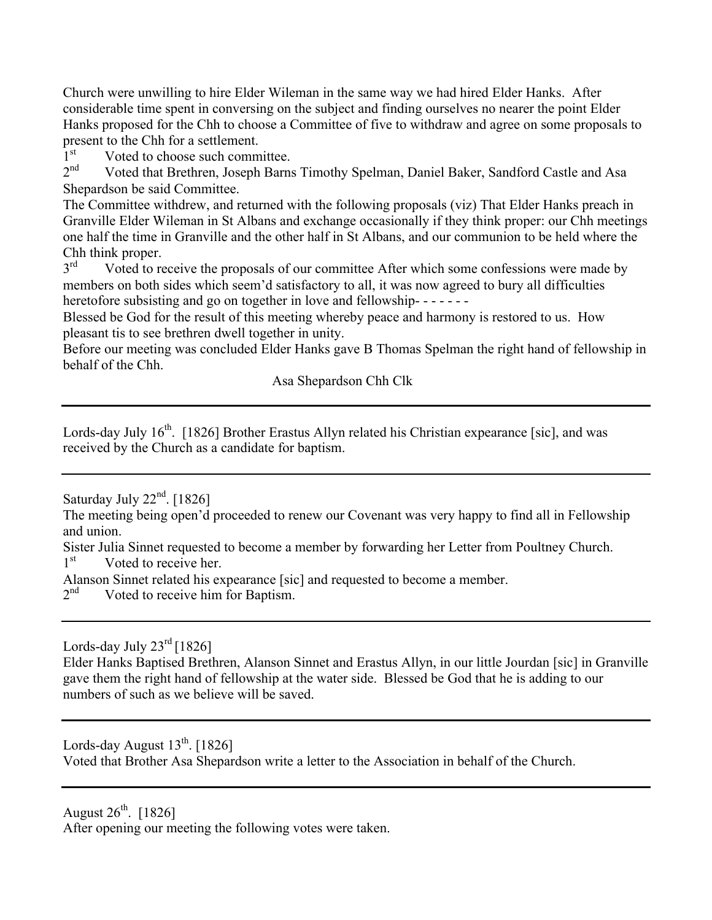Church were unwilling to hire Elder Wileman in the same way we had hired Elder Hanks. After considerable time spent in conversing on the subject and finding ourselves no nearer the point Elder Hanks proposed for the Chh to choose a Committee of five to withdraw and agree on some proposals to present to the Chh for a settlement.

1st Voted to choose such committee.

2nd Voted that Brethren, Joseph Barns Timothy Spelman, Daniel Baker, Sandford Castle and Asa Shepardson be said Committee.

The Committee withdrew, and returned with the following proposals (viz) That Elder Hanks preach in Granville Elder Wileman in St Albans and exchange occasionally if they think proper: our Chh meetings one half the time in Granville and the other half in St Albans, and our communion to be held where the Chh think proper.

3rd Voted to receive the proposals of our committee After which some confessions were made by members on both sides which seem'd satisfactory to all, it was now agreed to bury all difficulties heretofore subsisting and go on together in love and fellowship- - - - - - -

Blessed be God for the result of this meeting whereby peace and harmony is restored to us. How pleasant tis to see brethren dwell together in unity.

Before our meeting was concluded Elder Hanks gave B Thomas Spelman the right hand of fellowship in behalf of the Chh.

Asa Shepardson Chh Clk

---

Lords-day July 16th. [1826] Brother Erastus Allyn related his Christian expearance [sic], and was received by the Church as a candidate for baptism.

---

Saturday July 22nd. [1826]

The meeting being open'd proceeded to renew our Covenant was very happy to find all in Fellowship and union.

Sister Julia Sinnet requested to become a member by forwarding her Letter from Poultney Church.

1st Voted to receive her.

Alanson Sinnet related his expearance [sic] and requested to become a member.

2nd Voted to receive him for Baptism.

---

Lords-day July 23rd [1826]

Elder Hanks Baptised Brethren, Alanson Sinnet and Erastus Allyn, in our little Jourdan [sic] in Granville gave them the right hand of fellowship at the water side. Blessed be God that he is adding to our numbers of such as we believe will be saved.

---

Lords-day August 13th. [1826]

Voted that Brother Asa Shepardson write a letter to the Association in behalf of the Church.

---

August 26th. [1826]

After opening our meeting the following votes were taken.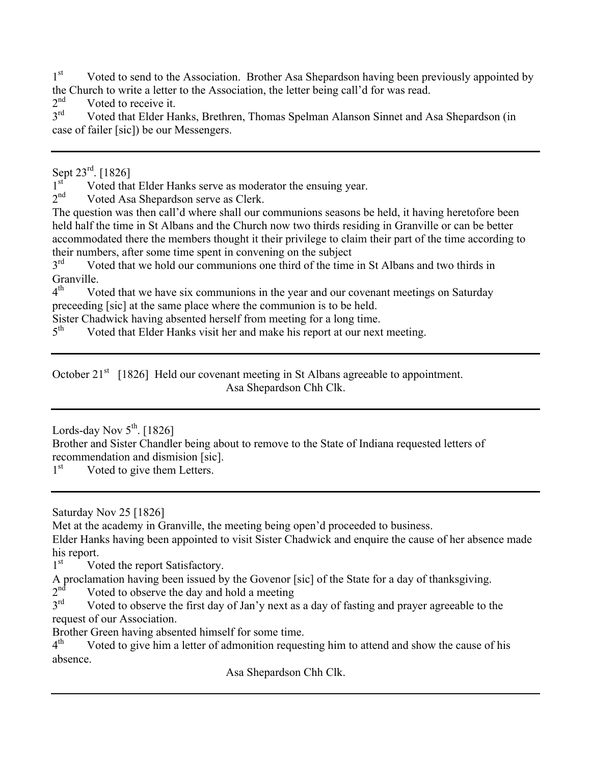1st Voted to send to the Association. Brother Asa Shepardson having been previously appointed by the Church to write a letter to the Association, the letter being call'd for was read.
2nd Voted to receive it.
3rd Voted that Elder Hanks, Brethren, Thomas Spelman Alanson Sinnet and Asa Shepardson (in case of failer [sic]) be our Messengers.

---

Sept 23rd. [1826]
1st Voted that Elder Hanks serve as moderator the ensuing year.
2nd Voted Asa Shepardson serve as Clerk.
The question was then call'd where shall our communions seasons be held, it having heretofore been held half the time in St Albans and the Church now two thirds residing in Granville or can be better accommodated there the members thought it their privilege to claim their part of the time according to their numbers, after some time spent in convening on the subject
3rd Voted that we hold our communions one third of the time in St Albans and two thirds in Granville.
4th Voted that we have six communions in the year and our covenant meetings on Saturday preceeding [sic] at the same place where the communion is to be held.
Sister Chadwick having absented herself from meeting for a long time.
5th Voted that Elder Hanks visit her and make his report at our next meeting.

---

October 21st [1826] Held our covenant meeting in St Albans agreeable to appointment.
Asa Shepardson Chh Clk.

---

Lords-day Nov 5th. [1826]
Brother and Sister Chandler being about to remove to the State of Indiana requested letters of recommendation and dismision [sic].
1st Voted to give them Letters.

---

Saturday Nov 25 [1826]
Met at the academy in Granville, the meeting being open'd proceeded to business.
Elder Hanks having been appointed to visit Sister Chadwick and enquire the cause of her absence made his report.
1st Voted the report Satisfactory.
A proclamation having been issued by the Govenor [sic] of the State for a day of thanksgiving.
2nd Voted to observe the day and hold a meeting
3rd Voted to observe the first day of Jan'y next as a day of fasting and prayer agreeable to the request of our Association.
Brother Green having absented himself for some time.
4th Voted to give him a letter of admonition requesting him to attend and show the cause of his absence.
Asa Shepardson Chh Clk.

---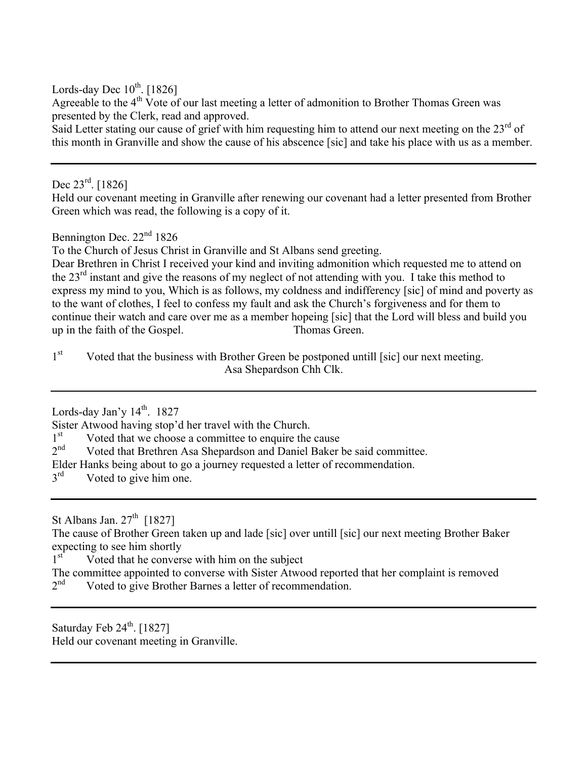Lords-day Dec 10th. [1826]

Agreeable to the 4th Vote of our last meeting a letter of admonition to Brother Thomas Green was presented by the Clerk, read and approved.

Said Letter stating our cause of grief with him requesting him to attend our next meeting on the 23rd of this month in Granville and show the cause of his abscence [sic] and take his place with us as a member.

---

Dec 23rd. [1826]

Held our covenant meeting in Granville after renewing our covenant had a letter presented from Brother Green which was read, the following is a copy of it.

Bennington Dec. 22nd 1826

To the Church of Jesus Christ in Granville and St Albans send greeting.

Dear Brethren in Christ I received your kind and inviting admonition which requested me to attend on the 23rd instant and give the reasons of my neglect of not attending with you. I take this method to express my mind to you, Which is as follows, my coldness and indifferency [sic] of mind and poverty as to the want of clothes, I feel to confess my fault and ask the Church's forgiveness and for them to continue their watch and care over me as a member hopeing [sic] that the Lord will bless and build you up in the faith of the Gospel. Thomas Green.

1st Voted that the business with Brother Green be postponed untill [sic] our next meeting.

Asa Shepardson Chh Clk.

---

Lords-day Jan'y 14th. 1827

Sister Atwood having stop'd her travel with the Church.

1st Voted that we choose a committee to enquire the cause

2nd Voted that Brethren Asa Shepardson and Daniel Baker be said committee.

Elder Hanks being about to go a journey requested a letter of recommendation.

3rd Voted to give him one.

---

St Albans Jan. 27th [1827]

The cause of Brother Green taken up and lade [sic] over untill [sic] our next meeting Brother Baker expecting to see him shortly

1st Voted that he converse with him on the subject

The committee appointed to converse with Sister Atwood reported that her complaint is removed

2nd Voted to give Brother Barnes a letter of recommendation.

---

Saturday Feb 24th. [1827]

Held our covenant meeting in Granville.

---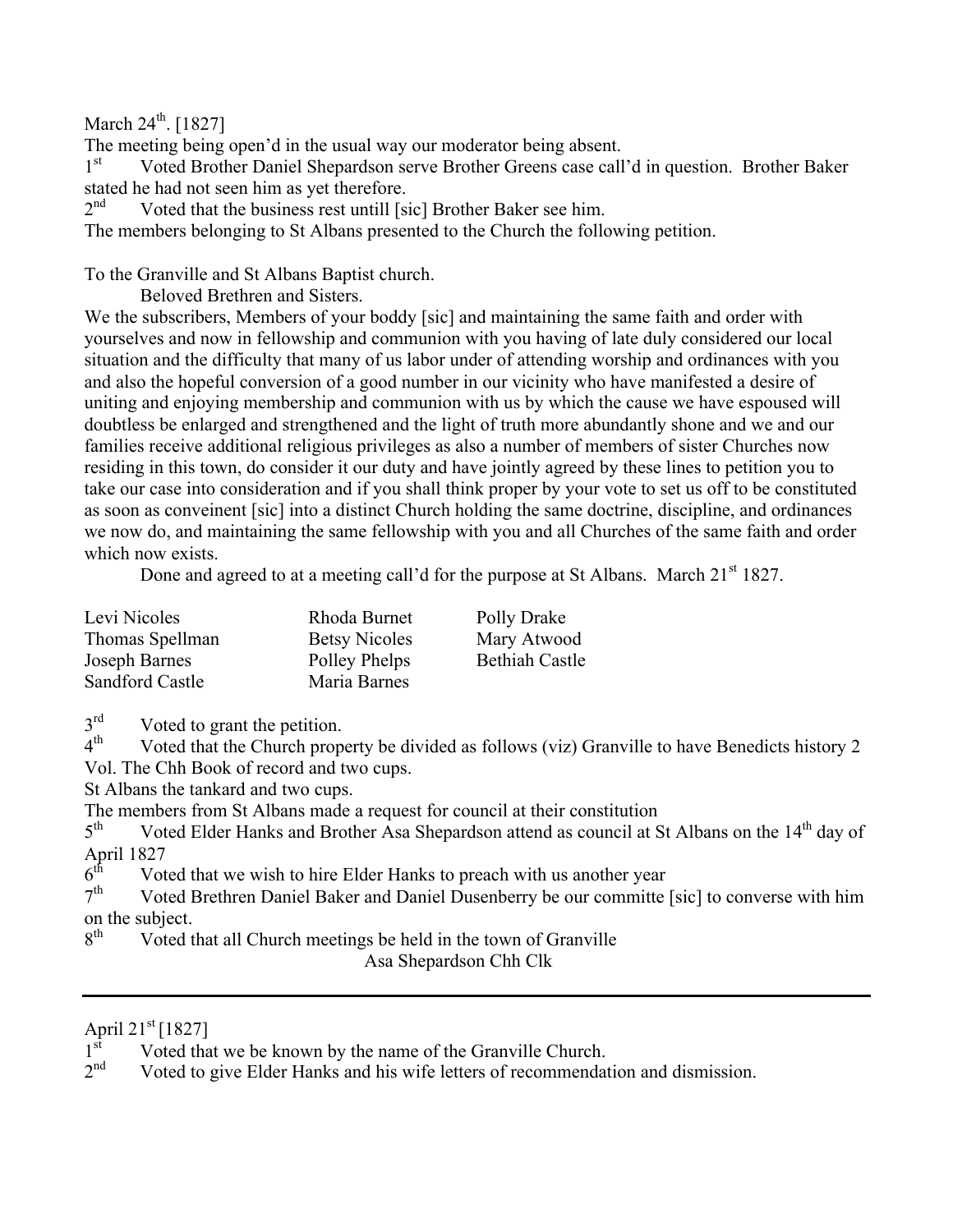March 24th. [1827]

The meeting being open'd in the usual way our moderator being absent.

1st Voted Brother Daniel Shepardson serve Brother Greens case call'd in question. Brother Baker stated he had not seen him as yet therefore.

2nd Voted that the business rest untill [sic] Brother Baker see him.

The members belonging to St Albans presented to the Church the following petition.

To the Granville and St Albans Baptist church.

Beloved Brethren and Sisters.

We the subscribers, Members of your boddy [sic] and maintaining the same faith and order with yourselves and now in fellowship and communion with you having of late duly considered our local situation and the difficulty that many of us labor under of attending worship and ordinances with you and also the hopeful conversion of a good number in our vicinity who have manifested a desire of uniting and enjoying membership and communion with us by which the cause we have espoused will doubtless be enlarged and strengthened and the light of truth more abundantly shone and we and our families receive additional religious privileges as also a number of members of sister Churches now residing in this town, do consider it our duty and have jointly agreed by these lines to petition you to take our case into consideration and if you shall think proper by your vote to set us off to be constituted as soon as conveinent [sic] into a distinct Church holding the same doctrine, discipline, and ordinances we now do, and maintaining the same fellowship with you and all Churches of the same faith and order which now exists.

Done and agreed to at a meeting call'd for the purpose at St Albans. March 21st 1827.

| | | |
|---|---|---|
| Levi Nicoles | Rhoda Burnet | Polly Drake |
| Thomas Spellman | Betsy Nicoles | Mary Atwood |
| Joseph Barnes | Polley Phelps | Bethiah Castle |
| Sandford Castle | Maria Barnes | |

3rd Voted to grant the petition.

4th Voted that the Church property be divided as follows (viz) Granville to have Benedicts history 2 Vol. The Chh Book of record and two cups.

St Albans the tankard and two cups.

The members from St Albans made a request for council at their constitution

5th Voted Elder Hanks and Brother Asa Shepardson attend as council at St Albans on the 14th day of April 1827

6th Voted that we wish to hire Elder Hanks to preach with us another year

7th Voted Brethren Daniel Baker and Daniel Dusenberry be our committe [sic] to converse with him on the subject.

8th Voted that all Church meetings be held in the town of Granville

Asa Shepardson Chh Clk

---

April 21st [1827]

1st Voted that we be known by the name of the Granville Church.

2nd Voted to give Elder Hanks and his wife letters of recommendation and dismission.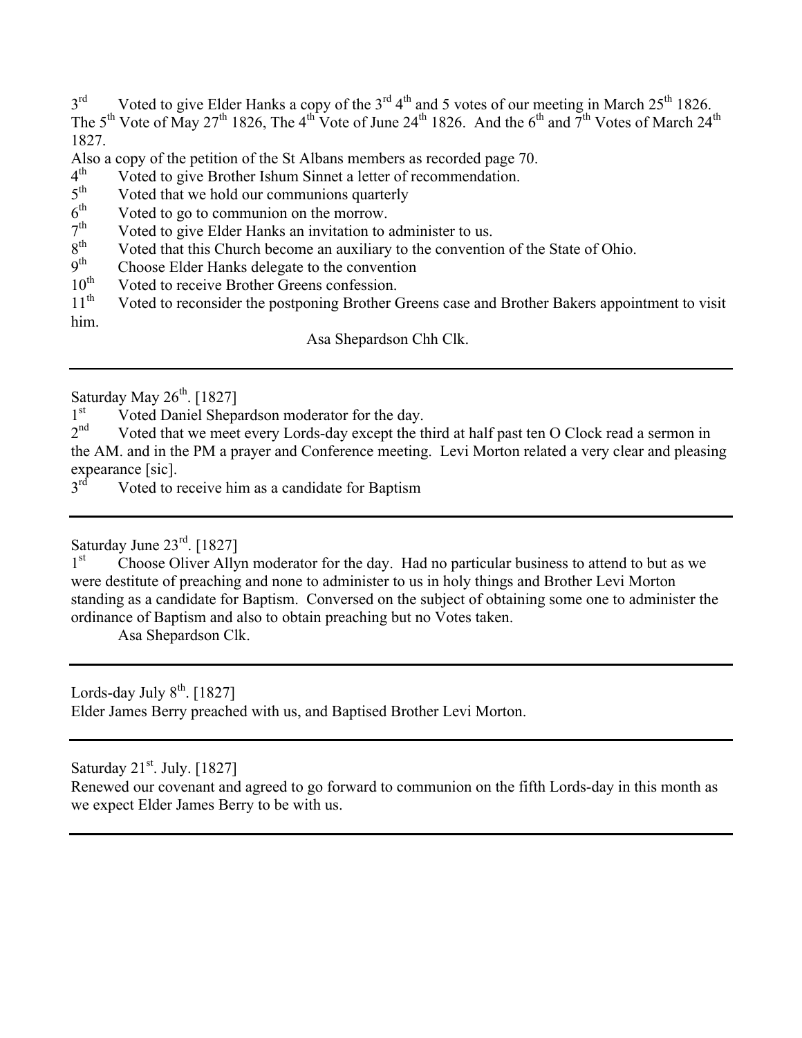3rd Voted to give Elder Hanks a copy of the 3rd 4th and 5 votes of our meeting in March 25th 1826. The 5th Vote of May 27th 1826, The 4th Vote of June 24th 1826. And the 6th and 7th Votes of March 24th 1827.

Also a copy of the petition of the St Albans members as recorded page 70.

4th Voted to give Brother Ishum Sinnet a letter of recommendation.

5th Voted that we hold our communions quarterly

6th Voted to go to communion on the morrow.

7th Voted to give Elder Hanks an invitation to administer to us.

8th Voted that this Church become an auxiliary to the convention of the State of Ohio.

9th Choose Elder Hanks delegate to the convention

10th Voted to receive Brother Greens confession.

11th Voted to reconsider the postponing Brother Greens case and Brother Bakers appointment to visit him.

Asa Shepardson Chh Clk.

---

Saturday May 26th. [1827]

1st Voted Daniel Shepardson moderator for the day.

2nd Voted that we meet every Lords-day except the third at half past ten O Clock read a sermon in the AM. and in the PM a prayer and Conference meeting. Levi Morton related a very clear and pleasing expearance [sic].

3rd Voted to receive him as a candidate for Baptism

---

Saturday June 23rd. [1827]

1st Choose Oliver Allyn moderator for the day. Had no particular business to attend to but as we were destitute of preaching and none to administer to us in holy things and Brother Levi Morton standing as a candidate for Baptism. Conversed on the subject of obtaining some one to administer the ordinance of Baptism and also to obtain preaching but no Votes taken.

Asa Shepardson Clk.

---

Lords-day July 8th. [1827]

Elder James Berry preached with us, and Baptised Brother Levi Morton.

---

Saturday 21st. July. [1827]

Renewed our covenant and agreed to go forward to communion on the fifth Lords-day in this month as we expect Elder James Berry to be with us.

---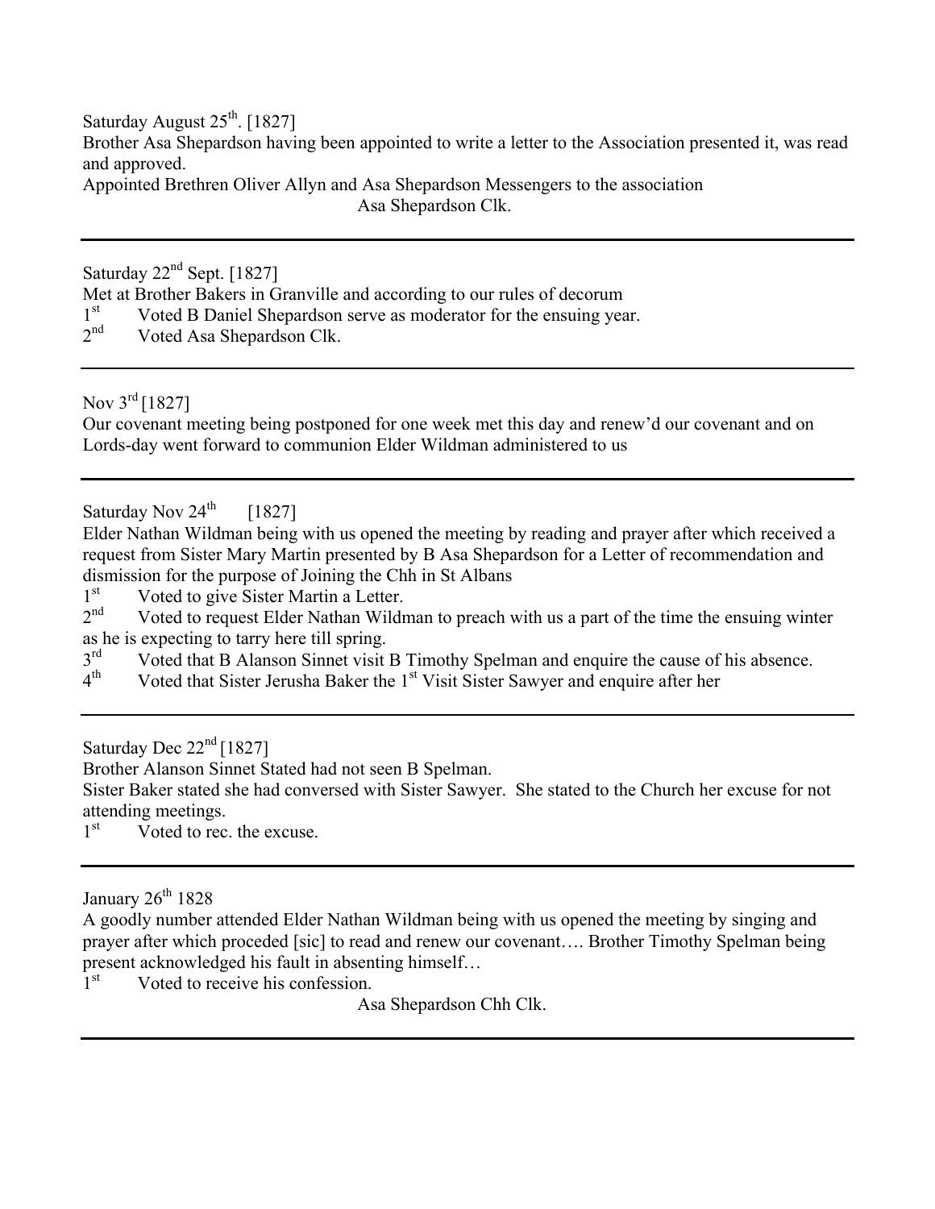Saturday August 25th. [1827]

Brother Asa Shepardson having been appointed to write a letter to the Association presented it, was read and approved.

Appointed Brethren Oliver Allyn and Asa Shepardson Messengers to the association

Asa Shepardson Clk.

---

Saturday 22nd Sept. [1827]

Met at Brother Bakers in Granville and according to our rules of decorum

1st Voted B Daniel Shepardson serve as moderator for the ensuing year.

2nd Voted Asa Shepardson Clk.

---

Nov 3rd [1827]

Our covenant meeting being postponed for one week met this day and renew'd our covenant and on Lords-day went forward to communion Elder Wildman administered to us

---

Saturday Nov 24th [1827]

Elder Nathan Wildman being with us opened the meeting by reading and prayer after which received a request from Sister Mary Martin presented by B Asa Shepardson for a Letter of recommendation and dismission for the purpose of Joining the Chh in St Albans

1st Voted to give Sister Martin a Letter.

2nd Voted to request Elder Nathan Wildman to preach with us a part of the time the ensuing winter as he is expecting to tarry here till spring.

3rd Voted that B Alanson Sinnet visit B Timothy Spelman and enquire the cause of his absence.

4th Voted that Sister Jerusha Baker the 1st Visit Sister Sawyer and enquire after her

---

Saturday Dec 22nd [1827]

Brother Alanson Sinnet Stated had not seen B Spelman.

Sister Baker stated she had conversed with Sister Sawyer. She stated to the Church her excuse for not attending meetings.

1st Voted to rec. the excuse.

---

January 26th 1828

A goodly number attended Elder Nathan Wildman being with us opened the meeting by singing and prayer after which proceded [sic] to read and renew our covenant…. Brother Timothy Spelman being present acknowledged his fault in absenting himself…

1st Voted to receive his confession.

Asa Shepardson Chh Clk.

---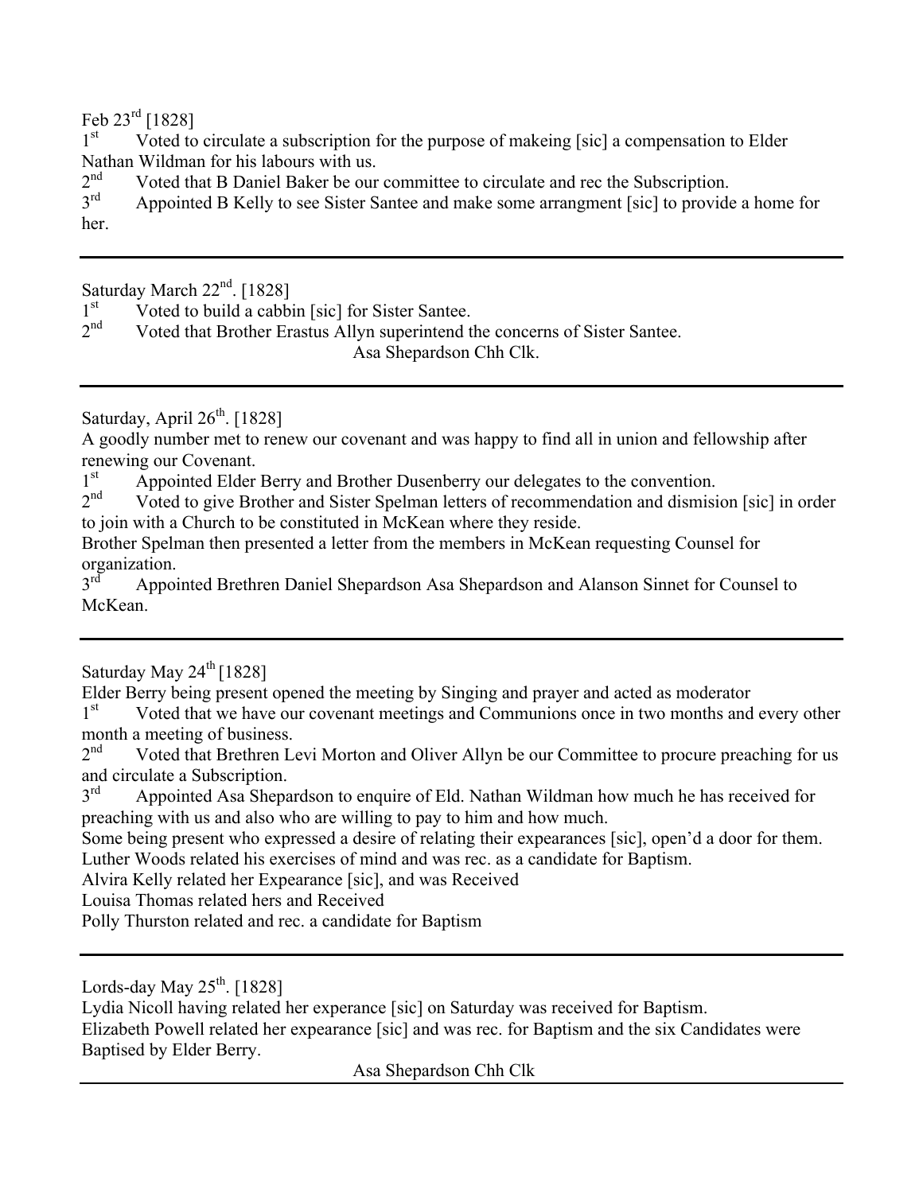Feb 23rd [1828]

1st Voted to circulate a subscription for the purpose of makeing [sic] a compensation to Elder Nathan Wildman for his labours with us.

2nd Voted that B Daniel Baker be our committee to circulate and rec the Subscription.

3rd Appointed B Kelly to see Sister Santee and make some arrangment [sic] to provide a home for her.

---

Saturday March 22nd. [1828]

1st Voted to build a cabbin [sic] for Sister Santee.

2nd Voted that Brother Erastus Allyn superintend the concerns of Sister Santee.

Asa Shepardson Chh Clk.

---

Saturday, April 26th. [1828]

A goodly number met to renew our covenant and was happy to find all in union and fellowship after renewing our Covenant.

1st Appointed Elder Berry and Brother Dusenberry our delegates to the convention.

2nd Voted to give Brother and Sister Spelman letters of recommendation and dismision [sic] in order to join with a Church to be constituted in McKean where they reside.

Brother Spelman then presented a letter from the members in McKean requesting Counsel for organization.

3rd Appointed Brethren Daniel Shepardson Asa Shepardson and Alanson Sinnet for Counsel to McKean.

---

Saturday May 24th [1828]

Elder Berry being present opened the meeting by Singing and prayer and acted as moderator

1st Voted that we have our covenant meetings and Communions once in two months and every other month a meeting of business.

2nd Voted that Brethren Levi Morton and Oliver Allyn be our Committee to procure preaching for us and circulate a Subscription.

3rd Appointed Asa Shepardson to enquire of Eld. Nathan Wildman how much he has received for preaching with us and also who are willing to pay to him and how much.

Some being present who expressed a desire of relating their expearances [sic], open'd a door for them.

Luther Woods related his exercises of mind and was rec. as a candidate for Baptism.

Alvira Kelly related her Expearance [sic], and was Received

Louisa Thomas related hers and Received

Polly Thurston related and rec. a candidate for Baptism

---

Lords-day May 25th. [1828]

Lydia Nicoll having related her experance [sic] on Saturday was received for Baptism.

Elizabeth Powell related her expearance [sic] and was rec. for Baptism and the six Candidates were Baptised by Elder Berry.

Asa Shepardson Chh Clk

---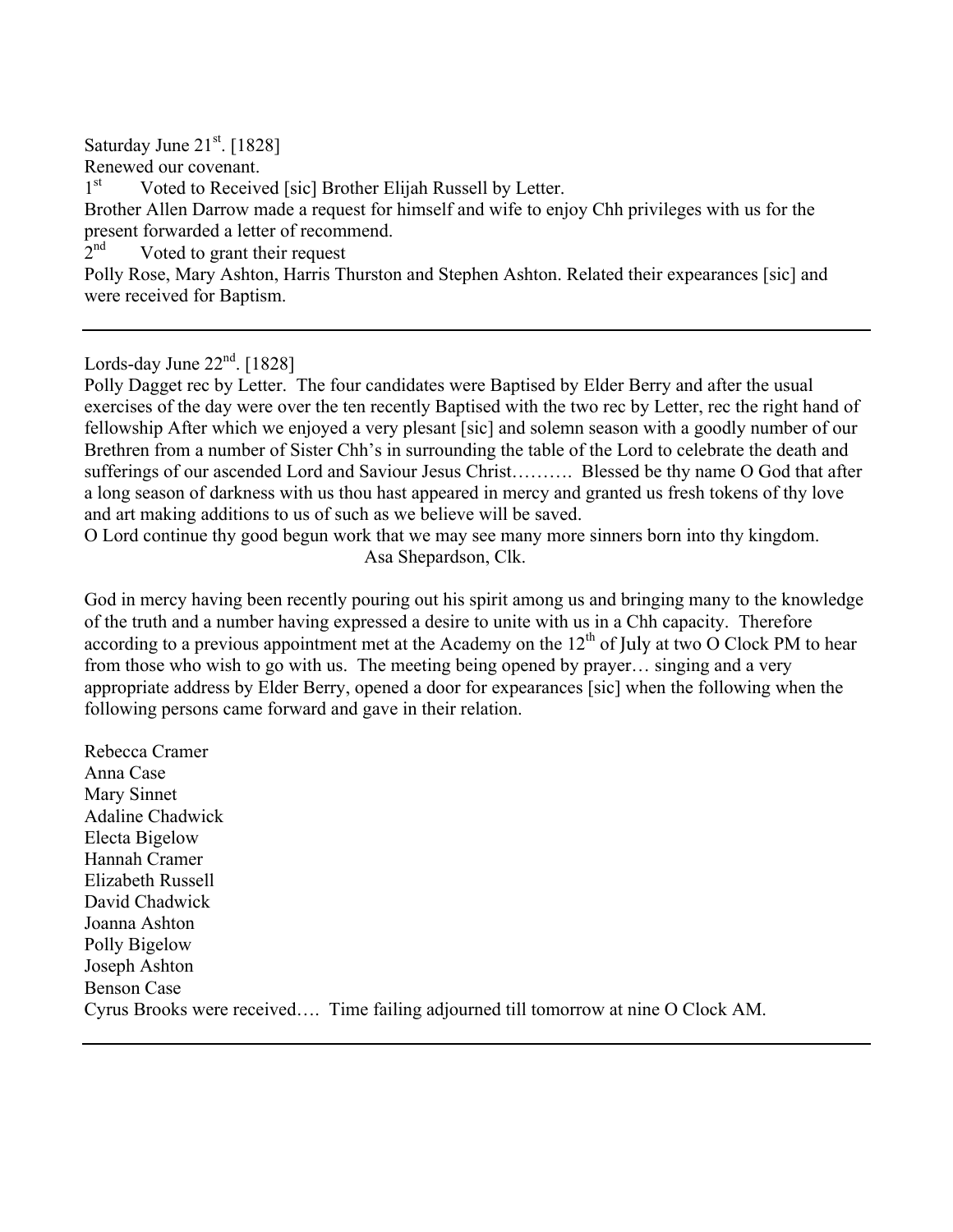Saturday June 21st. [1828]

Renewed our covenant.

1st Voted to Received [sic] Brother Elijah Russell by Letter.

Brother Allen Darrow made a request for himself and wife to enjoy Chh privileges with us for the present forwarded a letter of recommend.

2nd Voted to grant their request

Polly Rose, Mary Ashton, Harris Thurston and Stephen Ashton. Related their expearances [sic] and were received for Baptism.

---

Lords-day June 22nd. [1828]

Polly Dagget rec by Letter. The four candidates were Baptised by Elder Berry and after the usual exercises of the day were over the ten recently Baptised with the two rec by Letter, rec the right hand of fellowship After which we enjoyed a very plesant [sic] and solemn season with a goodly number of our Brethren from a number of Sister Chh's in surrounding the table of the Lord to celebrate the death and sufferings of our ascended Lord and Saviour Jesus Christ………. Blessed be thy name O God that after a long season of darkness with us thou hast appeared in mercy and granted us fresh tokens of thy love and art making additions to us of such as we believe will be saved.

O Lord continue thy good begun work that we may see many more sinners born into thy kingdom.

Asa Shepardson, Clk.

God in mercy having been recently pouring out his spirit among us and bringing many to the knowledge of the truth and a number having expressed a desire to unite with us in a Chh capacity. Therefore according to a previous appointment met at the Academy on the 12th of July at two O Clock PM to hear from those who wish to go with us. The meeting being opened by prayer… singing and a very appropriate address by Elder Berry, opened a door for expearances [sic] when the following when the following persons came forward and gave in their relation.

Rebecca Cramer
Anna Case
Mary Sinnet
Adaline Chadwick
Electa Bigelow
Hannah Cramer
Elizabeth Russell
David Chadwick
Joanna Ashton
Polly Bigelow
Joseph Ashton
Benson Case
Cyrus Brooks were received…. Time failing adjourned till tomorrow at nine O Clock AM.

---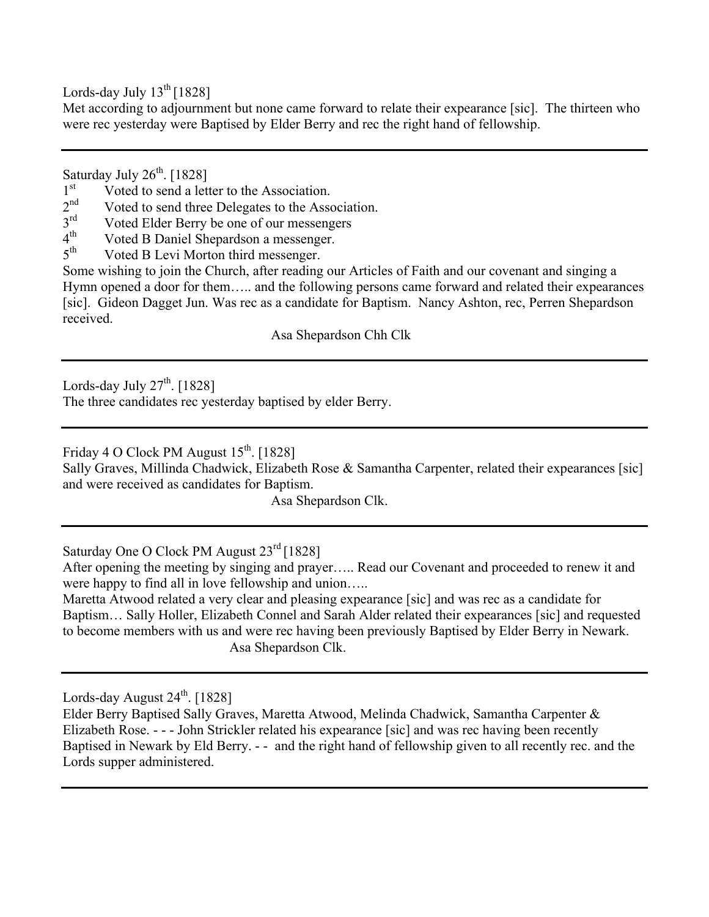Lords-day July 13th [1828]

Met according to adjournment but none came forward to relate their expearance [sic]. The thirteen who were rec yesterday were Baptised by Elder Berry and rec the right hand of fellowship.

---

Saturday July 26th. [1828]

1st Voted to send a letter to the Association.
2nd Voted to send three Delegates to the Association.
3rd Voted Elder Berry be one of our messengers
4th Voted B Daniel Shepardson a messenger.
5th Voted B Levi Morton third messenger.

Some wishing to join the Church, after reading our Articles of Faith and our covenant and singing a Hymn opened a door for them….. and the following persons came forward and related their expearances [sic]. Gideon Dagget Jun. Was rec as a candidate for Baptism. Nancy Ashton, rec, Perren Shepardson received.

Asa Shepardson Chh Clk

---

Lords-day July 27th. [1828]

The three candidates rec yesterday baptised by elder Berry.

---

Friday 4 O Clock PM August 15th. [1828]

Sally Graves, Millinda Chadwick, Elizabeth Rose & Samantha Carpenter, related their expearances [sic] and were received as candidates for Baptism.

Asa Shepardson Clk.

---

Saturday One O Clock PM August 23rd [1828]

After opening the meeting by singing and prayer….. Read our Covenant and proceeded to renew it and were happy to find all in love fellowship and union…..

Maretta Atwood related a very clear and pleasing expearance [sic] and was rec as a candidate for Baptism… Sally Holler, Elizabeth Connel and Sarah Alder related their expearances [sic] and requested to become members with us and were rec having been previously Baptised by Elder Berry in Newark.

Asa Shepardson Clk.

---

Lords-day August 24th. [1828]

Elder Berry Baptised Sally Graves, Maretta Atwood, Melinda Chadwick, Samantha Carpenter & Elizabeth Rose. - - - John Strickler related his expearance [sic] and was rec having been recently Baptised in Newark by Eld Berry. - - and the right hand of fellowship given to all recently rec. and the Lords supper administered.

---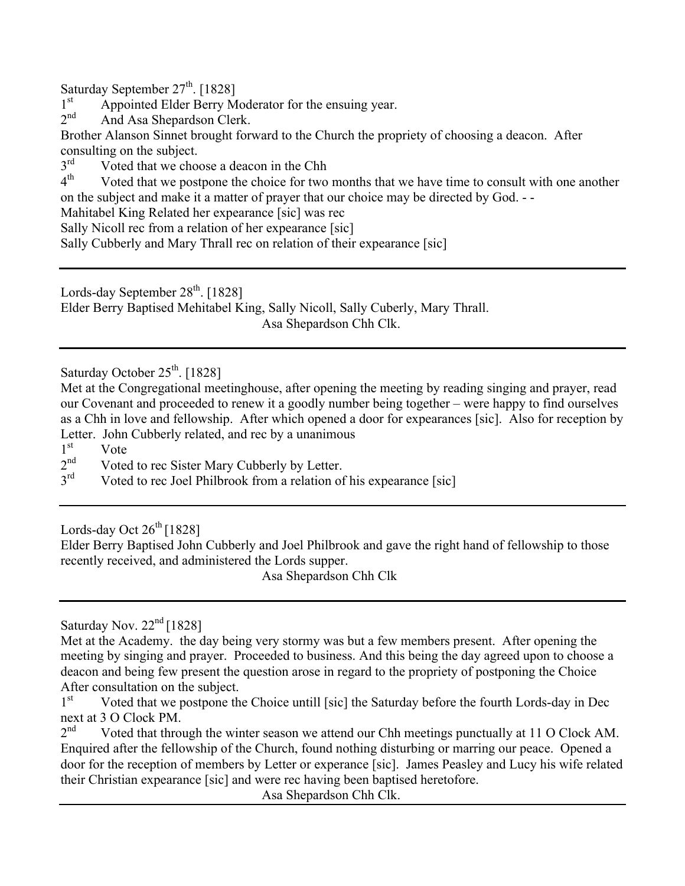Saturday September 27th. [1828]

1st Appointed Elder Berry Moderator for the ensuing year.

2nd And Asa Shepardson Clerk.

Brother Alanson Sinnet brought forward to the Church the propriety of choosing a deacon. After consulting on the subject.

3rd Voted that we choose a deacon in the Chh

4th Voted that we postpone the choice for two months that we have time to consult with one another on the subject and make it a matter of prayer that our choice may be directed by God. - -

Mahitabel King Related her expearance [sic] was rec

Sally Nicoll rec from a relation of her expearance [sic]

Sally Cubberly and Mary Thrall rec on relation of their expearance [sic]

---

Lords-day September 28th. [1828]

Elder Berry Baptised Mehitabel King, Sally Nicoll, Sally Cuberly, Mary Thrall.

Asa Shepardson Chh Clk.

---

Saturday October 25th. [1828]

Met at the Congregational meetinghouse, after opening the meeting by reading singing and prayer, read our Covenant and proceeded to renew it a goodly number being together – were happy to find ourselves as a Chh in love and fellowship. After which opened a door for expearances [sic]. Also for reception by Letter. John Cubberly related, and rec by a unanimous

1st Vote

2nd Voted to rec Sister Mary Cubberly by Letter.

3rd Voted to rec Joel Philbrook from a relation of his expearance [sic]

---

Lords-day Oct 26th [1828]

Elder Berry Baptised John Cubberly and Joel Philbrook and gave the right hand of fellowship to those recently received, and administered the Lords supper.

Asa Shepardson Chh Clk

---

Saturday Nov. 22nd [1828]

Met at the Academy. the day being very stormy was but a few members present. After opening the meeting by singing and prayer. Proceeded to business. And this being the day agreed upon to choose a deacon and being few present the question arose in regard to the propriety of postponing the Choice After consultation on the subject.

1st Voted that we postpone the Choice untill [sic] the Saturday before the fourth Lords-day in Dec next at 3 O Clock PM.

2nd Voted that through the winter season we attend our Chh meetings punctually at 11 O Clock AM. Enquired after the fellowship of the Church, found nothing disturbing or marring our peace. Opened a door for the reception of members by Letter or experance [sic]. James Peasley and Lucy his wife related their Christian expearance [sic] and were rec having been baptised heretofore.

Asa Shepardson Chh Clk.

---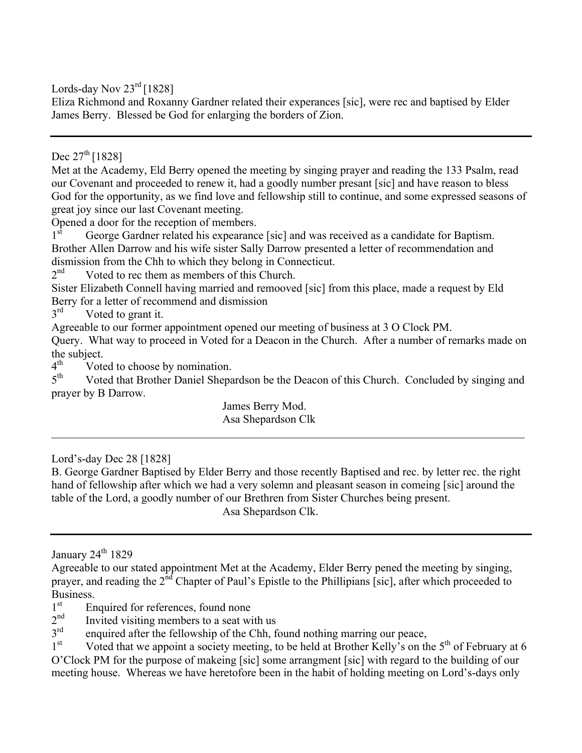Lords-day Nov 23rd [1828]

Eliza Richmond and Roxanny Gardner related their experances [sic], were rec and baptised by Elder James Berry. Blessed be God for enlarging the borders of Zion.

---

Dec 27th [1828]

Met at the Academy, Eld Berry opened the meeting by singing prayer and reading the 133 Psalm, read our Covenant and proceeded to renew it, had a goodly number presant [sic] and have reason to bless God for the opportunity, as we find love and fellowship still to continue, and some expressed seasons of great joy since our last Covenant meeting.

Opened a door for the reception of members.

1st George Gardner related his expearance [sic] and was received as a candidate for Baptism.

Brother Allen Darrow and his wife sister Sally Darrow presented a letter of recommendation and dismission from the Chh to which they belong in Connecticut.

2nd Voted to rec them as members of this Church.

Sister Elizabeth Connell having married and remooved [sic] from this place, made a request by Eld Berry for a letter of recommend and dismission

3rd Voted to grant it.

Agreeable to our former appointment opened our meeting of business at 3 O Clock PM.

Query. What way to proceed in Voted for a Deacon in the Church. After a number of remarks made on the subject.

4th Voted to choose by nomination.

5th Voted that Brother Daniel Shepardson be the Deacon of this Church. Concluded by singing and prayer by B Darrow.

James Berry Mod.
Asa Shepardson Clk

---

Lord's-day Dec 28 [1828]

B. George Gardner Baptised by Elder Berry and those recently Baptised and rec. by letter rec. the right hand of fellowship after which we had a very solemn and pleasant season in comeing [sic] around the table of the Lord, a goodly number of our Brethren from Sister Churches being present.

Asa Shepardson Clk.

---

January 24th 1829

Agreeable to our stated appointment Met at the Academy, Elder Berry pened the meeting by singing, prayer, and reading the 2nd Chapter of Paul's Epistle to the Phillipians [sic], after which proceeded to Business.

1st Enquired for references, found none

2nd Invited visiting members to a seat with us

3rd enquired after the fellowship of the Chh, found nothing marring our peace,

1st Voted that we appoint a society meeting, to be held at Brother Kelly's on the 5th of February at 6 O'Clock PM for the purpose of makeing [sic] some arrangment [sic] with regard to the building of our meeting house. Whereas we have heretofore been in the habit of holding meeting on Lord's-days only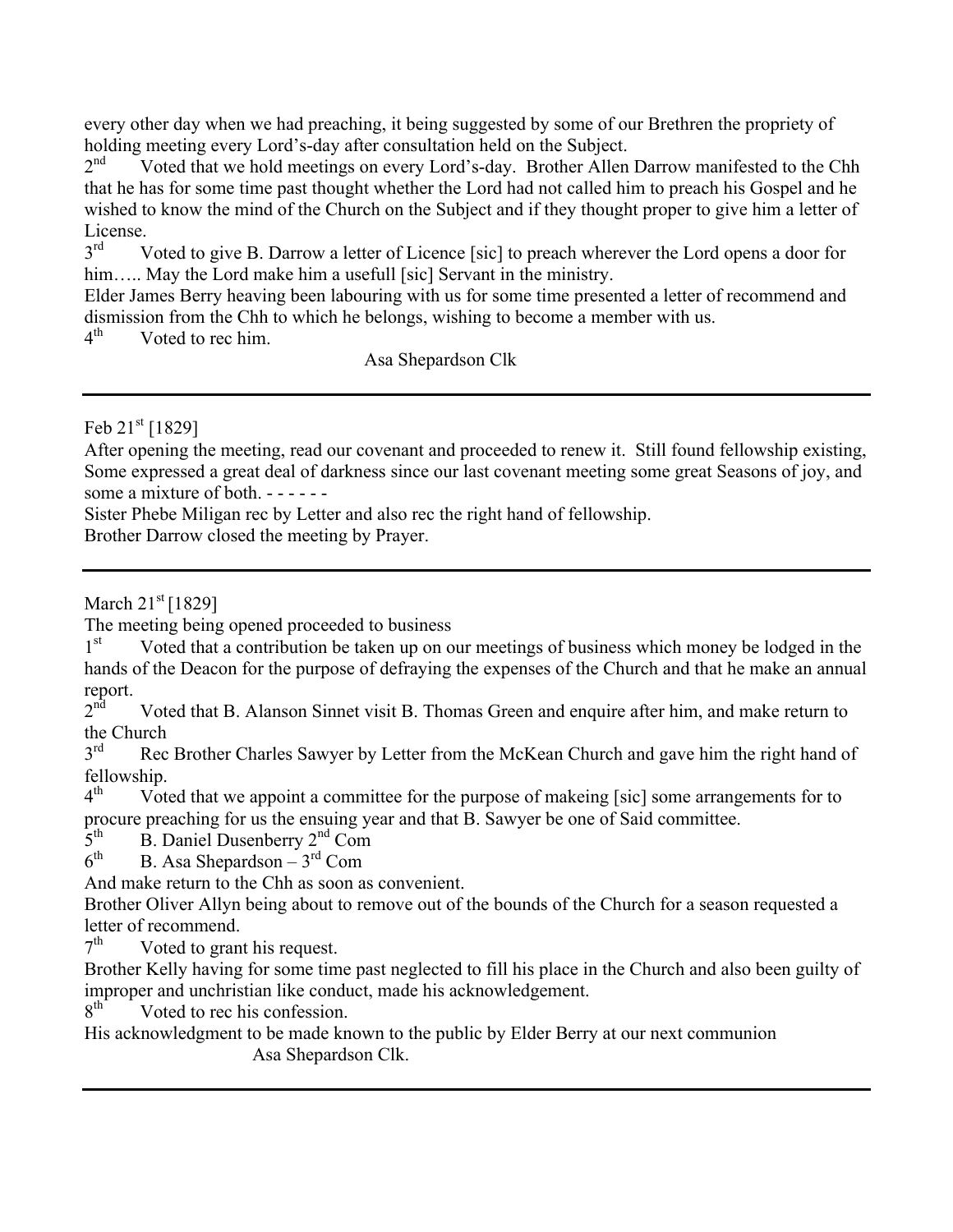every other day when we had preaching, it being suggested by some of our Brethren the propriety of holding meeting every Lord's-day after consultation held on the Subject.

2nd Voted that we hold meetings on every Lord's-day. Brother Allen Darrow manifested to the Chh that he has for some time past thought whether the Lord had not called him to preach his Gospel and he wished to know the mind of the Church on the Subject and if they thought proper to give him a letter of License.

3rd Voted to give B. Darrow a letter of Licence [sic] to preach wherever the Lord opens a door for him….. May the Lord make him a usefull [sic] Servant in the ministry.

Elder James Berry heaving been labouring with us for some time presented a letter of recommend and dismission from the Chh to which he belongs, wishing to become a member with us.

4th Voted to rec him.

Asa Shepardson Clk

---

Feb 21st [1829]

After opening the meeting, read our covenant and proceeded to renew it. Still found fellowship existing, Some expressed a great deal of darkness since our last covenant meeting some great Seasons of joy, and some a mixture of both. - - - - - -

Sister Phebe Miligan rec by Letter and also rec the right hand of fellowship.

Brother Darrow closed the meeting by Prayer.

---

March 21st [1829]

The meeting being opened proceeded to business

1st Voted that a contribution be taken up on our meetings of business which money be lodged in the hands of the Deacon for the purpose of defraying the expenses of the Church and that he make an annual report.

2nd Voted that B. Alanson Sinnet visit B. Thomas Green and enquire after him, and make return to the Church

3rd Rec Brother Charles Sawyer by Letter from the McKean Church and gave him the right hand of fellowship.

4th Voted that we appoint a committee for the purpose of makeing [sic] some arrangements for to procure preaching for us the ensuing year and that B. Sawyer be one of Said committee.

5th B. Daniel Dusenberry 2nd Com

6th B. Asa Shepardson – 3rd Com

And make return to the Chh as soon as convenient.

Brother Oliver Allyn being about to remove out of the bounds of the Church for a season requested a letter of recommend.

7th Voted to grant his request.

Brother Kelly having for some time past neglected to fill his place in the Church and also been guilty of improper and unchristian like conduct, made his acknowledgement.

8th Voted to rec his confession.

His acknowledgment to be made known to the public by Elder Berry at our next communion

Asa Shepardson Clk.

---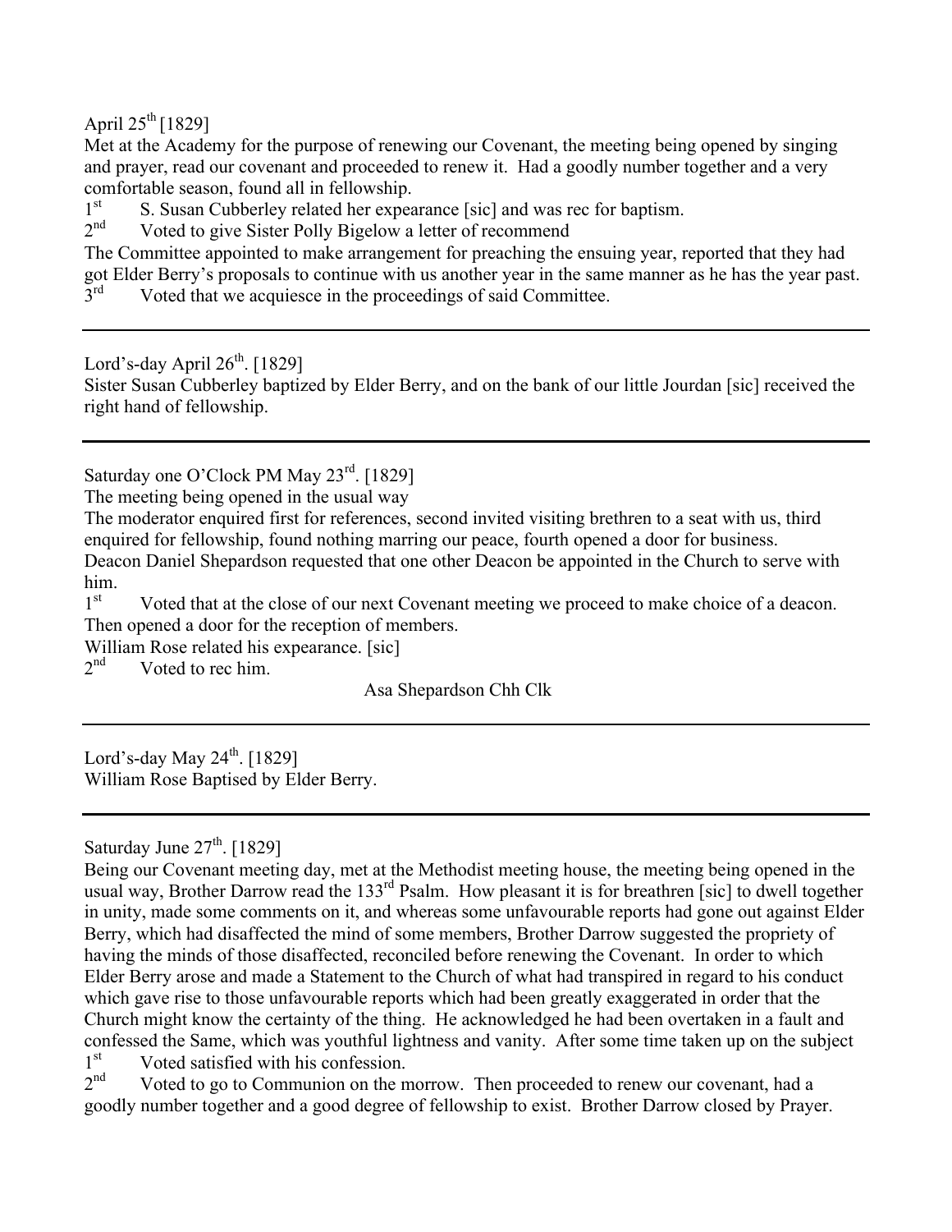April 25th [1829]

Met at the Academy for the purpose of renewing our Covenant, the meeting being opened by singing and prayer, read our covenant and proceeded to renew it. Had a goodly number together and a very comfortable season, found all in fellowship.

1st S. Susan Cubberley related her expearance [sic] and was rec for baptism.

2nd Voted to give Sister Polly Bigelow a letter of recommend

The Committee appointed to make arrangement for preaching the ensuing year, reported that they had got Elder Berry's proposals to continue with us another year in the same manner as he has the year past.

3rd Voted that we acquiesce in the proceedings of said Committee.

---

Lord's-day April 26th. [1829]

Sister Susan Cubberley baptized by Elder Berry, and on the bank of our little Jourdan [sic] received the right hand of fellowship.

---

Saturday one O'Clock PM May 23rd. [1829]

The meeting being opened in the usual way

The moderator enquired first for references, second invited visiting brethren to a seat with us, third enquired for fellowship, found nothing marring our peace, fourth opened a door for business.

Deacon Daniel Shepardson requested that one other Deacon be appointed in the Church to serve with him.

1st Voted that at the close of our next Covenant meeting we proceed to make choice of a deacon.

Then opened a door for the reception of members.

William Rose related his expearance. [sic]

2nd Voted to rec him.

Asa Shepardson Chh Clk

---

Lord's-day May 24th. [1829]

William Rose Baptised by Elder Berry.

---

Saturday June 27th. [1829]

Being our Covenant meeting day, met at the Methodist meeting house, the meeting being opened in the usual way, Brother Darrow read the 133rd Psalm. How pleasant it is for breathren [sic] to dwell together in unity, made some comments on it, and whereas some unfavourable reports had gone out against Elder Berry, which had disaffected the mind of some members, Brother Darrow suggested the propriety of having the minds of those disaffected, reconciled before renewing the Covenant. In order to which Elder Berry arose and made a Statement to the Church of what had transpired in regard to his conduct which gave rise to those unfavourable reports which had been greatly exaggerated in order that the Church might know the certainty of the thing. He acknowledged he had been overtaken in a fault and confessed the Same, which was youthful lightness and vanity. After some time taken up on the subject

1st Voted satisfied with his confession.

2nd Voted to go to Communion on the morrow. Then proceeded to renew our covenant, had a goodly number together and a good degree of fellowship to exist. Brother Darrow closed by Prayer.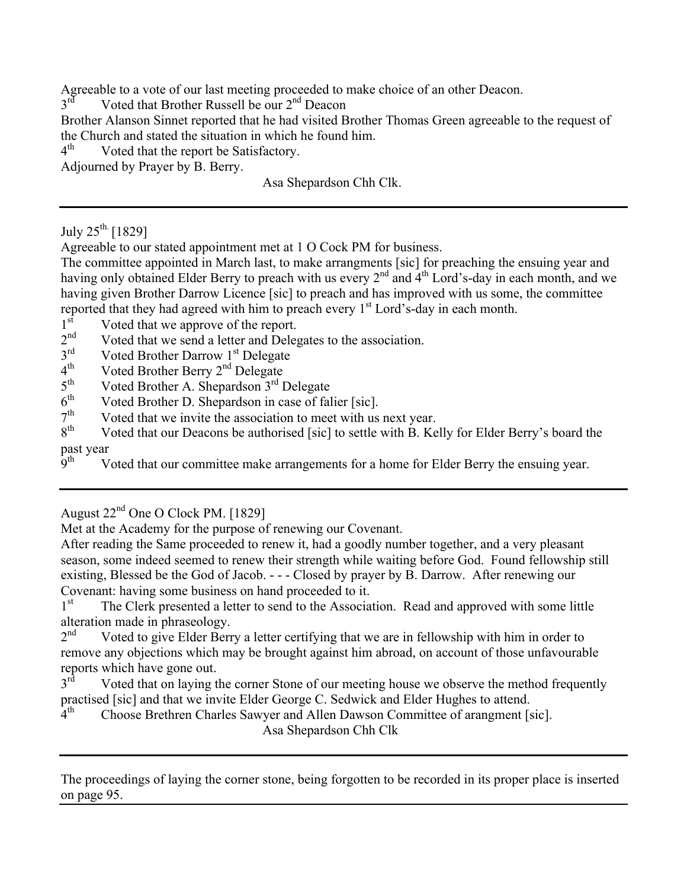Agreeable to a vote of our last meeting proceeded to make choice of an other Deacon.

3rd Voted that Brother Russell be our 2nd Deacon

Brother Alanson Sinnet reported that he had visited Brother Thomas Green agreeable to the request of the Church and stated the situation in which he found him.

4th Voted that the report be Satisfactory.

Adjourned by Prayer by B. Berry.

Asa Shepardson Chh Clk.

---

July 25th. [1829]

Agreeable to our stated appointment met at 1 O Cock PM for business.

The committee appointed in March last, to make arrangments [sic] for preaching the ensuing year and having only obtained Elder Berry to preach with us every 2nd and 4th Lord's-day in each month, and we having given Brother Darrow Licence [sic] to preach and has improved with us some, the committee reported that they had agreed with him to preach every 1st Lord's-day in each month.

1st Voted that we approve of the report.

2nd Voted that we send a letter and Delegates to the association.

3rd Voted Brother Darrow 1st Delegate

4th Voted Brother Berry 2nd Delegate

5th Voted Brother A. Shepardson 3rd Delegate

6th Voted Brother D. Shepardson in case of falier [sic].

7th Voted that we invite the association to meet with us next year.

8th Voted that our Deacons be authorised [sic] to settle with B. Kelly for Elder Berry's board the past year

9th Voted that our committee make arrangements for a home for Elder Berry the ensuing year.

---

August 22nd One O Clock PM. [1829]

Met at the Academy for the purpose of renewing our Covenant.

After reading the Same proceeded to renew it, had a goodly number together, and a very pleasant season, some indeed seemed to renew their strength while waiting before God. Found fellowship still existing, Blessed be the God of Jacob. - - - Closed by prayer by B. Darrow. After renewing our Covenant: having some business on hand proceeded to it.

1st The Clerk presented a letter to send to the Association. Read and approved with some little alteration made in phraseology.

2nd Voted to give Elder Berry a letter certifying that we are in fellowship with him in order to remove any objections which may be brought against him abroad, on account of those unfavourable reports which have gone out.

3rd Voted that on laying the corner Stone of our meeting house we observe the method frequently practised [sic] and that we invite Elder George C. Sedwick and Elder Hughes to attend.

4th Choose Brethren Charles Sawyer and Allen Dawson Committee of arangment [sic].

Asa Shepardson Chh Clk

---

The proceedings of laying the corner stone, being forgotten to be recorded in its proper place is inserted on page 95.

---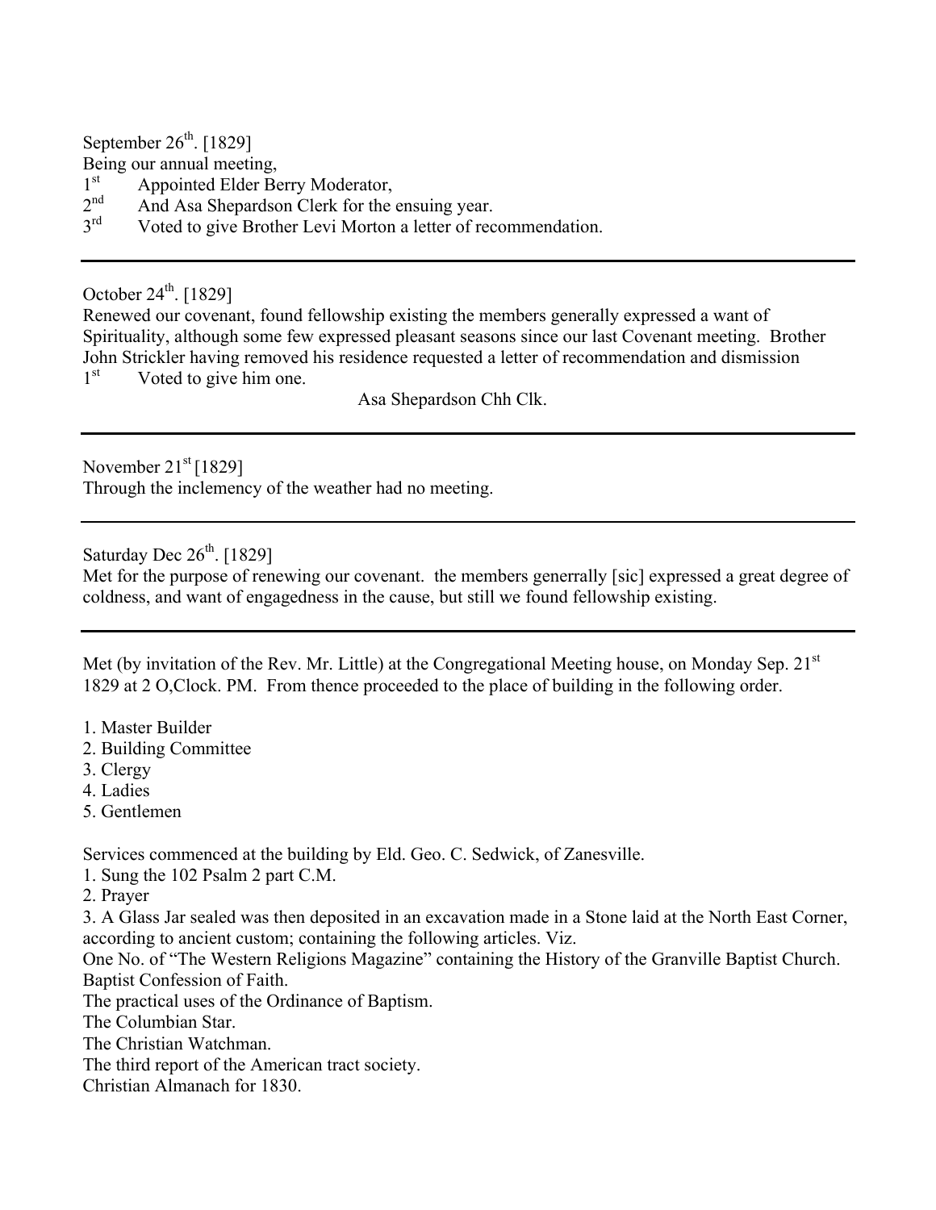September 26th. [1829]
Being our annual meeting,
1st Appointed Elder Berry Moderator,
2nd And Asa Shepardson Clerk for the ensuing year.
3rd Voted to give Brother Levi Morton a letter of recommendation.

---

October 24th. [1829]
Renewed our covenant, found fellowship existing the members generally expressed a want of Spirituality, although some few expressed pleasant seasons since our last Covenant meeting. Brother John Strickler having removed his residence requested a letter of recommendation and dismission
1st Voted to give him one.

Asa Shepardson Chh Clk.

---

November 21st [1829]
Through the inclemency of the weather had no meeting.

---

Saturday Dec 26th. [1829]
Met for the purpose of renewing our covenant. the members generrally [sic] expressed a great degree of coldness, and want of engagedness in the cause, but still we found fellowship existing.

---

Met (by invitation of the Rev. Mr. Little) at the Congregational Meeting house, on Monday Sep. 21st 1829 at 2 O,Clock. PM. From thence proceeded to the place of building in the following order.

1. Master Builder
2. Building Committee
3. Clergy
4. Ladies
5. Gentlemen

Services commenced at the building by Eld. Geo. C. Sedwick, of Zanesville.
1. Sung the 102 Psalm 2 part C.M.
2. Prayer
3. A Glass Jar sealed was then deposited in an excavation made in a Stone laid at the North East Corner, according to ancient custom; containing the following articles. Viz.
One No. of "The Western Religions Magazine" containing the History of the Granville Baptist Church.
Baptist Confession of Faith.
The practical uses of the Ordinance of Baptism.
The Columbian Star.
The Christian Watchman.
The third report of the American tract society.
Christian Almanach for 1830.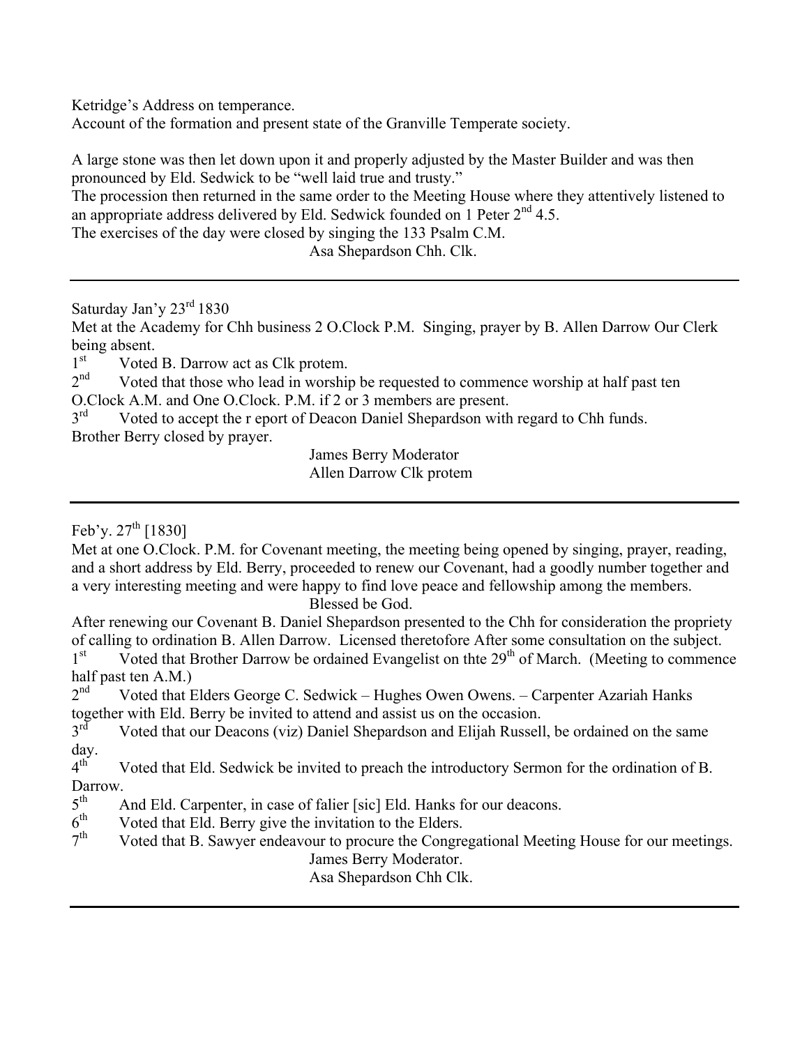Ketridge's Address on temperance.
Account of the formation and present state of the Granville Temperate society.

A large stone was then let down upon it and properly adjusted by the Master Builder and was then pronounced by Eld. Sedwick to be "well laid true and trusty."
The procession then returned in the same order to the Meeting House where they attentively listened to an appropriate address delivered by Eld. Sedwick founded on 1 Peter 2nd 4.5.
The exercises of the day were closed by singing the 133 Psalm C.M.

Asa Shepardson Chh. Clk.

---

Saturday Jan'y 23rd 1830
Met at the Academy for Chh business 2 O.Clock P.M. Singing, prayer by B. Allen Darrow Our Clerk being absent.
1st Voted B. Darrow act as Clk protem.
2nd Voted that those who lead in worship be requested to commence worship at half past ten O.Clock A.M. and One O.Clock. P.M. if 2 or 3 members are present.
3rd Voted to accept the r eport of Deacon Daniel Shepardson with regard to Chh funds.
Brother Berry closed by prayer.

James Berry Moderator
Allen Darrow Clk protem

---

Feb'y. 27th [1830]
Met at one O.Clock. P.M. for Covenant meeting, the meeting being opened by singing, prayer, reading, and a short address by Eld. Berry, proceeded to renew our Covenant, had a goodly number together and a very interesting meeting and were happy to find love peace and fellowship among the members.

Blessed be God.

After renewing our Covenant B. Daniel Shepardson presented to the Chh for consideration the propriety of calling to ordination B. Allen Darrow. Licensed theretofore After some consultation on the subject.
1st Voted that Brother Darrow be ordained Evangelist on thte 29th of March. (Meeting to commence half past ten A.M.)
2nd Voted that Elders George C. Sedwick – Hughes Owen Owens. – Carpenter Azariah Hanks together with Eld. Berry be invited to attend and assist us on the occasion.
3rd Voted that our Deacons (viz) Daniel Shepardson and Elijah Russell, be ordained on the same day.
4th Voted that Eld. Sedwick be invited to preach the introductory Sermon for the ordination of B. Darrow.
5th And Eld. Carpenter, in case of falier [sic] Eld. Hanks for our deacons.
6th Voted that Eld. Berry give the invitation to the Elders.
7th Voted that B. Sawyer endeavour to procure the Congregational Meeting House for our meetings.

James Berry Moderator.
Asa Shepardson Chh Clk.

---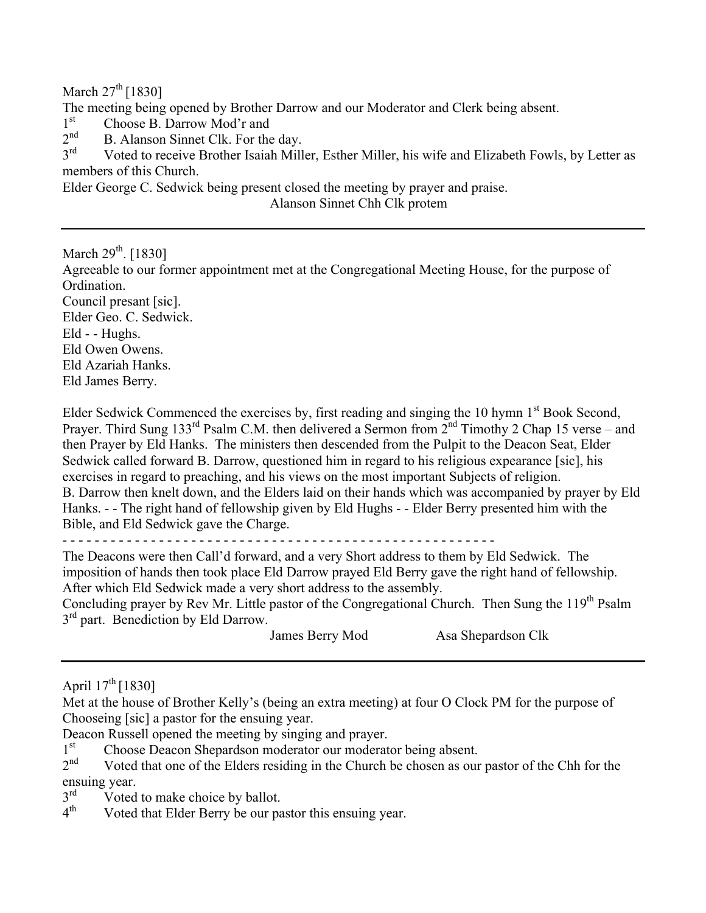March 27th [1830]

The meeting being opened by Brother Darrow and our Moderator and Clerk being absent.

1st Choose B. Darrow Mod'r and

2nd B. Alanson Sinnet Clk. For the day.

3rd Voted to receive Brother Isaiah Miller, Esther Miller, his wife and Elizabeth Fowls, by Letter as members of this Church.

Elder George C. Sedwick being present closed the meeting by prayer and praise.

Alanson Sinnet Chh Clk protem

---

March 29th. [1830]

Agreeable to our former appointment met at the Congregational Meeting House, for the purpose of Ordination.

Council presant [sic].

Elder Geo. C. Sedwick.

Eld - - Hughs.

Eld Owen Owens.

Eld Azariah Hanks.

Eld James Berry.

Elder Sedwick Commenced the exercises by, first reading and singing the 10 hymn 1st Book Second, Prayer. Third Sung 133rd Psalm C.M. then delivered a Sermon from 2nd Timothy 2 Chap 15 verse – and then Prayer by Eld Hanks. The ministers then descended from the Pulpit to the Deacon Seat, Elder Sedwick called forward B. Darrow, questioned him in regard to his religious expearance [sic], his exercises in regard to preaching, and his views on the most important Subjects of religion.

B. Darrow then knelt down, and the Elders laid on their hands which was accompanied by prayer by Eld Hanks. - - The right hand of fellowship given by Eld Hughs - - Elder Berry presented him with the Bible, and Eld Sedwick gave the Charge.

- - - - - - - - - - - - - - - - - - - - - - - - - - - - - - - - - - - - - - - - - - - - - - - - - - - - - -

The Deacons were then Call'd forward, and a very Short address to them by Eld Sedwick. The imposition of hands then took place Eld Darrow prayed Eld Berry gave the right hand of fellowship. After which Eld Sedwick made a very short address to the assembly.

Concluding prayer by Rev Mr. Little pastor of the Congregational Church. Then Sung the 119th Psalm 3rd part. Benediction by Eld Darrow.

James Berry Mod Asa Shepardson Clk

---

April 17th [1830]

Met at the house of Brother Kelly's (being an extra meeting) at four O Clock PM for the purpose of Chooseing [sic] a pastor for the ensuing year.

Deacon Russell opened the meeting by singing and prayer.

1st Choose Deacon Shepardson moderator our moderator being absent.

2nd Voted that one of the Elders residing in the Church be chosen as our pastor of the Chh for the ensuing year.

3rd Voted to make choice by ballot.

4th Voted that Elder Berry be our pastor this ensuing year.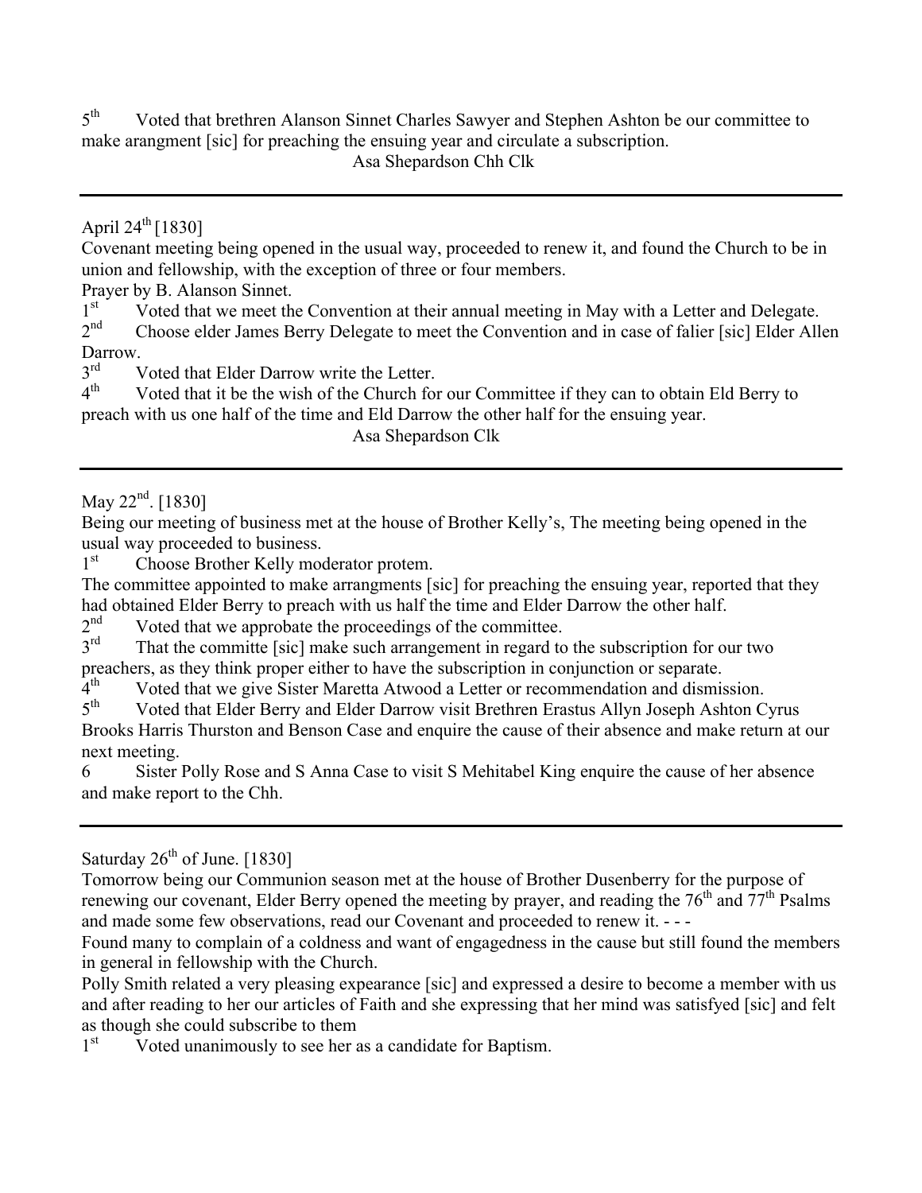5th Voted that brethren Alanson Sinnet Charles Sawyer and Stephen Ashton be our committee to make arangment [sic] for preaching the ensuing year and circulate a subscription.

Asa Shepardson Chh Clk

---

April 24th [1830]

Covenant meeting being opened in the usual way, proceeded to renew it, and found the Church to be in union and fellowship, with the exception of three or four members.

Prayer by B. Alanson Sinnet.

1st Voted that we meet the Convention at their annual meeting in May with a Letter and Delegate.

2nd Choose elder James Berry Delegate to meet the Convention and in case of falier [sic] Elder Allen Darrow.

3rd Voted that Elder Darrow write the Letter.

4th Voted that it be the wish of the Church for our Committee if they can to obtain Eld Berry to preach with us one half of the time and Eld Darrow the other half for the ensuing year.

Asa Shepardson Clk

---

May 22nd. [1830]

Being our meeting of business met at the house of Brother Kelly's, The meeting being opened in the usual way proceeded to business.

1st Choose Brother Kelly moderator protem.

The committee appointed to make arrangments [sic] for preaching the ensuing year, reported that they had obtained Elder Berry to preach with us half the time and Elder Darrow the other half.

2nd Voted that we approbate the proceedings of the committee.

3rd That the committe [sic] make such arrangement in regard to the subscription for our two preachers, as they think proper either to have the subscription in conjunction or separate.

4th Voted that we give Sister Maretta Atwood a Letter or recommendation and dismission.

5th Voted that Elder Berry and Elder Darrow visit Brethren Erastus Allyn Joseph Ashton Cyrus Brooks Harris Thurston and Benson Case and enquire the cause of their absence and make return at our next meeting.

6 Sister Polly Rose and S Anna Case to visit S Mehitabel King enquire the cause of her absence and make report to the Chh.

---

Saturday 26th of June. [1830]

Tomorrow being our Communion season met at the house of Brother Dusenberry for the purpose of renewing our covenant, Elder Berry opened the meeting by prayer, and reading the 76th and 77th Psalms and made some few observations, read our Covenant and proceeded to renew it. - - -

Found many to complain of a coldness and want of engagedness in the cause but still found the members in general in fellowship with the Church.

Polly Smith related a very pleasing expearance [sic] and expressed a desire to become a member with us and after reading to her our articles of Faith and she expressing that her mind was satisfyed [sic] and felt as though she could subscribe to them

1st Voted unanimously to see her as a candidate for Baptism.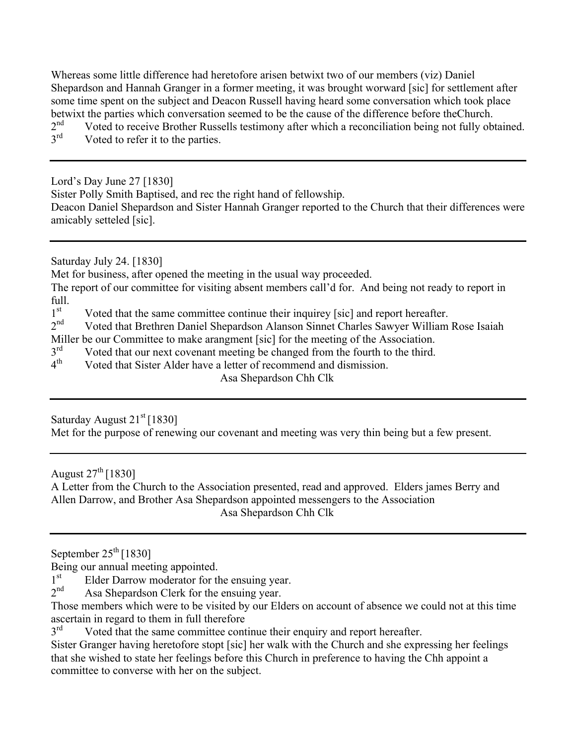Whereas some little difference had heretofore arisen betwixt two of our members (viz) Daniel Shepardson and Hannah Granger in a former meeting, it was brought worward [sic] for settlement after some time spent on the subject and Deacon Russell having heard some conversation which took place betwixt the parties which conversation seemed to be the cause of the difference before theChurch.

2nd Voted to receive Brother Russells testimony after which a reconciliation being not fully obtained.

3rd Voted to refer it to the parties.

---

Lord's Day June 27 [1830]

Sister Polly Smith Baptised, and rec the right hand of fellowship.

Deacon Daniel Shepardson and Sister Hannah Granger reported to the Church that their differences were amicably setteled [sic].

---

Saturday July 24. [1830]

Met for business, after opened the meeting in the usual way proceeded.

The report of our committee for visiting absent members call'd for. And being not ready to report in full.

1st Voted that the same committee continue their inquirey [sic] and report hereafter.

2nd Voted that Brethren Daniel Shepardson Alanson Sinnet Charles Sawyer William Rose Isaiah Miller be our Committee to make arangment [sic] for the meeting of the Association.

3rd Voted that our next covenant meeting be changed from the fourth to the third.

4th Voted that Sister Alder have a letter of recommend and dismission.

Asa Shepardson Chh Clk

---

Saturday August 21st [1830]

Met for the purpose of renewing our covenant and meeting was very thin being but a few present.

---

August 27th [1830]

A Letter from the Church to the Association presented, read and approved. Elders james Berry and Allen Darrow, and Brother Asa Shepardson appointed messengers to the Association

Asa Shepardson Chh Clk

---

September 25th [1830]

Being our annual meeting appointed.

1st Elder Darrow moderator for the ensuing year.

2nd Asa Shepardson Clerk for the ensuing year.

Those members which were to be visited by our Elders on account of absence we could not at this time ascertain in regard to them in full therefore

3rd Voted that the same committee continue their enquiry and report hereafter.

Sister Granger having heretofore stopt [sic] her walk with the Church and she expressing her feelings that she wished to state her feelings before this Church in preference to having the Chh appoint a committee to converse with her on the subject.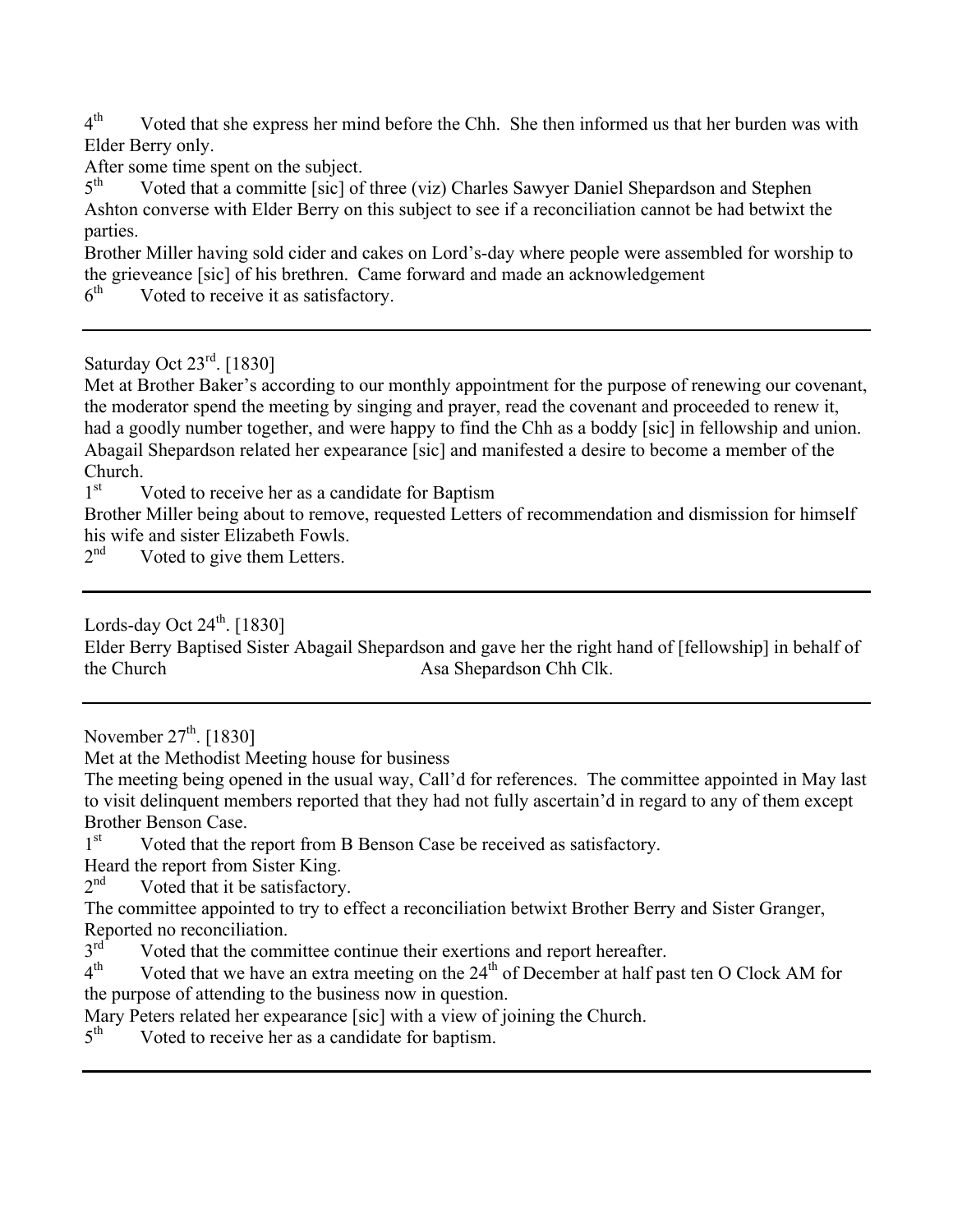4th  Voted that she express her mind before the Chh.  She then informed us that her burden was with Elder Berry only.

After some time spent on the subject.

5th  Voted that a committe [sic] of three (viz) Charles Sawyer Daniel Shepardson and Stephen Ashton converse with Elder Berry on this subject to see if a reconciliation cannot be had betwixt the parties.

Brother Miller having sold cider and cakes on Lord's-day where people were assembled for worship to the grieveance [sic] of his brethren.  Came forward and made an acknowledgement

6th  Voted to receive it as satisfactory.

---

Saturday Oct 23rd. [1830]

Met at Brother Baker's according to our monthly appointment for the purpose of renewing our covenant, the moderator spend the meeting by singing and prayer, read the covenant and proceeded to renew it, had a goodly number together, and were happy to find the Chh as a boddy [sic] in fellowship and union. Abagail Shepardson related her expearance [sic] and manifested a desire to become a member of the Church.

1st  Voted to receive her as a candidate for Baptism

Brother Miller being about to remove, requested Letters of recommendation and dismission for himself his wife and sister Elizabeth Fowls.

2nd  Voted to give them Letters.

---

Lords-day Oct 24th. [1830]

Elder Berry Baptised Sister Abagail Shepardson and gave her the right hand of [fellowship] in behalf of the Church  Asa Shepardson Chh Clk.

---

November 27th. [1830]

Met at the Methodist Meeting house for business

The meeting being opened in the usual way, Call'd for references.  The committee appointed in May last to visit delinquent members reported that they had not fully ascertain'd in regard to any of them except Brother Benson Case.

1st  Voted that the report from B Benson Case be received as satisfactory.

Heard the report from Sister King.

2nd  Voted that it be satisfactory.

The committee appointed to try to effect a reconciliation betwixt Brother Berry and Sister Granger, Reported no reconciliation.

3rd  Voted that the committee continue their exertions and report hereafter.

4th  Voted that we have an extra meeting on the 24th of December at half past ten O Clock AM for the purpose of attending to the business now in question.

Mary Peters related her expearance [sic] with a view of joining the Church.

5th  Voted to receive her as a candidate for baptism.

---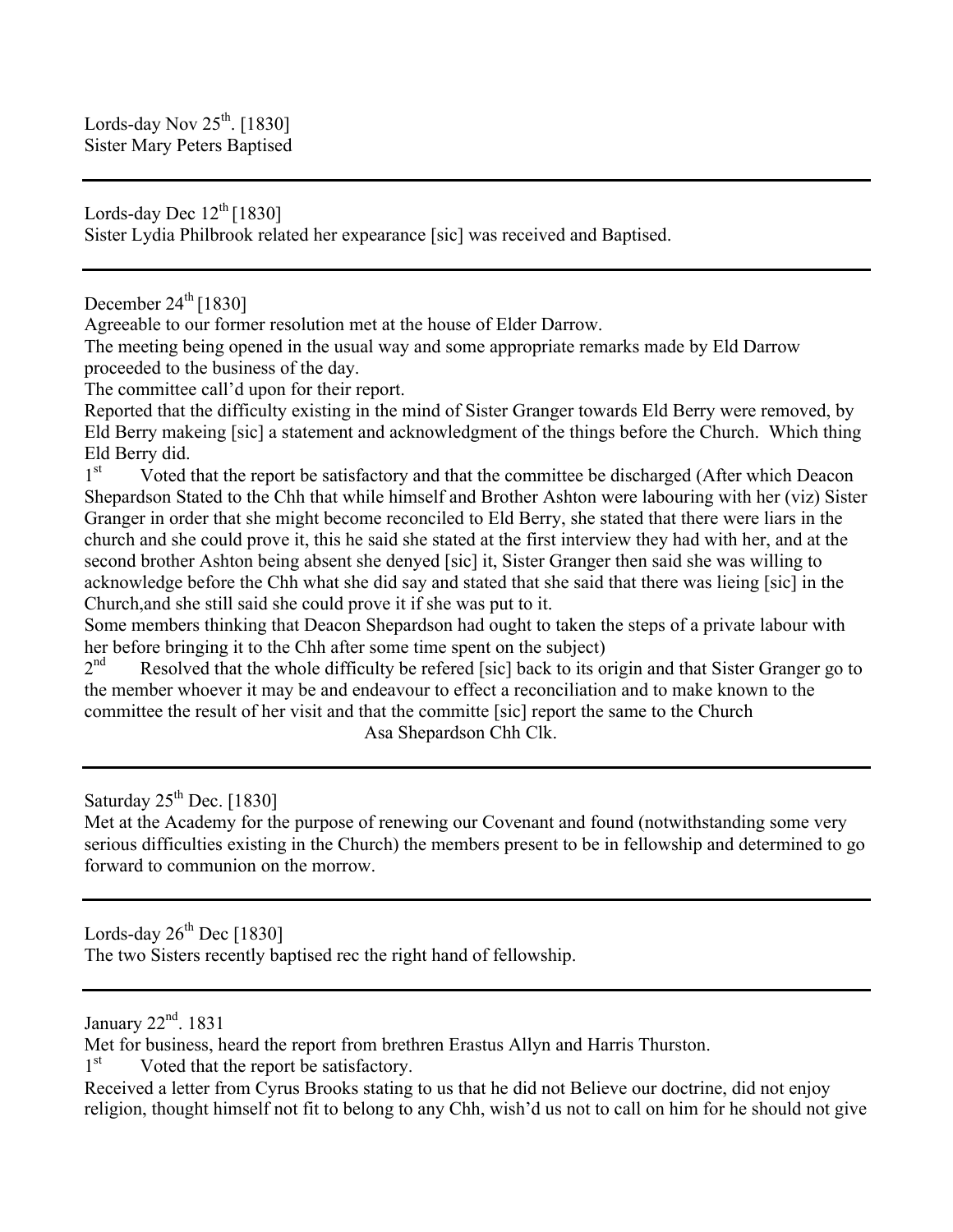Lords-day Nov 25th. [1830]
Sister Mary Peters Baptised

---

Lords-day Dec 12th [1830]
Sister Lydia Philbrook related her expearance [sic] was received and Baptised.

---

December 24th [1830]
Agreeable to our former resolution met at the house of Elder Darrow.
The meeting being opened in the usual way and some appropriate remarks made by Eld Darrow proceeded to the business of the day.
The committee call'd upon for their report.
Reported that the difficulty existing in the mind of Sister Granger towards Eld Berry were removed, by Eld Berry makeing [sic] a statement and acknowledgment of the things before the Church. Which thing Eld Berry did.
1st Voted that the report be satisfactory and that the committee be discharged (After which Deacon Shepardson Stated to the Chh that while himself and Brother Ashton were labouring with her (viz) Sister Granger in order that she might become reconciled to Eld Berry, she stated that there were liars in the church and she could prove it, this he said she stated at the first interview they had with her, and at the second brother Ashton being absent she denyed [sic] it, Sister Granger then said she was willing to acknowledge before the Chh what she did say and stated that she said that there was lieing [sic] in the Church,and she still said she could prove it if she was put to it.
Some members thinking that Deacon Shepardson had ought to taken the steps of a private labour with her before bringing it to the Chh after some time spent on the subject)
2nd Resolved that the whole difficulty be refered [sic] back to its origin and that Sister Granger go to the member whoever it may be and endeavour to effect a reconciliation and to make known to the committee the result of her visit and that the committe [sic] report the same to the Church
Asa Shepardson Chh Clk.

---

Saturday 25th Dec. [1830]
Met at the Academy for the purpose of renewing our Covenant and found (notwithstanding some very serious difficulties existing in the Church) the members present to be in fellowship and determined to go forward to communion on the morrow.

---

Lords-day 26th Dec [1830]
The two Sisters recently baptised rec the right hand of fellowship.

---

January 22nd. 1831
Met for business, heard the report from brethren Erastus Allyn and Harris Thurston.
1st Voted that the report be satisfactory.
Received a letter from Cyrus Brooks stating to us that he did not Believe our doctrine, did not enjoy religion, thought himself not fit to belong to any Chh, wish'd us not to call on him for he should not give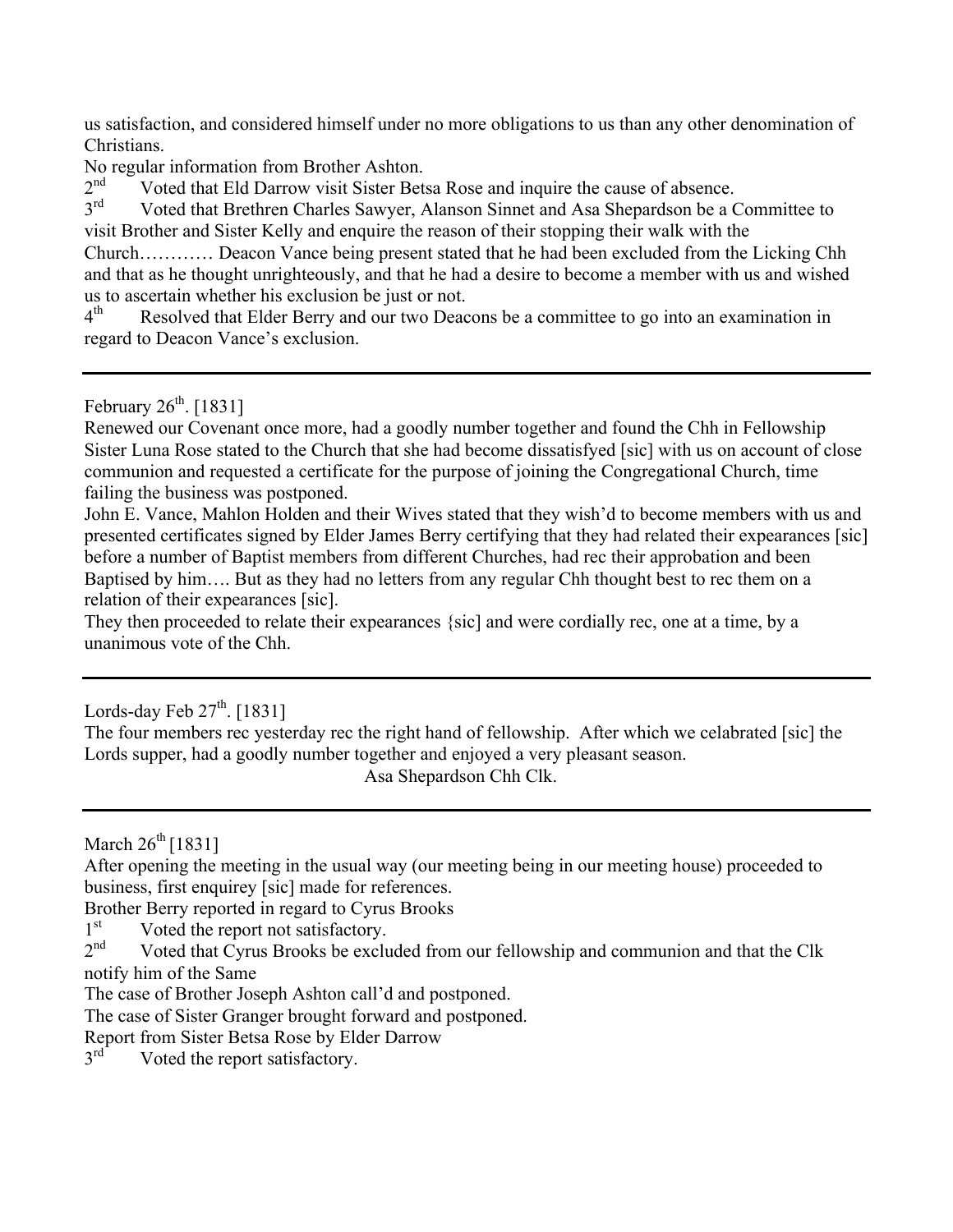us satisfaction, and considered himself under no more obligations to us than any other denomination of Christians.

No regular information from Brother Ashton.

2nd Voted that Eld Darrow visit Sister Betsa Rose and inquire the cause of absence.

3rd Voted that Brethren Charles Sawyer, Alanson Sinnet and Asa Shepardson be a Committee to visit Brother and Sister Kelly and enquire the reason of their stopping their walk with the Church………… Deacon Vance being present stated that he had been excluded from the Licking Chh and that as he thought unrighteously, and that he had a desire to become a member with us and wished us to ascertain whether his exclusion be just or not.

4th Resolved that Elder Berry and our two Deacons be a committee to go into an examination in regard to Deacon Vance's exclusion.

---

February 26th. [1831]

Renewed our Covenant once more, had a goodly number together and found the Chh in Fellowship Sister Luna Rose stated to the Church that she had become dissatisfyed [sic] with us on account of close communion and requested a certificate for the purpose of joining the Congregational Church, time failing the business was postponed.

John E. Vance, Mahlon Holden and their Wives stated that they wish'd to become members with us and presented certificates signed by Elder James Berry certifying that they had related their expearances [sic] before a number of Baptist members from different Churches, had rec their approbation and been Baptised by him…. But as they had no letters from any regular Chh thought best to rec them on a relation of their expearances [sic].

They then proceeded to relate their expearances {sic] and were cordially rec, one at a time, by a unanimous vote of the Chh.

---

Lords-day Feb 27th. [1831]

The four members rec yesterday rec the right hand of fellowship. After which we calabrated [sic] the Lords supper, had a goodly number together and enjoyed a very pleasant season.

Asa Shepardson Chh Clk.

---

March 26th [1831]

After opening the meeting in the usual way (our meeting being in our meeting house) proceeded to business, first enquirey [sic] made for references.

Brother Berry reported in regard to Cyrus Brooks

1st Voted the report not satisfactory.

2nd Voted that Cyrus Brooks be excluded from our fellowship and communion and that the Clk notify him of the Same

The case of Brother Joseph Ashton call'd and postponed.

The case of Sister Granger brought forward and postponed.

Report from Sister Betsa Rose by Elder Darrow

3rd Voted the report satisfactory.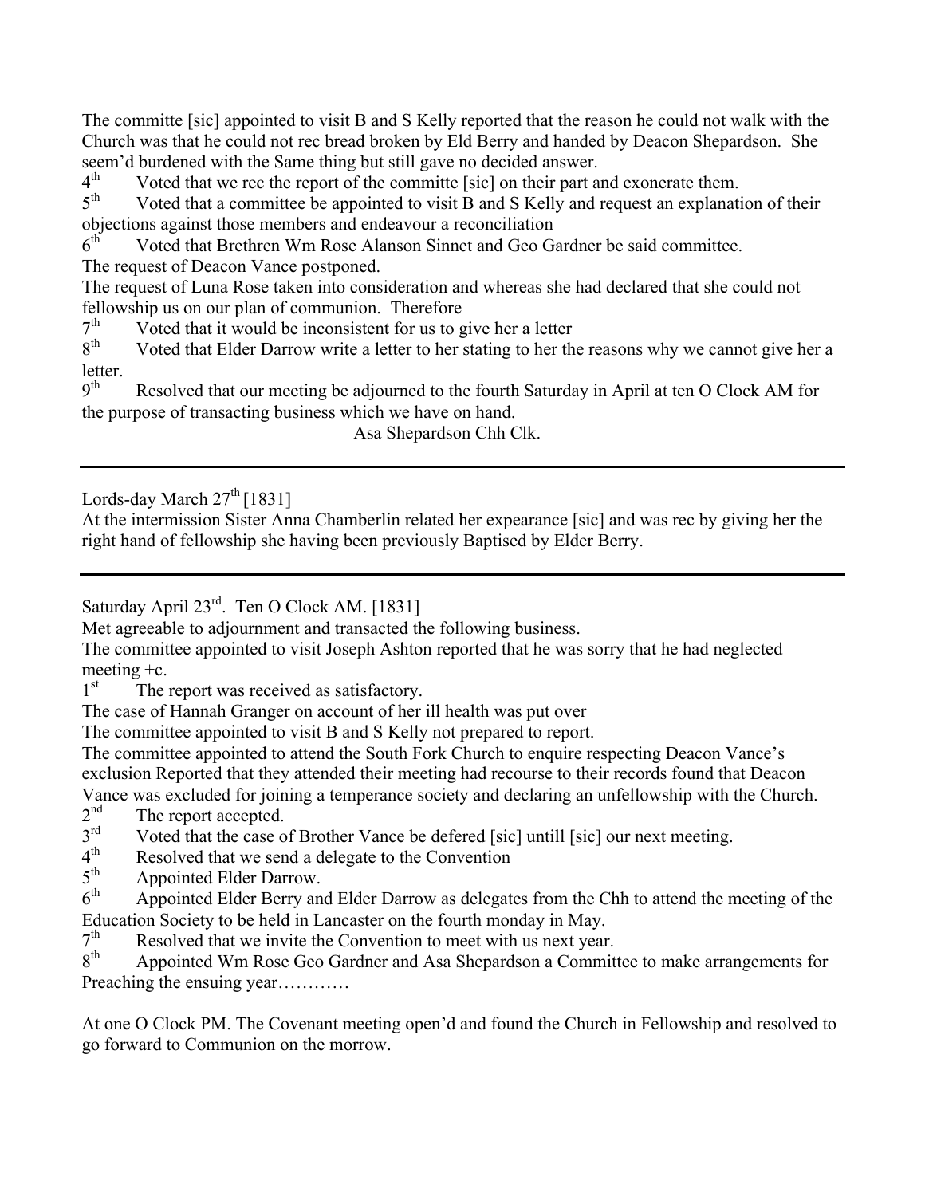The committe [sic] appointed to visit B and S Kelly reported that the reason he could not walk with the Church was that he could not rec bread broken by Eld Berry and handed by Deacon Shepardson. She seem'd burdened with the Same thing but still gave no decided answer.

4th Voted that we rec the report of the committe [sic] on their part and exonerate them.

5th Voted that a committee be appointed to visit B and S Kelly and request an explanation of their objections against those members and endeavour a reconciliation

6th Voted that Brethren Wm Rose Alanson Sinnet and Geo Gardner be said committee.

The request of Deacon Vance postponed.

The request of Luna Rose taken into consideration and whereas she had declared that she could not fellowship us on our plan of communion. Therefore

7th Voted that it would be inconsistent for us to give her a letter

8th Voted that Elder Darrow write a letter to her stating to her the reasons why we cannot give her a letter.

9th Resolved that our meeting be adjourned to the fourth Saturday in April at ten O Clock AM for the purpose of transacting business which we have on hand.

Asa Shepardson Chh Clk.

---

Lords-day March 27th [1831]

At the intermission Sister Anna Chamberlin related her expearance [sic] and was rec by giving her the right hand of fellowship she having been previously Baptised by Elder Berry.

---

Saturday April 23rd. Ten O Clock AM. [1831]

Met agreeable to adjournment and transacted the following business.

The committee appointed to visit Joseph Ashton reported that he was sorry that he had neglected meeting +c.

1st The report was received as satisfactory.

The case of Hannah Granger on account of her ill health was put over

The committee appointed to visit B and S Kelly not prepared to report.

The committee appointed to attend the South Fork Church to enquire respecting Deacon Vance's exclusion Reported that they attended their meeting had recourse to their records found that Deacon Vance was excluded for joining a temperance society and declaring an unfellowship with the Church.

2nd The report accepted.

3rd Voted that the case of Brother Vance be defered [sic] untill [sic] our next meeting.

4th Resolved that we send a delegate to the Convention

5th Appointed Elder Darrow.

6th Appointed Elder Berry and Elder Darrow as delegates from the Chh to attend the meeting of the Education Society to be held in Lancaster on the fourth monday in May.

7th Resolved that we invite the Convention to meet with us next year.

8th Appointed Wm Rose Geo Gardner and Asa Shepardson a Committee to make arrangements for Preaching the ensuing year…………

At one O Clock PM. The Covenant meeting open'd and found the Church in Fellowship and resolved to go forward to Communion on the morrow.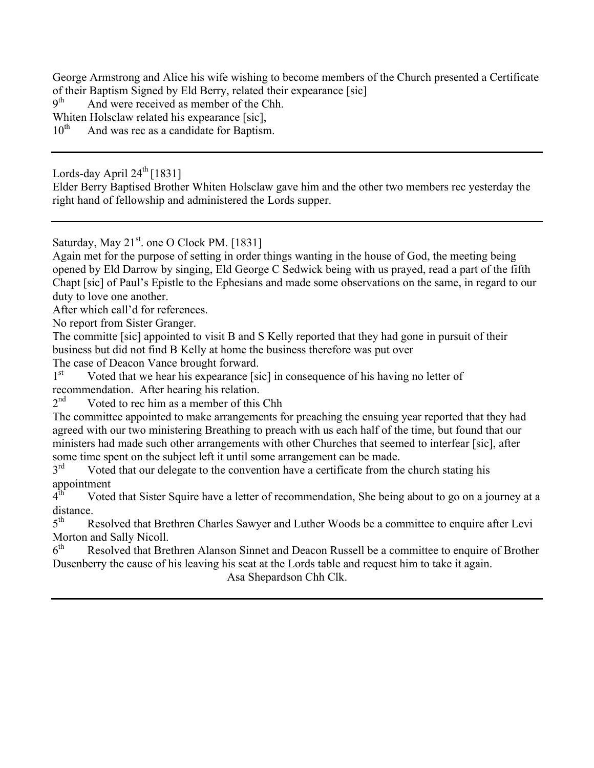George Armstrong and Alice his wife wishing to become members of the Church presented a Certificate of their Baptism Signed by Eld Berry, related their expearance [sic]

9th And were received as member of the Chh.

Whiten Holsclaw related his expearance [sic],

10th And was rec as a candidate for Baptism.

---

Lords-day April 24th [1831]

Elder Berry Baptised Brother Whiten Holsclaw gave him and the other two members rec yesterday the right hand of fellowship and administered the Lords supper.

---

Saturday, May 21st. one O Clock PM. [1831]

Again met for the purpose of setting in order things wanting in the house of God, the meeting being opened by Eld Darrow by singing, Eld George C Sedwick being with us prayed, read a part of the fifth Chapt [sic] of Paul's Epistle to the Ephesians and made some observations on the same, in regard to our duty to love one another.

After which call'd for references.

No report from Sister Granger.

The committe [sic] appointed to visit B and S Kelly reported that they had gone in pursuit of their business but did not find B Kelly at home the business therefore was put over

The case of Deacon Vance brought forward.

1st Voted that we hear his expearance [sic] in consequence of his having no letter of recommendation. After hearing his relation.

2nd Voted to rec him as a member of this Chh

The committee appointed to make arrangements for preaching the ensuing year reported that they had agreed with our two ministering Breathing to preach with us each half of the time, but found that our ministers had made such other arrangements with other Churches that seemed to interfear [sic], after some time spent on the subject left it until some arrangement can be made.

3rd Voted that our delegate to the convention have a certificate from the church stating his appointment

4th Voted that Sister Squire have a letter of recommendation, She being about to go on a journey at a distance.

5th Resolved that Brethren Charles Sawyer and Luther Woods be a committee to enquire after Levi Morton and Sally Nicoll.

6th Resolved that Brethren Alanson Sinnet and Deacon Russell be a committee to enquire of Brother Dusenberry the cause of his leaving his seat at the Lords table and request him to take it again.

Asa Shepardson Chh Clk.

---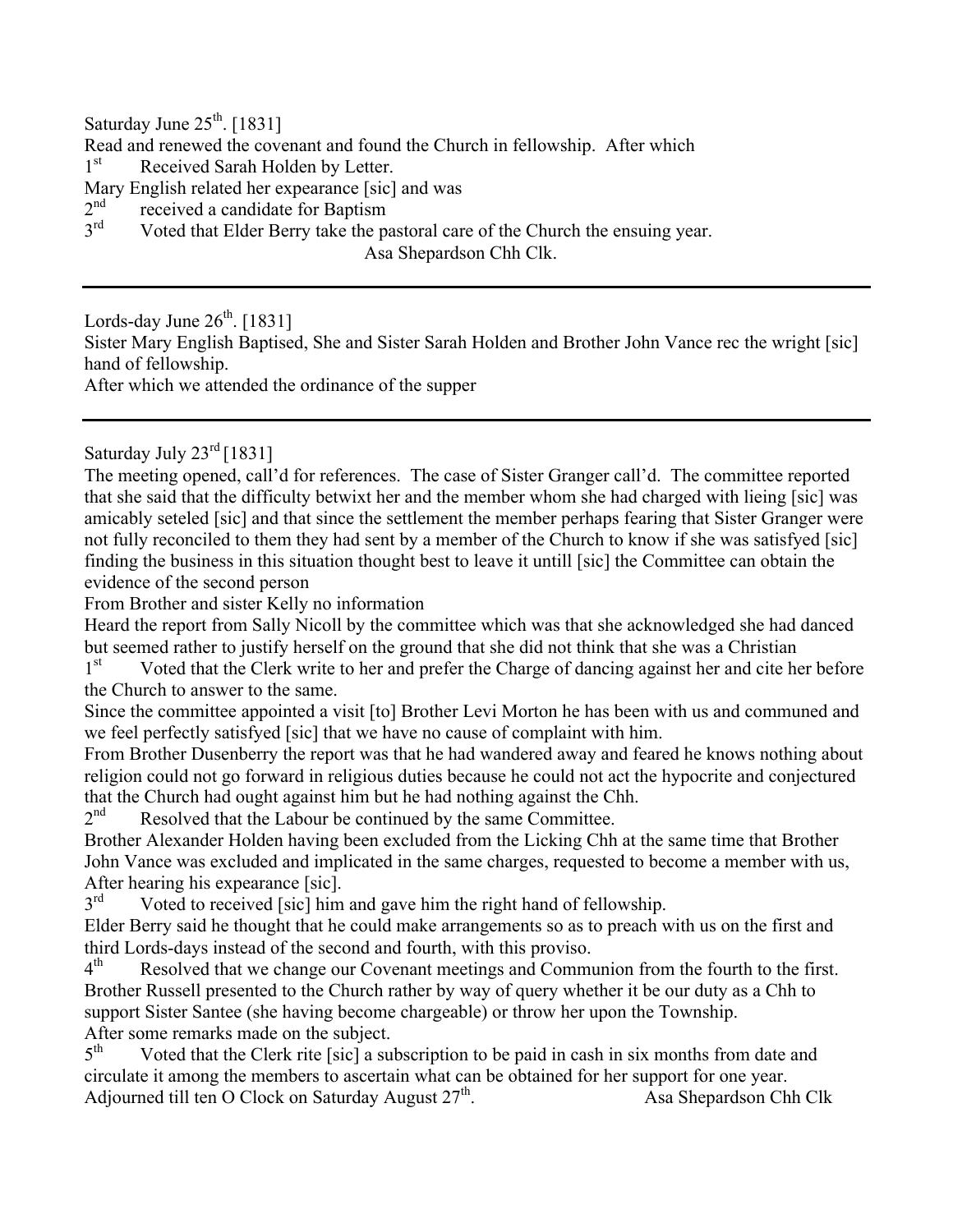Saturday June 25th. [1831]

Read and renewed the covenant and found the Church in fellowship. After which

1st Received Sarah Holden by Letter.

Mary English related her expearance [sic] and was

2nd received a candidate for Baptism

3rd Voted that Elder Berry take the pastoral care of the Church the ensuing year.

Asa Shepardson Chh Clk.

---

Lords-day June 26th. [1831]

Sister Mary English Baptised, She and Sister Sarah Holden and Brother John Vance rec the wright [sic] hand of fellowship.

After which we attended the ordinance of the supper

---

Saturday July 23rd [1831]

The meeting opened, call'd for references. The case of Sister Granger call'd. The committee reported that she said that the difficulty betwixt her and the member whom she had charged with lieing [sic] was amicably seteled [sic] and that since the settlement the member perhaps fearing that Sister Granger were not fully reconciled to them they had sent by a member of the Church to know if she was satisfyed [sic] finding the business in this situation thought best to leave it untill [sic] the Committee can obtain the evidence of the second person

From Brother and sister Kelly no information

Heard the report from Sally Nicoll by the committee which was that she acknowledged she had danced but seemed rather to justify herself on the ground that she did not think that she was a Christian

1st Voted that the Clerk write to her and prefer the Charge of dancing against her and cite her before the Church to answer to the same.

Since the committee appointed a visit [to] Brother Levi Morton he has been with us and communed and we feel perfectly satisfyed [sic] that we have no cause of complaint with him.

From Brother Dusenberry the report was that he had wandered away and feared he knows nothing about religion could not go forward in religious duties because he could not act the hypocrite and conjectured that the Church had ought against him but he had nothing against the Chh.

2nd Resolved that the Labour be continued by the same Committee.

Brother Alexander Holden having been excluded from the Licking Chh at the same time that Brother John Vance was excluded and implicated in the same charges, requested to become a member with us, After hearing his expearance [sic].

3rd Voted to received [sic] him and gave him the right hand of fellowship.

Elder Berry said he thought that he could make arrangements so as to preach with us on the first and third Lords-days instead of the second and fourth, with this proviso.

4th Resolved that we change our Covenant meetings and Communion from the fourth to the first.

Brother Russell presented to the Church rather by way of query whether it be our duty as a Chh to support Sister Santee (she having become chargeable) or throw her upon the Township.

After some remarks made on the subject.

5th Voted that the Clerk rite [sic] a subscription to be paid in cash in six months from date and circulate it among the members to ascertain what can be obtained for her support for one year.

Adjourned till ten O Clock on Saturday August 27th. Asa Shepardson Chh Clk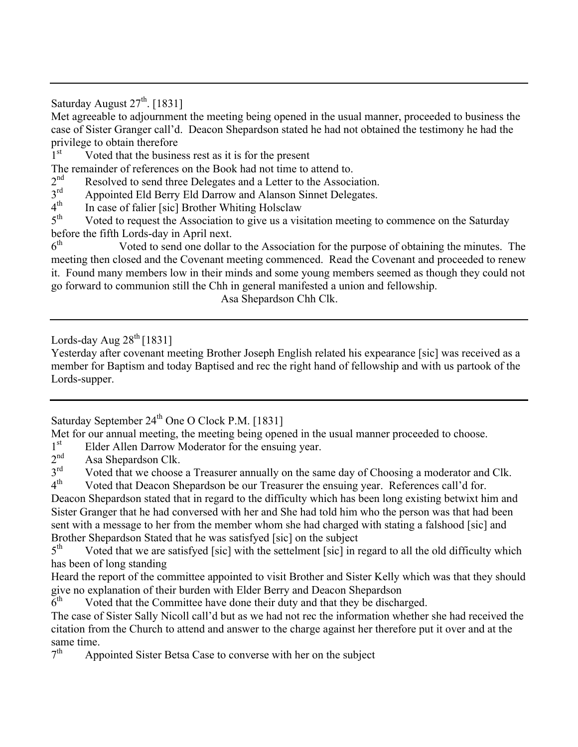---

Saturday August 27th. [1831]

Met agreeable to adjournment the meeting being opened in the usual manner, proceeded to business the case of Sister Granger call'd. Deacon Shepardson stated he had not obtained the testimony he had the privilege to obtain therefore

1st Voted that the business rest as it is for the present

The remainder of references on the Book had not time to attend to.

2nd Resolved to send three Delegates and a Letter to the Association.

3rd Appointed Eld Berry Eld Darrow and Alanson Sinnet Delegates.

4th In case of falier [sic] Brother Whiting Holsclaw

5th Voted to request the Association to give us a visitation meeting to commence on the Saturday before the fifth Lords-day in April next.

6th Voted to send one dollar to the Association for the purpose of obtaining the minutes. The meeting then closed and the Covenant meeting commenced. Read the Covenant and proceeded to renew it. Found many members low in their minds and some young members seemed as though they could not go forward to communion still the Chh in general manifested a union and fellowship.

Asa Shepardson Chh Clk.

---

Lords-day Aug 28th [1831]

Yesterday after covenant meeting Brother Joseph English related his expearance [sic] was received as a member for Baptism and today Baptised and rec the right hand of fellowship and with us partook of the Lords-supper.

---

Saturday September 24th One O Clock P.M. [1831]

Met for our annual meeting, the meeting being opened in the usual manner proceeded to choose.

1st Elder Allen Darrow Moderator for the ensuing year.

2nd Asa Shepardson Clk.

3rd Voted that we choose a Treasurer annually on the same day of Choosing a moderator and Clk.

4th Voted that Deacon Shepardson be our Treasurer the ensuing year. References call'd for.

Deacon Shepardson stated that in regard to the difficulty which has been long existing betwixt him and Sister Granger that he had conversed with her and She had told him who the person was that had been sent with a message to her from the member whom she had charged with stating a falshood [sic] and Brother Shepardson Stated that he was satisfyed [sic] on the subject

5th Voted that we are satisfyed [sic] with the settelment [sic] in regard to all the old difficulty which has been of long standing

Heard the report of the committee appointed to visit Brother and Sister Kelly which was that they should give no explanation of their burden with Elder Berry and Deacon Shepardson

6th Voted that the Committee have done their duty and that they be discharged.

The case of Sister Sally Nicoll call'd but as we had not rec the information whether she had received the citation from the Church to attend and answer to the charge against her therefore put it over and at the same time.

7th Appointed Sister Betsa Case to converse with her on the subject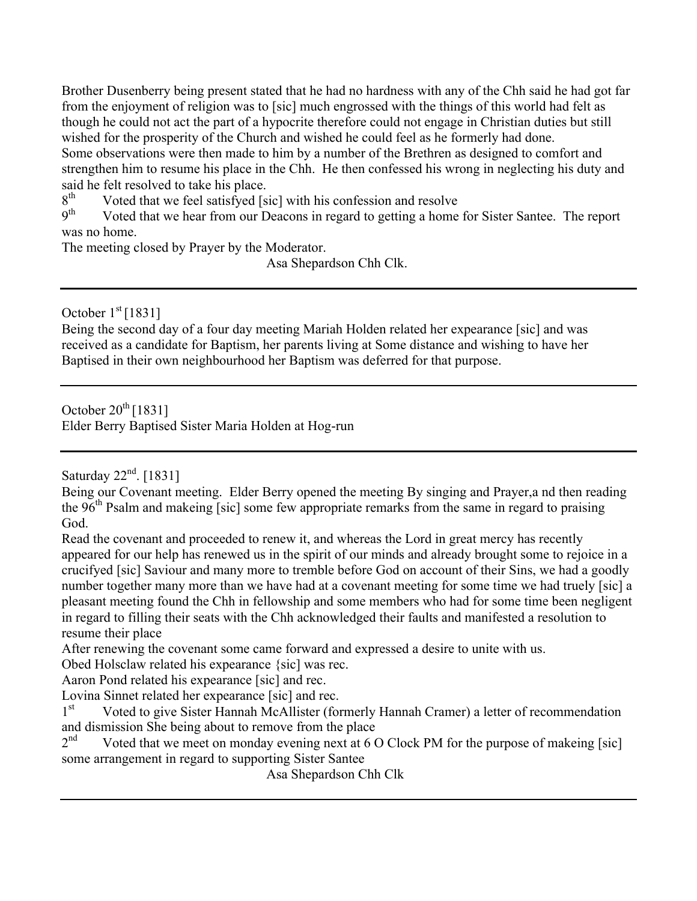Brother Dusenberry being present stated that he had no hardness with any of the Chh said he had got far from the enjoyment of religion was to [sic] much engrossed with the things of this world had felt as though he could not act the part of a hypocrite therefore could not engage in Christian duties but still wished for the prosperity of the Church and wished he could feel as he formerly had done.
Some observations were then made to him by a number of the Brethren as designed to comfort and strengthen him to resume his place in the Chh. He then confessed his wrong in neglecting his duty and said he felt resolved to take his place.

8th Voted that we feel satisfyed [sic] with his confession and resolve

9th Voted that we hear from our Deacons in regard to getting a home for Sister Santee. The report was no home.

The meeting closed by Prayer by the Moderator.

Asa Shepardson Chh Clk.

---

October 1st [1831]

Being the second day of a four day meeting Mariah Holden related her expearance [sic] and was received as a candidate for Baptism, her parents living at Some distance and wishing to have her Baptised in their own neighbourhood her Baptism was deferred for that purpose.

---

October 20th [1831]

Elder Berry Baptised Sister Maria Holden at Hog-run

---

Saturday 22nd. [1831]

Being our Covenant meeting. Elder Berry opened the meeting By singing and Prayer,a nd then reading the 96th Psalm and makeing [sic] some few appropriate remarks from the same in regard to praising God.

Read the covenant and proceeded to renew it, and whereas the Lord in great mercy has recently appeared for our help has renewed us in the spirit of our minds and already brought some to rejoice in a crucifyed [sic] Saviour and many more to tremble before God on account of their Sins, we had a goodly number together many more than we have had at a covenant meeting for some time we had truely [sic] a pleasant meeting found the Chh in fellowship and some members who had for some time been negligent in regard to filling their seats with the Chh acknowledged their faults and manifested a resolution to resume their place

After renewing the covenant some came forward and expressed a desire to unite with us.

Obed Holsclaw related his expearance {sic] was rec.

Aaron Pond related his expearance [sic] and rec.

Lovina Sinnet related her expearance [sic] and rec.

1st Voted to give Sister Hannah McAllister (formerly Hannah Cramer) a letter of recommendation and dismission She being about to remove from the place

2nd Voted that we meet on monday evening next at 6 O Clock PM for the purpose of makeing [sic] some arrangement in regard to supporting Sister Santee

Asa Shepardson Chh Clk

---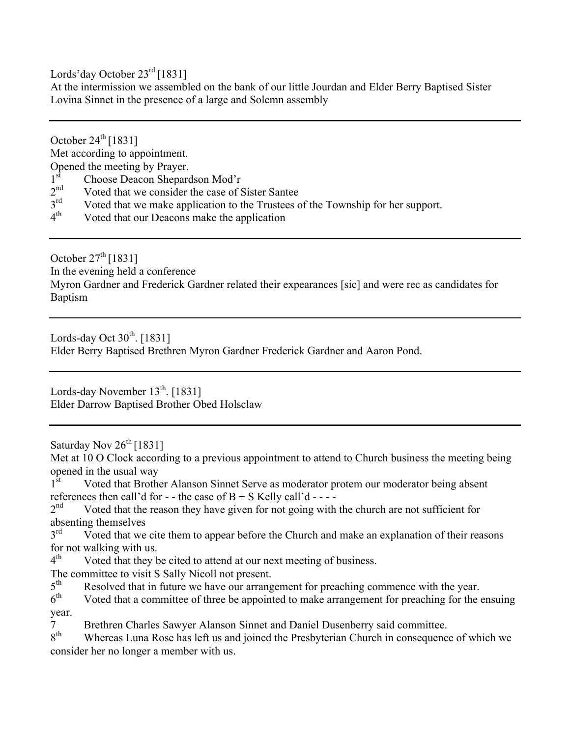Lords'day October 23rd [1831]
At the intermission we assembled on the bank of our little Jourdan and Elder Berry Baptised Sister Lovina Sinnet in the presence of a large and Solemn assembly

---

October 24th [1831]
Met according to appointment.
Opened the meeting by Prayer.
1st Choose Deacon Shepardson Mod'r
2nd Voted that we consider the case of Sister Santee
3rd Voted that we make application to the Trustees of the Township for her support.
4th Voted that our Deacons make the application

---

October 27th [1831]
In the evening held a conference
Myron Gardner and Frederick Gardner related their expearances [sic] and were rec as candidates for Baptism

---

Lords-day Oct 30th. [1831]
Elder Berry Baptised Brethren Myron Gardner Frederick Gardner and Aaron Pond.

---

Lords-day November 13th. [1831]
Elder Darrow Baptised Brother Obed Holsclaw

---

Saturday Nov 26th [1831]
Met at 10 O Clock according to a previous appointment to attend to Church business the meeting being opened in the usual way
1st Voted that Brother Alanson Sinnet Serve as moderator protem our moderator being absent references then call'd for - - the case of B + S Kelly call'd - - - -
2nd Voted that the reason they have given for not going with the church are not sufficient for absenting themselves
3rd Voted that we cite them to appear before the Church and make an explanation of their reasons for not walking with us.
4th Voted that they be cited to attend at our next meeting of business.
The committee to visit S Sally Nicoll not present.
5th Resolved that in future we have our arrangement for preaching commence with the year.
6th Voted that a committee of three be appointed to make arrangement for preaching for the ensuing year.
7 Brethren Charles Sawyer Alanson Sinnet and Daniel Dusenberry said committee.
8th Whereas Luna Rose has left us and joined the Presbyterian Church in consequence of which we consider her no longer a member with us.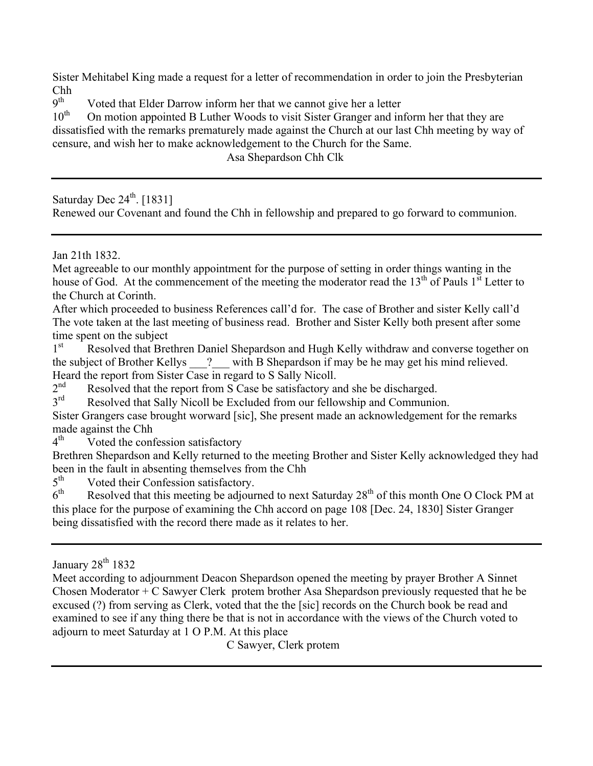Sister Mehitabel King made a request for a letter of recommendation in order to join the Presbyterian Chh

9th Voted that Elder Darrow inform her that we cannot give her a letter

10th On motion appointed B Luther Woods to visit Sister Granger and inform her that they are dissatisfied with the remarks prematurely made against the Church at our last Chh meeting by way of censure, and wish her to make acknowledgement to the Church for the Same.

Asa Shepardson Chh Clk

---

Saturday Dec 24th. [1831]

Renewed our Covenant and found the Chh in fellowship and prepared to go forward to communion.

---

Jan 21th 1832.

Met agreeable to our monthly appointment for the purpose of setting in order things wanting in the house of God. At the commencement of the meeting the moderator read the 13th of Pauls 1st Letter to the Church at Corinth.

After which proceeded to business References call'd for. The case of Brother and sister Kelly call'd The vote taken at the last meeting of business read. Brother and Sister Kelly both present after some time spent on the subject

1st Resolved that Brethren Daniel Shepardson and Hugh Kelly withdraw and converse together on the subject of Brother Kellys ___?___ with B Shepardson if may be he may get his mind relieved.

Heard the report from Sister Case in regard to S Sally Nicoll.

2nd Resolved that the report from S Case be satisfactory and she be discharged.

3rd Resolved that Sally Nicoll be Excluded from our fellowship and Communion.

Sister Grangers case brought worward [sic], She present made an acknowledgement for the remarks made against the Chh

4th Voted the confession satisfactory

Brethren Shepardson and Kelly returned to the meeting Brother and Sister Kelly acknowledged they had been in the fault in absenting themselves from the Chh

5th Voted their Confession satisfactory.

6th Resolved that this meeting be adjourned to next Saturday 28th of this month One O Clock PM at this place for the purpose of examining the Chh accord on page 108 [Dec. 24, 1830] Sister Granger being dissatisfied with the record there made as it relates to her.

---

January 28th 1832

Meet according to adjournment Deacon Shepardson opened the meeting by prayer Brother A Sinnet Chosen Moderator + C Sawyer Clerk protem brother Asa Shepardson previously requested that he be excused (?) from serving as Clerk, voted that the the [sic] records on the Church book be read and examined to see if any thing there be that is not in accordance with the views of the Church voted to adjourn to meet Saturday at 1 O P.M. At this place

C Sawyer, Clerk protem

---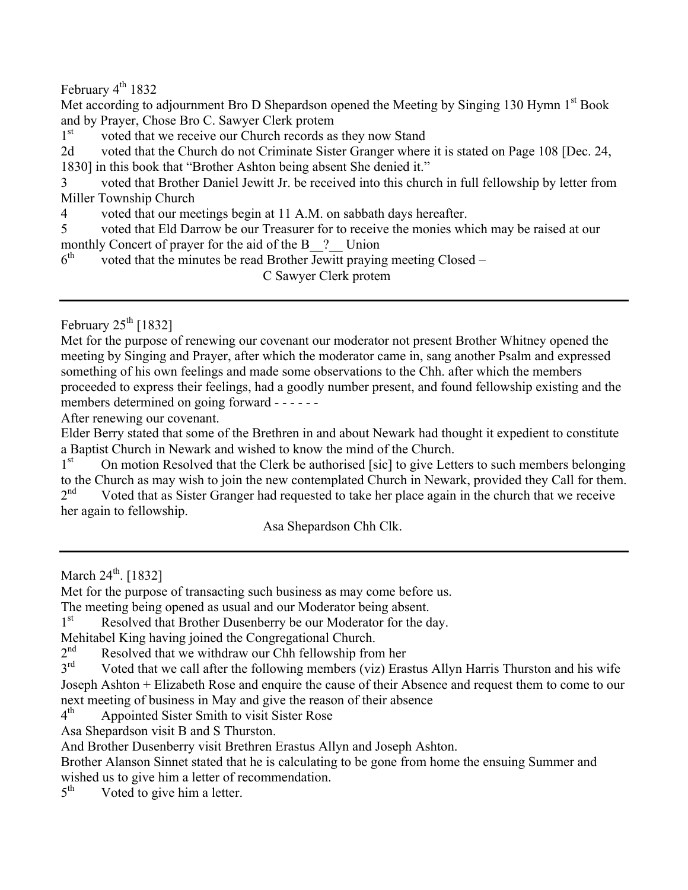February 4th 1832

Met according to adjournment Bro D Shepardson opened the Meeting by Singing 130 Hymn 1st Book and by Prayer, Chose Bro C. Sawyer Clerk protem

1st voted that we receive our Church records as they now Stand

2d voted that the Church do not Criminate Sister Granger where it is stated on Page 108 [Dec. 24, 1830] in this book that "Brother Ashton being absent She denied it."

3 voted that Brother Daniel Jewitt Jr. be received into this church in full fellowship by letter from Miller Township Church

4 voted that our meetings begin at 11 A.M. on sabbath days hereafter.

5 voted that Eld Darrow be our Treasurer for to receive the monies which may be raised at our monthly Concert of prayer for the aid of the B__?__ Union

6th voted that the minutes be read Brother Jewitt praying meeting Closed –

C Sawyer Clerk protem

---

February 25th [1832]

Met for the purpose of renewing our covenant our moderator not present Brother Whitney opened the meeting by Singing and Prayer, after which the moderator came in, sang another Psalm and expressed something of his own feelings and made some observations to the Chh. after which the members proceeded to express their feelings, had a goodly number present, and found fellowship existing and the members determined on going forward - - - - - -

After renewing our covenant.

Elder Berry stated that some of the Brethren in and about Newark had thought it expedient to constitute a Baptist Church in Newark and wished to know the mind of the Church.

1st On motion Resolved that the Clerk be authorised [sic] to give Letters to such members belonging to the Church as may wish to join the new contemplated Church in Newark, provided they Call for them.

2nd Voted that as Sister Granger had requested to take her place again in the church that we receive her again to fellowship.

Asa Shepardson Chh Clk.

---

March 24th. [1832]

Met for the purpose of transacting such business as may come before us.

The meeting being opened as usual and our Moderator being absent.

1st Resolved that Brother Dusenberry be our Moderator for the day.

Mehitabel King having joined the Congregational Church.

2nd Resolved that we withdraw our Chh fellowship from her

3rd Voted that we call after the following members (viz) Erastus Allyn Harris Thurston and his wife Joseph Ashton + Elizabeth Rose and enquire the cause of their Absence and request them to come to our next meeting of business in May and give the reason of their absence

4th Appointed Sister Smith to visit Sister Rose

Asa Shepardson visit B and S Thurston.

And Brother Dusenberry visit Brethren Erastus Allyn and Joseph Ashton.

Brother Alanson Sinnet stated that he is calculating to be gone from home the ensuing Summer and wished us to give him a letter of recommendation.

5th Voted to give him a letter.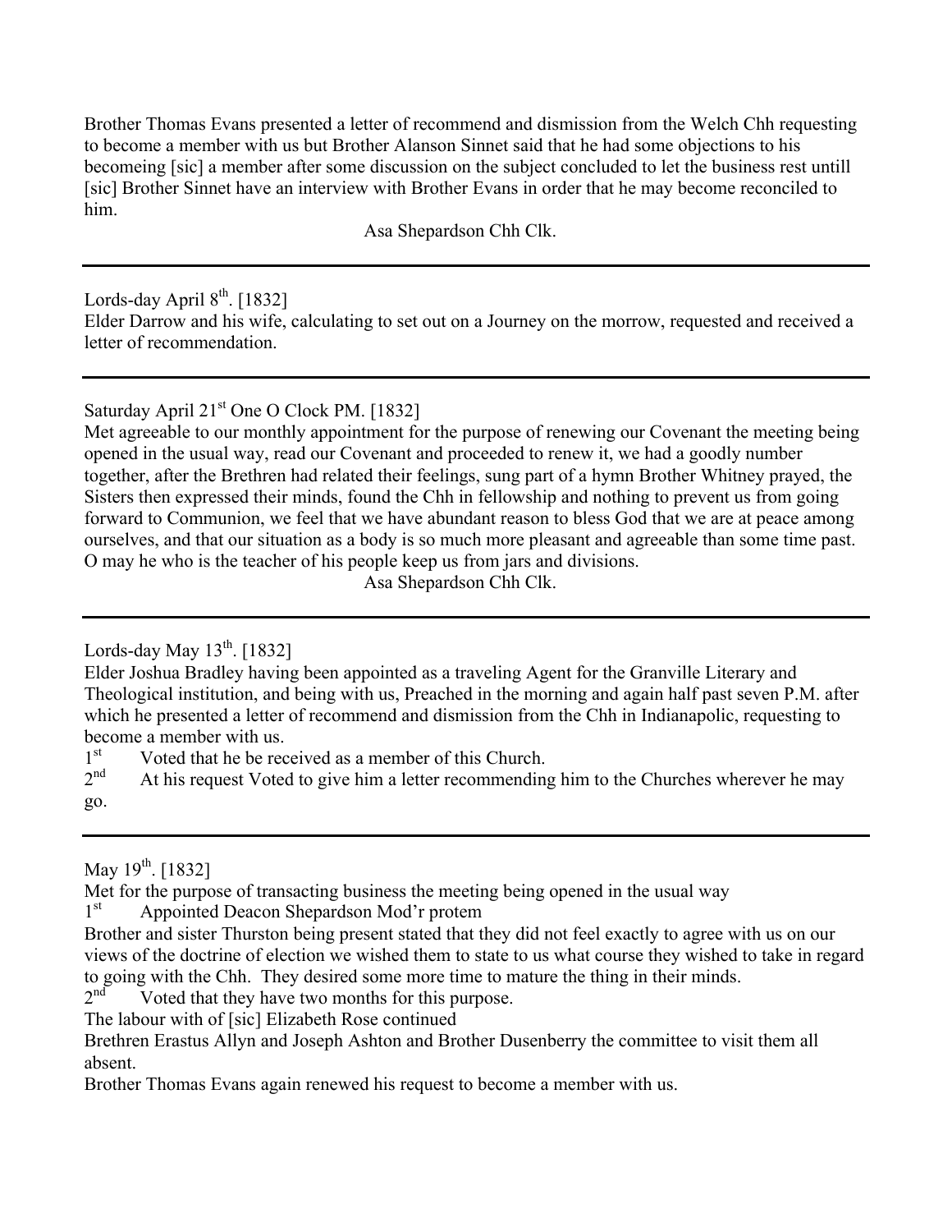Brother Thomas Evans presented a letter of recommend and dismission from the Welch Chh requesting to become a member with us but Brother Alanson Sinnet said that he had some objections to his becomeing [sic] a member after some discussion on the subject concluded to let the business rest untill [sic] Brother Sinnet have an interview with Brother Evans in order that he may become reconciled to him.

Asa Shepardson Chh Clk.

---

Lords-day April 8th. [1832]

Elder Darrow and his wife, calculating to set out on a Journey on the morrow, requested and received a letter of recommendation.

---

Saturday April 21st One O Clock PM. [1832]

Met agreeable to our monthly appointment for the purpose of renewing our Covenant the meeting being opened in the usual way, read our Covenant and proceeded to renew it, we had a goodly number together, after the Brethren had related their feelings, sung part of a hymn Brother Whitney prayed, the Sisters then expressed their minds, found the Chh in fellowship and nothing to prevent us from going forward to Communion, we feel that we have abundant reason to bless God that we are at peace among ourselves, and that our situation as a body is so much more pleasant and agreeable than some time past. O may he who is the teacher of his people keep us from jars and divisions.

Asa Shepardson Chh Clk.

---

Lords-day May 13th. [1832]

Elder Joshua Bradley having been appointed as a traveling Agent for the Granville Literary and Theological institution, and being with us, Preached in the morning and again half past seven P.M. after which he presented a letter of recommend and dismission from the Chh in Indianapolic, requesting to become a member with us.

1st Voted that he be received as a member of this Church.

2nd At his request Voted to give him a letter recommending him to the Churches wherever he may go.

---

May 19th. [1832]

Met for the purpose of transacting business the meeting being opened in the usual way

1st Appointed Deacon Shepardson Mod'r protem

Brother and sister Thurston being present stated that they did not feel exactly to agree with us on our views of the doctrine of election we wished them to state to us what course they wished to take in regard to going with the Chh. They desired some more time to mature the thing in their minds.

2nd Voted that they have two months for this purpose.

The labour with of [sic] Elizabeth Rose continued

Brethren Erastus Allyn and Joseph Ashton and Brother Dusenberry the committee to visit them all absent.

Brother Thomas Evans again renewed his request to become a member with us.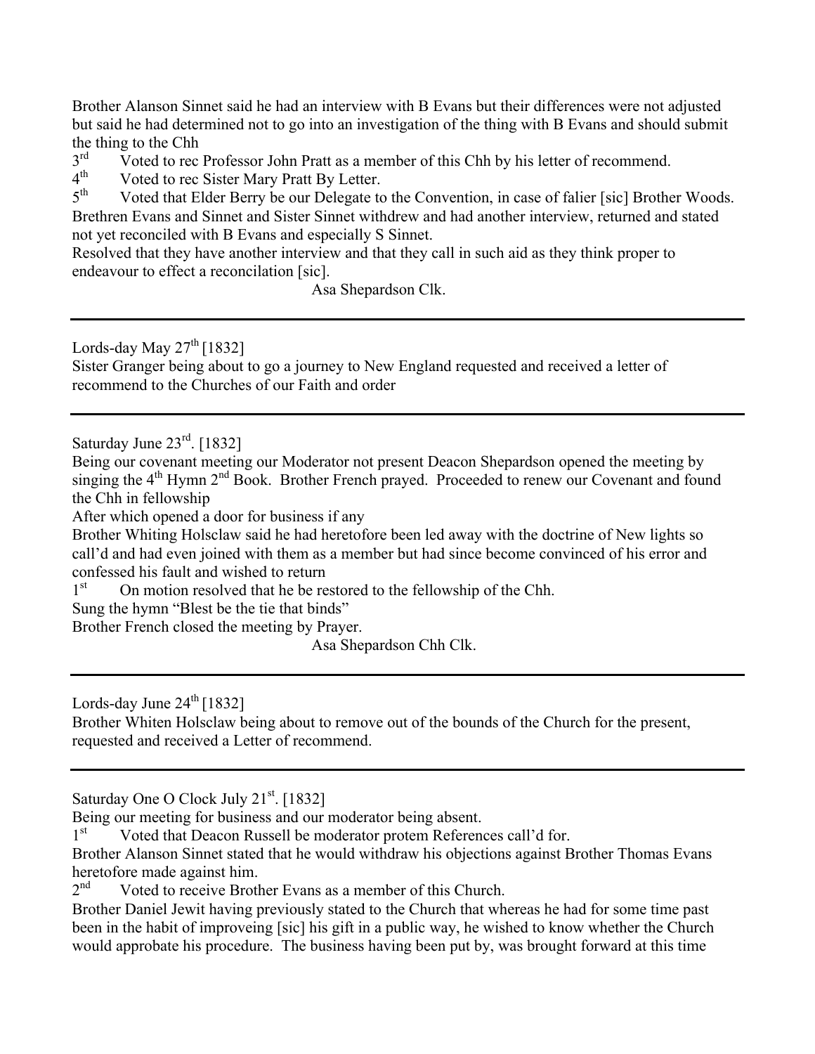Brother Alanson Sinnet said he had an interview with B Evans but their differences were not adjusted but said he had determined not to go into an investigation of the thing with B Evans and should submit the thing to the Chh

3rd Voted to rec Professor John Pratt as a member of this Chh by his letter of recommend.

4th Voted to rec Sister Mary Pratt By Letter.

5th Voted that Elder Berry be our Delegate to the Convention, in case of falier [sic] Brother Woods.

Brethren Evans and Sinnet and Sister Sinnet withdrew and had another interview, returned and stated not yet reconciled with B Evans and especially S Sinnet.

Resolved that they have another interview and that they call in such aid as they think proper to endeavour to effect a reconcilation [sic].

Asa Shepardson Clk.

---

Lords-day May 27th [1832]

Sister Granger being about to go a journey to New England requested and received a letter of recommend to the Churches of our Faith and order

---

Saturday June 23rd. [1832]

Being our covenant meeting our Moderator not present Deacon Shepardson opened the meeting by singing the 4th Hymn 2nd Book. Brother French prayed. Proceeded to renew our Covenant and found the Chh in fellowship

After which opened a door for business if any

Brother Whiting Holsclaw said he had heretofore been led away with the doctrine of New lights so call'd and had even joined with them as a member but had since become convinced of his error and confessed his fault and wished to return

1st On motion resolved that he be restored to the fellowship of the Chh.

Sung the hymn "Blest be the tie that binds"

Brother French closed the meeting by Prayer.

Asa Shepardson Chh Clk.

---

Lords-day June 24th [1832]

Brother Whiten Holsclaw being about to remove out of the bounds of the Church for the present, requested and received a Letter of recommend.

---

Saturday One O Clock July 21st. [1832]

Being our meeting for business and our moderator being absent.

1st Voted that Deacon Russell be moderator protem References call'd for.

Brother Alanson Sinnet stated that he would withdraw his objections against Brother Thomas Evans heretofore made against him.

2nd Voted to receive Brother Evans as a member of this Church.

Brother Daniel Jewit having previously stated to the Church that whereas he had for some time past been in the habit of improveing [sic] his gift in a public way, he wished to know whether the Church would approbate his procedure. The business having been put by, was brought forward at this time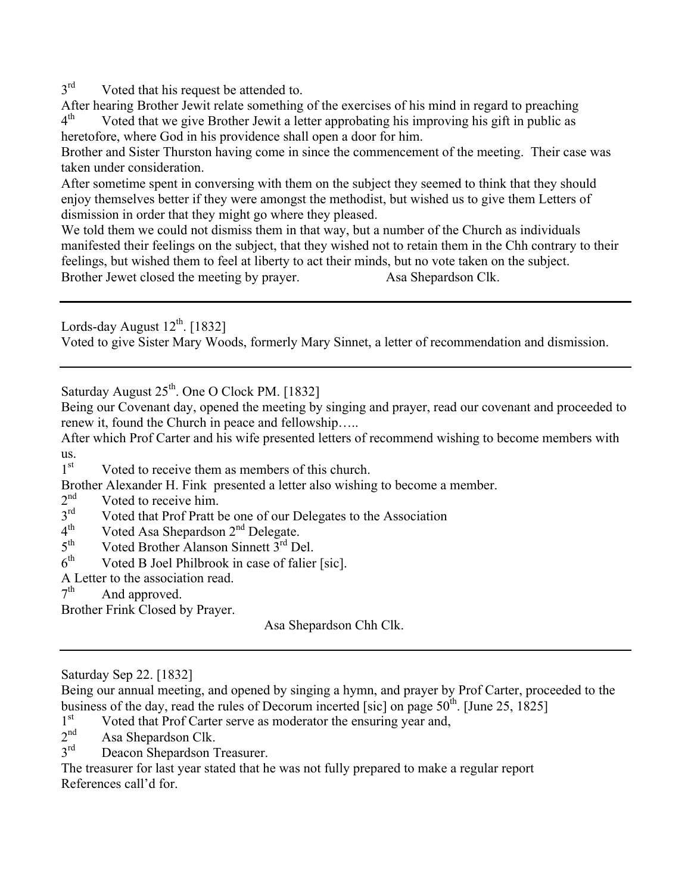3rd Voted that his request be attended to.

After hearing Brother Jewit relate something of the exercises of his mind in regard to preaching

4th Voted that we give Brother Jewit a letter approbating his improving his gift in public as heretofore, where God in his providence shall open a door for him.

Brother and Sister Thurston having come in since the commencement of the meeting. Their case was taken under consideration.

After sometime spent in conversing with them on the subject they seemed to think that they should enjoy themselves better if they were amongst the methodist, but wished us to give them Letters of dismission in order that they might go where they pleased.

We told them we could not dismiss them in that way, but a number of the Church as individuals manifested their feelings on the subject, that they wished not to retain them in the Chh contrary to their feelings, but wished them to feel at liberty to act their minds, but no vote taken on the subject.

Brother Jewet closed the meeting by prayer. Asa Shepardson Clk.

---

Lords-day August 12th. [1832]

Voted to give Sister Mary Woods, formerly Mary Sinnet, a letter of recommendation and dismission.

---

Saturday August 25th. One O Clock PM. [1832]

Being our Covenant day, opened the meeting by singing and prayer, read our covenant and proceeded to renew it, found the Church in peace and fellowship…..

After which Prof Carter and his wife presented letters of recommend wishing to become members with us.

1st Voted to receive them as members of this church.

Brother Alexander H. Fink presented a letter also wishing to become a member.

2nd Voted to receive him.

3rd Voted that Prof Pratt be one of our Delegates to the Association

4th Voted Asa Shepardson 2nd Delegate.

5th Voted Brother Alanson Sinnett 3rd Del.

6th Voted B Joel Philbrook in case of falier [sic].

A Letter to the association read.

7th And approved.

Brother Frink Closed by Prayer.

Asa Shepardson Chh Clk.

---

Saturday Sep 22. [1832]

Being our annual meeting, and opened by singing a hymn, and prayer by Prof Carter, proceeded to the business of the day, read the rules of Decorum incerted [sic] on page 50th. [June 25, 1825]

1st Voted that Prof Carter serve as moderator the ensuring year and,

2nd Asa Shepardson Clk.

3rd Deacon Shepardson Treasurer.

The treasurer for last year stated that he was not fully prepared to make a regular report

References call'd for.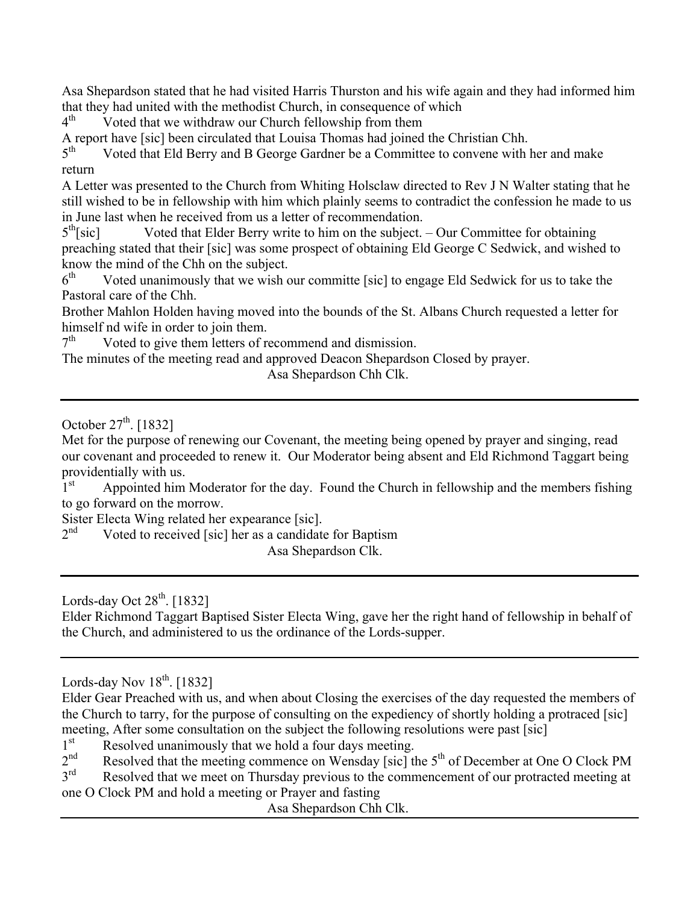Asa Shepardson stated that he had visited Harris Thurston and his wife again and they had informed him that they had united with the methodist Church, in consequence of which

4th Voted that we withdraw our Church fellowship from them

A report have [sic] been circulated that Louisa Thomas had joined the Christian Chh.

5th Voted that Eld Berry and B George Gardner be a Committee to convene with her and make return

A Letter was presented to the Church from Whiting Holsclaw directed to Rev J N Walter stating that he still wished to be in fellowship with him which plainly seems to contradict the confession he made to us in June last when he received from us a letter of recommendation.

5th[sic] Voted that Elder Berry write to him on the subject. – Our Committee for obtaining preaching stated that their [sic] was some prospect of obtaining Eld George C Sedwick, and wished to know the mind of the Chh on the subject.

6th Voted unanimously that we wish our committe [sic] to engage Eld Sedwick for us to take the Pastoral care of the Chh.

Brother Mahlon Holden having moved into the bounds of the St. Albans Church requested a letter for himself nd wife in order to join them.

7th Voted to give them letters of recommend and dismission.

The minutes of the meeting read and approved Deacon Shepardson Closed by prayer.

Asa Shepardson Chh Clk.

---

October 27th. [1832]

Met for the purpose of renewing our Covenant, the meeting being opened by prayer and singing, read our covenant and proceeded to renew it. Our Moderator being absent and Eld Richmond Taggart being providentially with us.

1st Appointed him Moderator for the day. Found the Church in fellowship and the members fishing to go forward on the morrow.

Sister Electa Wing related her expearance [sic].

2nd Voted to received [sic] her as a candidate for Baptism

Asa Shepardson Clk.

---

Lords-day Oct 28th. [1832]

Elder Richmond Taggart Baptised Sister Electa Wing, gave her the right hand of fellowship in behalf of the Church, and administered to us the ordinance of the Lords-supper.

---

Lords-day Nov 18th. [1832]

Elder Gear Preached with us, and when about Closing the exercises of the day requested the members of the Church to tarry, for the purpose of consulting on the expediency of shortly holding a protraced [sic] meeting, After some consultation on the subject the following resolutions were past [sic]

1st Resolved unanimously that we hold a four days meeting.

2nd Resolved that the meeting commence on Wensday [sic] the 5th of December at One O Clock PM

3rd Resolved that we meet on Thursday previous to the commencement of our protracted meeting at one O Clock PM and hold a meeting or Prayer and fasting

Asa Shepardson Chh Clk.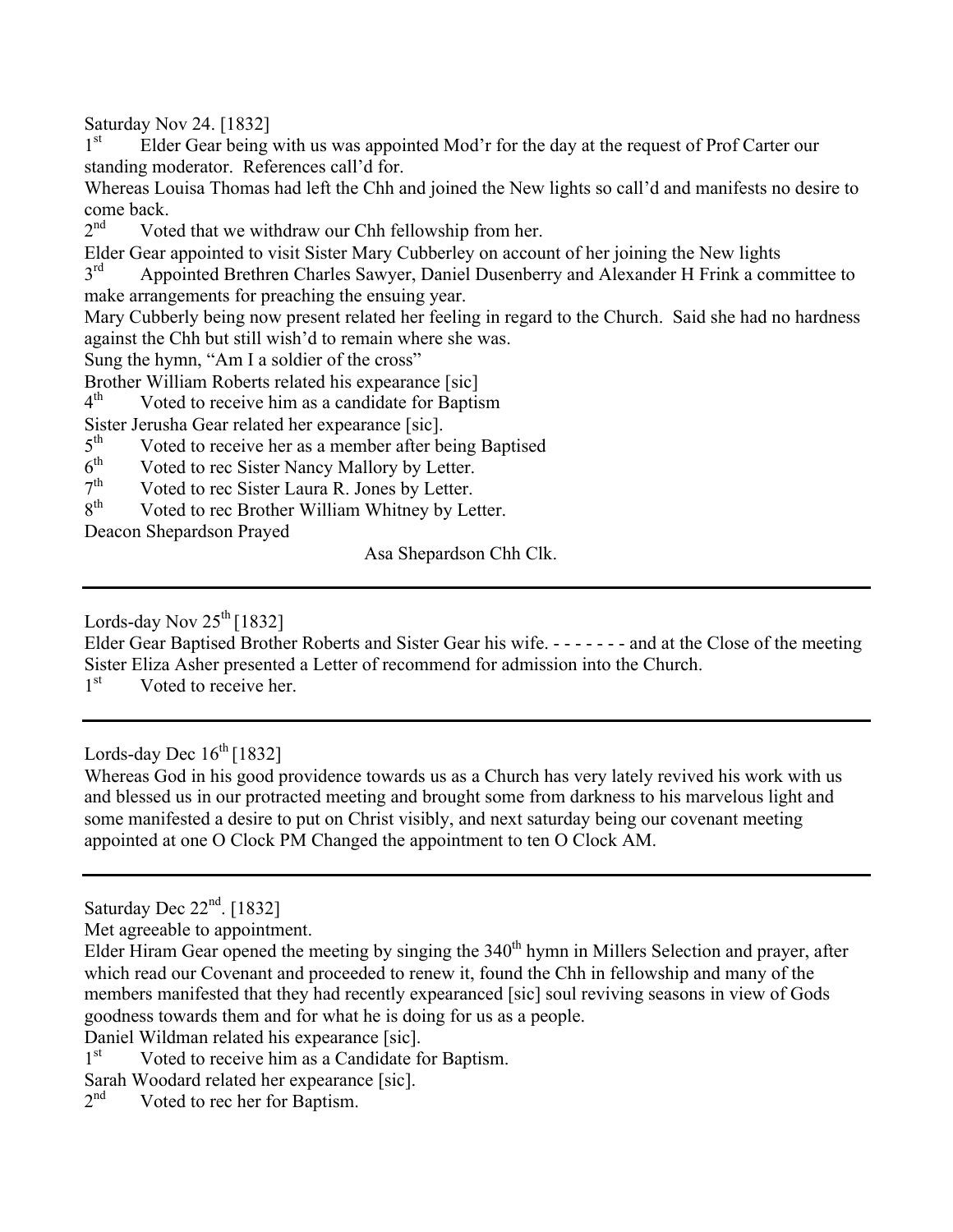Saturday Nov 24. [1832]

1st Elder Gear being with us was appointed Mod'r for the day at the request of Prof Carter our standing moderator. References call'd for.

Whereas Louisa Thomas had left the Chh and joined the New lights so call'd and manifests no desire to come back.

2nd Voted that we withdraw our Chh fellowship from her.

Elder Gear appointed to visit Sister Mary Cubberley on account of her joining the New lights

3rd Appointed Brethren Charles Sawyer, Daniel Dusenberry and Alexander H Frink a committee to make arrangements for preaching the ensuing year.

Mary Cubberly being now present related her feeling in regard to the Church. Said she had no hardness against the Chh but still wish'd to remain where she was.

Sung the hymn, "Am I a soldier of the cross"

Brother William Roberts related his expearance [sic]

4th Voted to receive him as a candidate for Baptism

Sister Jerusha Gear related her expearance [sic].

5th Voted to receive her as a member after being Baptised

6th Voted to rec Sister Nancy Mallory by Letter.

7th Voted to rec Sister Laura R. Jones by Letter.

8th Voted to rec Brother William Whitney by Letter.

Deacon Shepardson Prayed

Asa Shepardson Chh Clk.

---

Lords-day Nov 25th [1832]

Elder Gear Baptised Brother Roberts and Sister Gear his wife. - - - - - - - and at the Close of the meeting Sister Eliza Asher presented a Letter of recommend for admission into the Church.

1st Voted to receive her.

---

Lords-day Dec 16th [1832]

Whereas God in his good providence towards us as a Church has very lately revived his work with us and blessed us in our protracted meeting and brought some from darkness to his marvelous light and some manifested a desire to put on Christ visibly, and next saturday being our covenant meeting appointed at one O Clock PM Changed the appointment to ten O Clock AM.

---

Saturday Dec 22nd. [1832]

Met agreeable to appointment.

Elder Hiram Gear opened the meeting by singing the 340th hymn in Millers Selection and prayer, after which read our Covenant and proceeded to renew it, found the Chh in fellowship and many of the members manifested that they had recently expearanced [sic] soul reviving seasons in view of Gods goodness towards them and for what he is doing for us as a people.

Daniel Wildman related his expearance [sic].

1st Voted to receive him as a Candidate for Baptism.

Sarah Woodard related her expearance [sic].

2nd Voted to rec her for Baptism.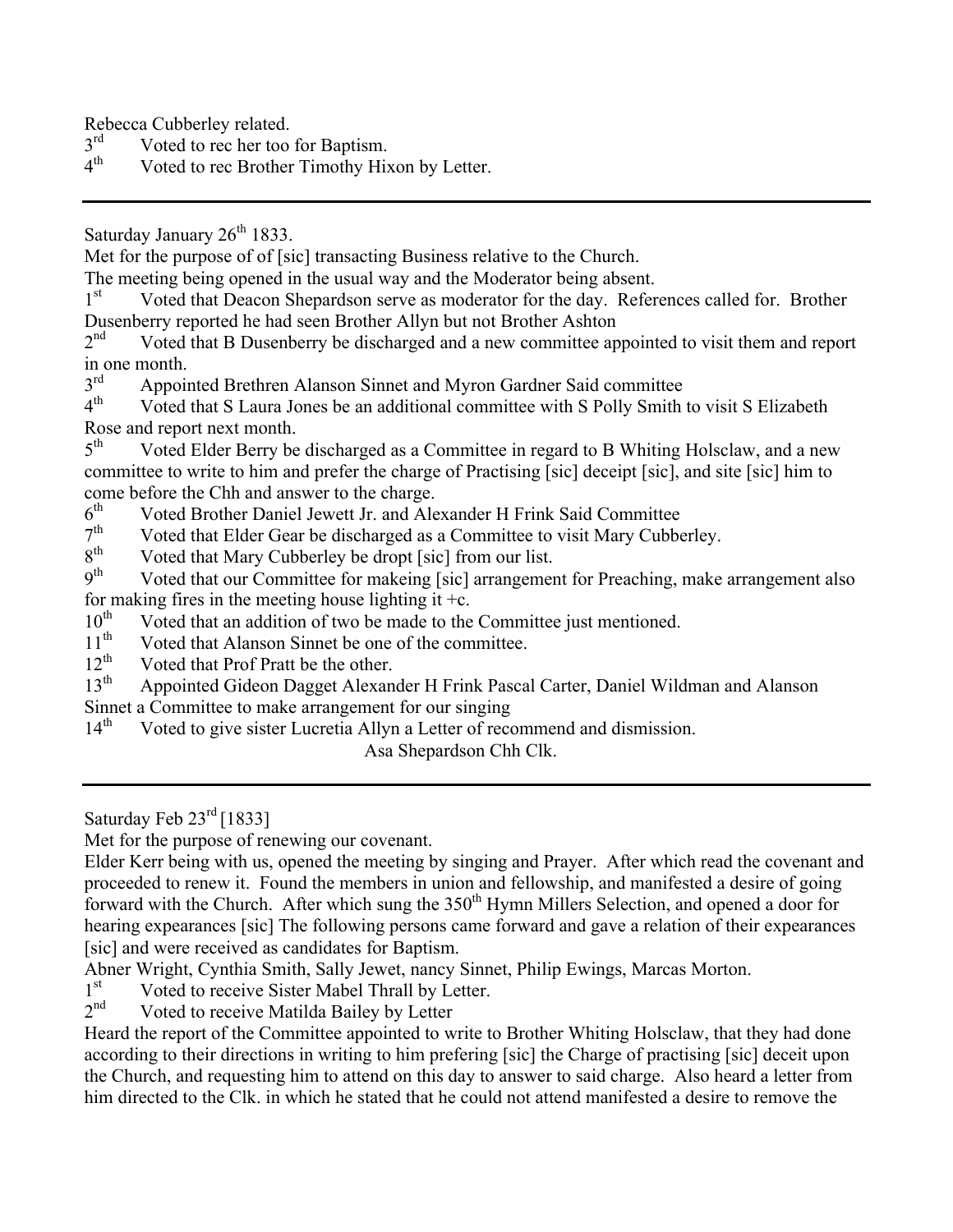Rebecca Cubberley related.

3rd Voted to rec her too for Baptism.

4th Voted to rec Brother Timothy Hixon by Letter.

---

Saturday January 26th 1833.

Met for the purpose of of [sic] transacting Business relative to the Church.

The meeting being opened in the usual way and the Moderator being absent.

1st Voted that Deacon Shepardson serve as moderator for the day. References called for. Brother Dusenberry reported he had seen Brother Allyn but not Brother Ashton

2nd Voted that B Dusenberry be discharged and a new committee appointed to visit them and report in one month.

3rd Appointed Brethren Alanson Sinnet and Myron Gardner Said committee

4th Voted that S Laura Jones be an additional committee with S Polly Smith to visit S Elizabeth Rose and report next month.

5th Voted Elder Berry be discharged as a Committee in regard to B Whiting Holsclaw, and a new committee to write to him and prefer the charge of Practising [sic] deceipt [sic], and site [sic] him to come before the Chh and answer to the charge.

6th Voted Brother Daniel Jewett Jr. and Alexander H Frink Said Committee

7th Voted that Elder Gear be discharged as a Committee to visit Mary Cubberley.

8th Voted that Mary Cubberley be dropt [sic] from our list.

9th Voted that our Committee for makeing [sic] arrangement for Preaching, make arrangement also for making fires in the meeting house lighting it +c.

10th Voted that an addition of two be made to the Committee just mentioned.

11th Voted that Alanson Sinnet be one of the committee.

12th Voted that Prof Pratt be the other.

13th Appointed Gideon Dagget Alexander H Frink Pascal Carter, Daniel Wildman and Alanson Sinnet a Committee to make arrangement for our singing

14th Voted to give sister Lucretia Allyn a Letter of recommend and dismission.

Asa Shepardson Chh Clk.

---

Saturday Feb 23rd [1833]

Met for the purpose of renewing our covenant.

Elder Kerr being with us, opened the meeting by singing and Prayer. After which read the covenant and proceeded to renew it. Found the members in union and fellowship, and manifested a desire of going forward with the Church. After which sung the 350th Hymn Millers Selection, and opened a door for hearing expearances [sic] The following persons came forward and gave a relation of their expearances [sic] and were received as candidates for Baptism.

Abner Wright, Cynthia Smith, Sally Jewet, nancy Sinnet, Philip Ewings, Marcas Morton.

1st Voted to receive Sister Mabel Thrall by Letter.

2nd Voted to receive Matilda Bailey by Letter

Heard the report of the Committee appointed to write to Brother Whiting Holsclaw, that they had done according to their directions in writing to him prefering [sic] the Charge of practising [sic] deceit upon the Church, and requesting him to attend on this day to answer to said charge. Also heard a letter from him directed to the Clk. in which he stated that he could not attend manifested a desire to remove the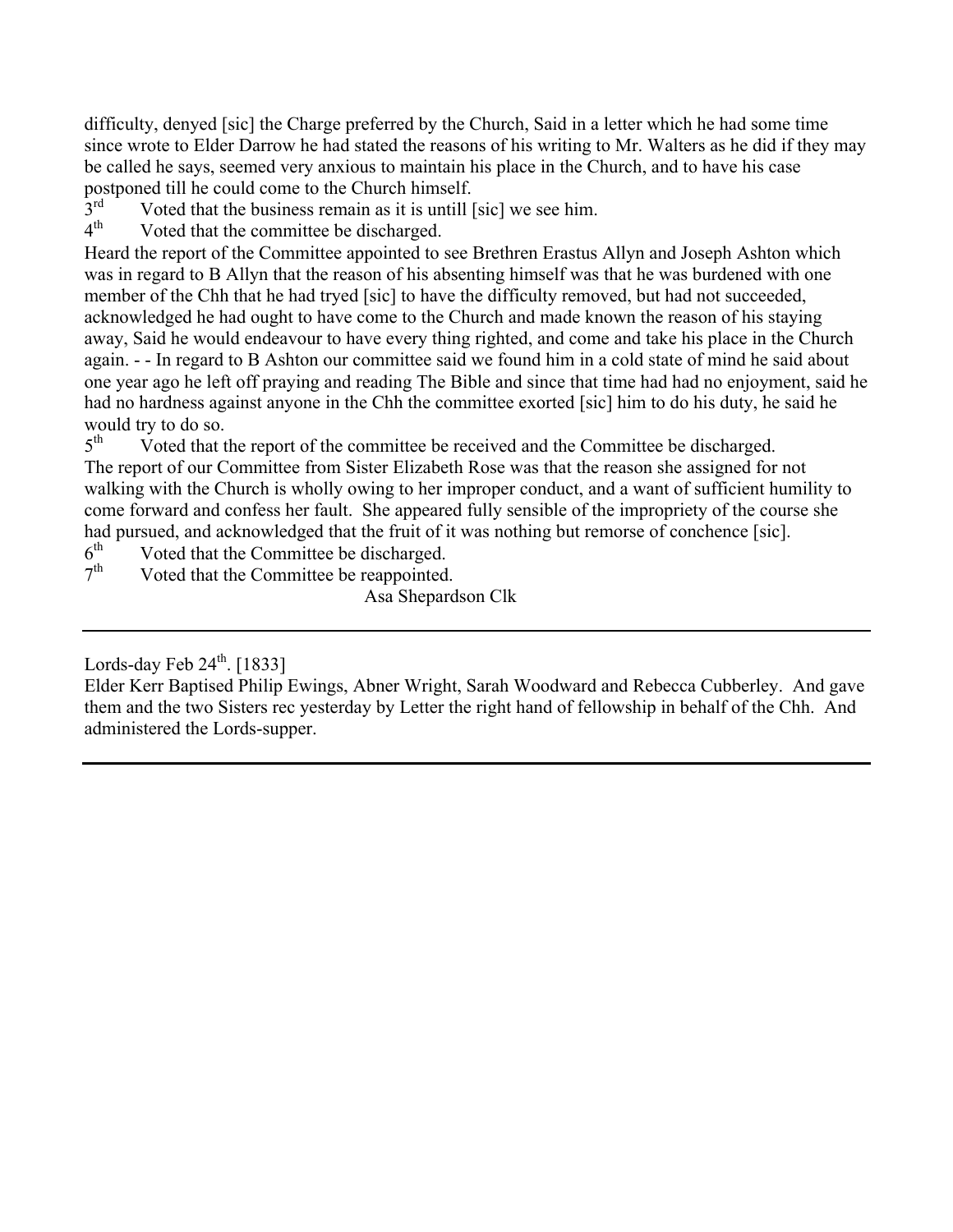difficulty, denyed [sic] the Charge preferred by the Church, Said in a letter which he had some time since wrote to Elder Darrow he had stated the reasons of his writing to Mr. Walters as he did if they may be called he says, seemed very anxious to maintain his place in the Church, and to have his case postponed till he could come to the Church himself.

3rd Voted that the business remain as it is untill [sic] we see him.

4th Voted that the committee be discharged.

Heard the report of the Committee appointed to see Brethren Erastus Allyn and Joseph Ashton which was in regard to B Allyn that the reason of his absenting himself was that he was burdened with one member of the Chh that he had tryed [sic] to have the difficulty removed, but had not succeeded, acknowledged he had ought to have come to the Church and made known the reason of his staying away, Said he would endeavour to have every thing righted, and come and take his place in the Church again. - - In regard to B Ashton our committee said we found him in a cold state of mind he said about one year ago he left off praying and reading The Bible and since that time had had no enjoyment, said he had no hardness against anyone in the Chh the committee exorted [sic] him to do his duty, he said he would try to do so.

5th Voted that the report of the committee be received and the Committee be discharged.

The report of our Committee from Sister Elizabeth Rose was that the reason she assigned for not walking with the Church is wholly owing to her improper conduct, and a want of sufficient humility to come forward and confess her fault. She appeared fully sensible of the impropriety of the course she had pursued, and acknowledged that the fruit of it was nothing but remorse of conchence [sic].

6th Voted that the Committee be discharged.

7th Voted that the Committee be reappointed.

Asa Shepardson Clk

---

Lords-day Feb 24th. [1833]

Elder Kerr Baptised Philip Ewings, Abner Wright, Sarah Woodward and Rebecca Cubberley. And gave them and the two Sisters rec yesterday by Letter the right hand of fellowship in behalf of the Chh. And administered the Lords-supper.

---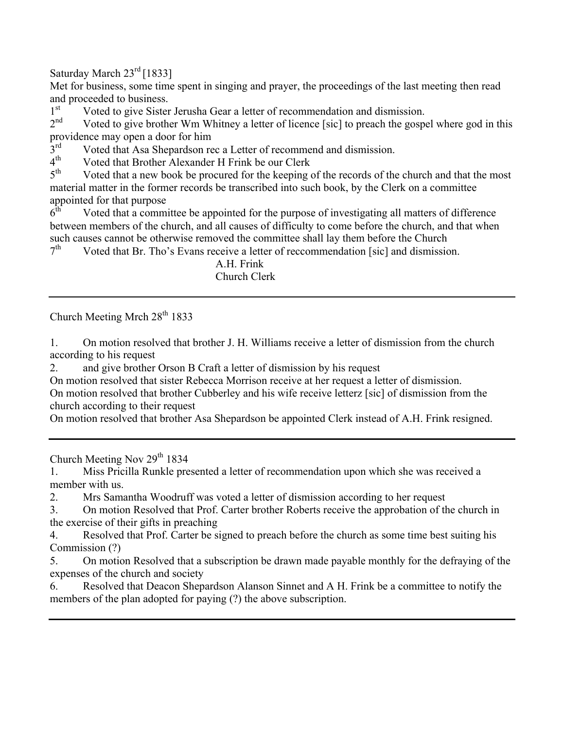Saturday March 23rd [1833]

Met for business, some time spent in singing and prayer, the proceedings of the last meeting then read and proceeded to business.

1st Voted to give Sister Jerusha Gear a letter of recommendation and dismission.

2nd Voted to give brother Wm Whitney a letter of licence [sic] to preach the gospel where god in this providence may open a door for him

3rd Voted that Asa Shepardson rec a Letter of recommend and dismission.

4th Voted that Brother Alexander H Frink be our Clerk

5th Voted that a new book be procured for the keeping of the records of the church and that the most material matter in the former records be transcribed into such book, by the Clerk on a committee appointed for that purpose

6th Voted that a committee be appointed for the purpose of investigating all matters of difference between members of the church, and all causes of difficulty to come before the church, and that when such causes cannot be otherwise removed the committee shall lay them before the Church

7th Voted that Br. Tho's Evans receive a letter of reccommendation [sic] and dismission.

A.H. Frink
Church Clerk

---

Church Meeting Mrch 28th 1833

1. On motion resolved that brother J. H. Williams receive a letter of dismission from the church according to his request
2. and give brother Orson B Craft a letter of dismission by his request

On motion resolved that sister Rebecca Morrison receive at her request a letter of dismission.

On motion resolved that brother Cubberley and his wife receive letterz [sic] of dismission from the church according to their request

On motion resolved that brother Asa Shepardson be appointed Clerk instead of A.H. Frink resigned.

---

Church Meeting Nov 29th 1834

1. Miss Pricilla Runkle presented a letter of recommendation upon which she was received a member with us.
2. Mrs Samantha Woodruff was voted a letter of dismission according to her request
3. On motion Resolved that Prof. Carter brother Roberts receive the approbation of the church in the exercise of their gifts in preaching
4. Resolved that Prof. Carter be signed to preach before the church as some time best suiting his Commission (?)
5. On motion Resolved that a subscription be drawn made payable monthly for the defraying of the expenses of the church and society
6. Resolved that Deacon Shepardson Alanson Sinnet and A H. Frink be a committee to notify the members of the plan adopted for paying (?) the above subscription.

---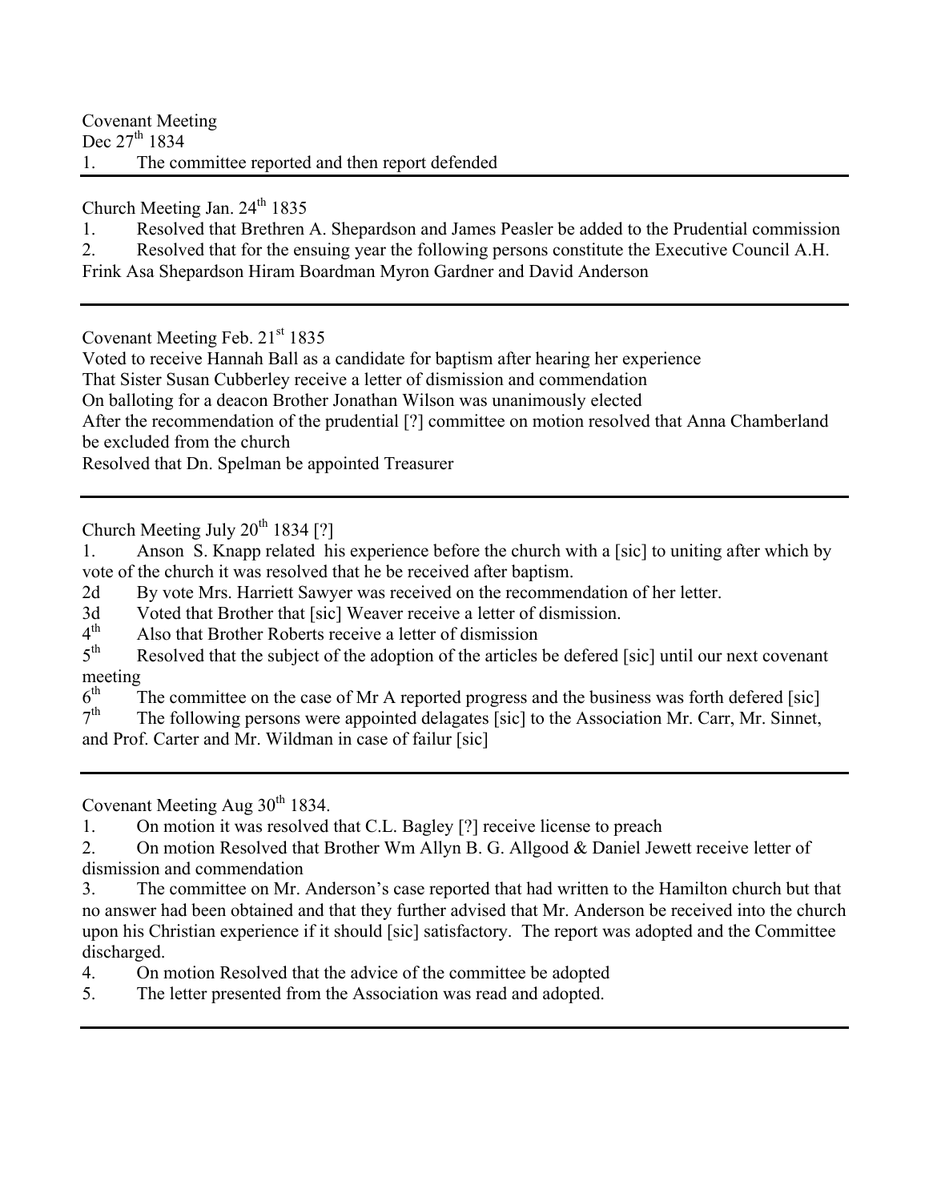Covenant Meeting
Dec 27th 1834
1. The committee reported and then report defended

---

Church Meeting Jan. 24th 1835
1. Resolved that Brethren A. Shepardson and James Peasler be added to the Prudential commission
2. Resolved that for the ensuing year the following persons constitute the Executive Council A.H. Frink Asa Shepardson Hiram Boardman Myron Gardner and David Anderson

---

Covenant Meeting Feb. 21st 1835
Voted to receive Hannah Ball as a candidate for baptism after hearing her experience
That Sister Susan Cubberley receive a letter of dismission and commendation
On balloting for a deacon Brother Jonathan Wilson was unanimously elected
After the recommendation of the prudential [?] committee on motion resolved that Anna Chamberland be excluded from the church
Resolved that Dn. Spelman be appointed Treasurer

---

Church Meeting July 20th 1834 [?]
1. Anson S. Knapp related his experience before the church with a [sic] to uniting after which by vote of the church it was resolved that he be received after baptism.
2d By vote Mrs. Harriett Sawyer was received on the recommendation of her letter.
3d Voted that Brother that [sic] Weaver receive a letter of dismission.
4th Also that Brother Roberts receive a letter of dismission
5th Resolved that the subject of the adoption of the articles be defered [sic] until our next covenant meeting
6th The committee on the case of Mr A reported progress and the business was forth defered [sic]
7th The following persons were appointed delagates [sic] to the Association Mr. Carr, Mr. Sinnet, and Prof. Carter and Mr. Wildman in case of failur [sic]

---

Covenant Meeting Aug 30th 1834.
1. On motion it was resolved that C.L. Bagley [?] receive license to preach
2. On motion Resolved that Brother Wm Allyn B. G. Allgood & Daniel Jewett receive letter of dismission and commendation
3. The committee on Mr. Anderson's case reported that had written to the Hamilton church but that no answer had been obtained and that they further advised that Mr. Anderson be received into the church upon his Christian experience if it should [sic] satisfactory. The report was adopted and the Committee discharged.
4. On motion Resolved that the advice of the committee be adopted
5. The letter presented from the Association was read and adopted.

---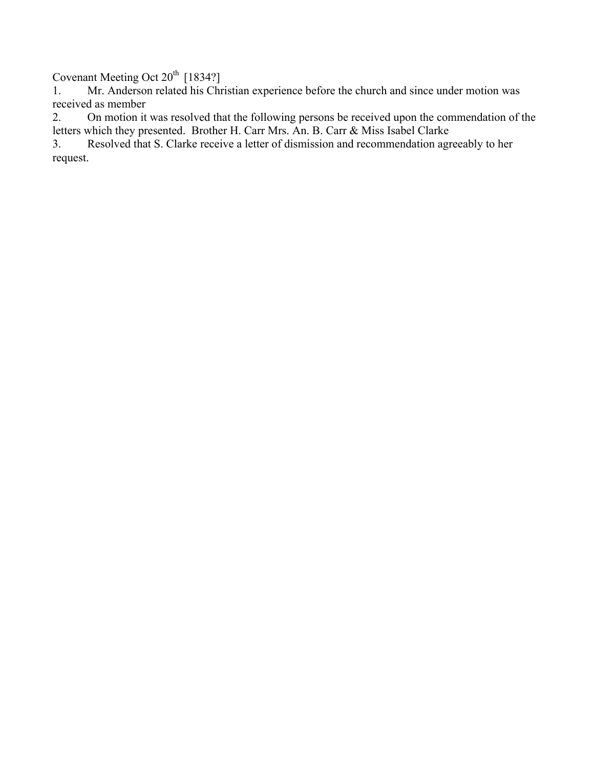Covenant Meeting Oct 20th [1834?]

1. Mr. Anderson related his Christian experience before the church and since under motion was received as member
2. On motion it was resolved that the following persons be received upon the commendation of the letters which they presented. Brother H. Carr Mrs. An. B. Carr & Miss Isabel Clarke
3. Resolved that S. Clarke receive a letter of dismission and recommendation agreeably to her request.